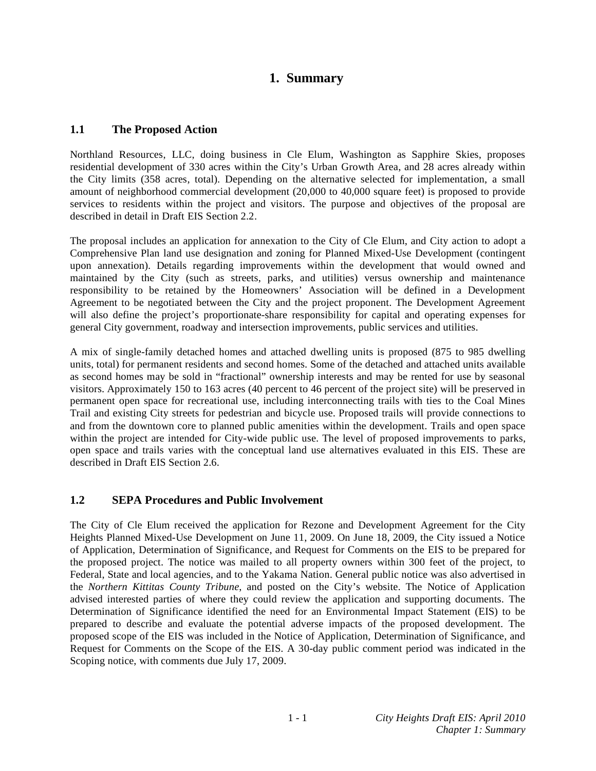# 1. Summary

## 1.1 The Proposed Action

Northland Resources, LLC, doing business in Cle Elum, Washington as Sapphire Skies, proposes residential development of 330 acres within the City's Urban Growth Area, and 28 acres already within the City limits (358 acres, total). Depending on the alternative selected for implementation, a small amount of neighborhood commercial development (20,000 to 40,000 square feet) is proposed to provide services to residents within the project and visitors. The purpose and objectives of the proposal are described in detail in Draft EIS Section 2.2.

The proposal includes an application for annexation to the City of Cle Elum, and City action to adopt a Comprehensive Plan land use designation and zoning for Planned Mixed-Use Development (contingent upon annexation). Details regarding improvements within the development that would owned and maintained by the City (such as streets, parks, and utilities) versus ownership and maintenance responsibility to be retained by the Homeowners' Association will be defined in a Development Agreement to be negotiated between the City and the project proponent. The Development Agreement will also define the project's proportionate-share responsibility for capital and operating expenses for general City government, roadway and intersection improvements, public services and utilities.

A mix of single-family detached homes and attached dwelling units is proposed (875 to 985 dwelling units, total) for permanent residents and second homes. Some of the detached and attached units available as second homes may be sold in "fractional" ownership interests and may be rented for use by seasonal visitors. Approximately 150 to 163 acres (40 percent to 46 percent of the project site) will be preserved in permanent open space for recreational use, including interconnecting trails with ties to the Coal Mines Trail and existing City streets for pedestrian and bicycle use. Proposed trails will provide connections to and from the downtown core to planned public amenities within the development. Trails and open space within the project are intended for City-wide public use. The level of proposed improvements to parks, open space and trails varies with the conceptual land use alternatives evaluated in this EIS. These are described in Draft EIS Section 2.6.

## 1.2 SEPA Procedures and Public Involvement

The City of Cle Elum received the application for Rezone and Development Agreement for the City Heights Planned Mixed-Use Development on June 11, 2009. On June 18, 2009, the City issued a Notice of Application, Determination of Significance, and Request for Comments on the EIS to be prepared for the proposed project. The notice was mailed to all property owners within 300 feet of the project, to Federal, State and local agencies, and to the Yakama Nation. General public notice was also advertised in the *Northern Kittitas County Tribune*, and posted on the City's website. The Notice of Application advised interested parties of where they could review the application and supporting documents. The Determination of Significance identified the need for an Environmental Impact Statement (EIS) to be prepared to describe and evaluate the potential adverse impacts of the proposed development. The proposed scope of the EIS was included in the Notice of Application, Determination of Significance, and Request for Comments on the Scope of the EIS. A 30-day public comment period was indicated in the Scoping notice, with comments due July 17, 2009.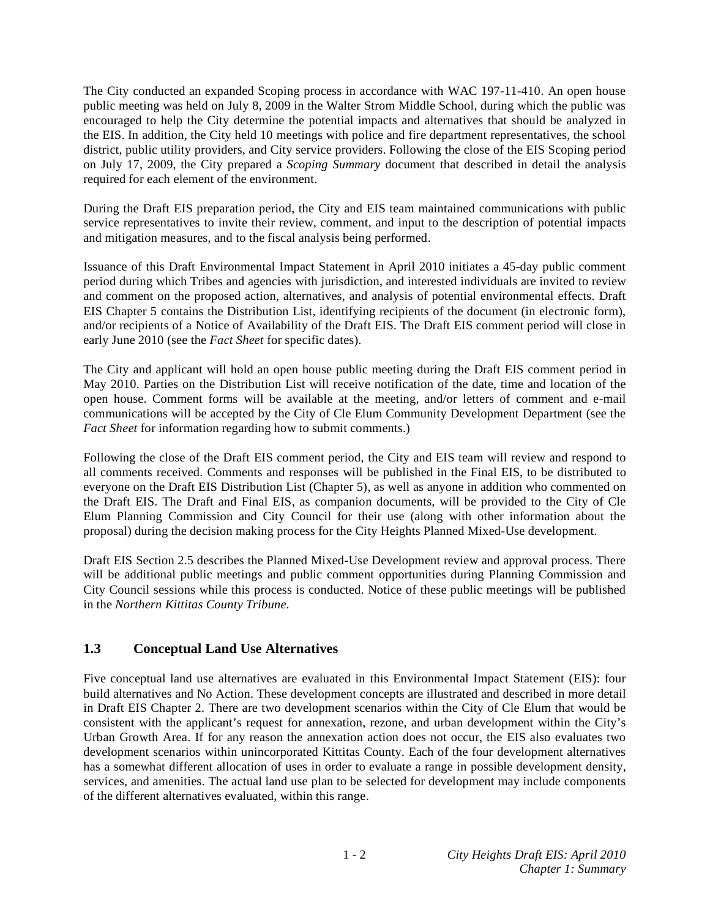The City conducted an expanded Scoping process in accordance with WAC 197-11-410. An open house public meeting was held on July 8, 2009 in the Walter Strom Middle School, during which the public was encouraged to help the City determine the potential impacts and alternatives that should be analyzed in the EIS. In addition, the City held 10 meetings with police and fire department representatives, the school district, public utility providers, and City service providers. Following the close of the EIS Scoping period on July 17, 2009, the City prepared a *Scoping Summary* document that described in detail the analysis required for each element of the environment.

During the Draft EIS preparation period, the City and EIS team maintained communications with public service representatives to invite their review, comment, and input to the description of potential impacts and mitigation measures, and to the fiscal analysis being performed.

Issuance of this Draft Environmental Impact Statement in April 2010 initiates a 45-day public comment period during which Tribes and agencies with jurisdiction, and interested individuals are invited to review and comment on the proposed action, alternatives, and analysis of potential environmental effects. Draft EIS Chapter 5 contains the Distribution List, identifying recipients of the document (in electronic form), and/or recipients of a Notice of Availability of the Draft EIS. The Draft EIS comment period will close in early June 2010 (see the *Fact Sheet* for specific dates).

The City and applicant will hold an open house public meeting during the Draft EIS comment period in May 2010. Parties on the Distribution List will receive notification of the date, time and location of the open house. Comment forms will be available at the meeting, and/or letters of comment and e-mail communications will be accepted by the City of Cle Elum Community Development Department (see the *Fact Sheet* for information regarding how to submit comments.)

Following the close of the Draft EIS comment period, the City and EIS team will review and respond to all comments received. Comments and responses will be published in the Final EIS, to be distributed to everyone on the Draft EIS Distribution List (Chapter 5), as well as anyone in addition who commented on the Draft EIS. The Draft and Final EIS, as companion documents, will be provided to the City of Cle Elum Planning Commission and City Council for their use (along with other information about the proposal) during the decision making process for the City Heights Planned Mixed-Use development.

Draft EIS Section 2.5 describes the Planned Mixed-Use Development review and approval process. There will be additional public meetings and public comment opportunities during Planning Commission and City Council sessions while this process is conducted. Notice of these public meetings will be published in the *Northern Kittitas County Tribune*.

## 1.3 Conceptual Land Use Alternatives

Five conceptual land use alternatives are evaluated in this Environmental Impact Statement (EIS): four build alternatives and No Action. These development concepts are illustrated and described in more detail in Draft EIS Chapter 2. There are two development scenarios within the City of Cle Elum that would be consistent with the applicant's request for annexation, rezone, and urban development within the City's Urban Growth Area. If for any reason the annexation action does not occur, the EIS also evaluates two development scenarios within unincorporated Kittitas County. Each of the four development alternatives has a somewhat different allocation of uses in order to evaluate a range in possible development density, services, and amenities. The actual land use plan to be selected for development may include components of the different alternatives evaluated, within this range.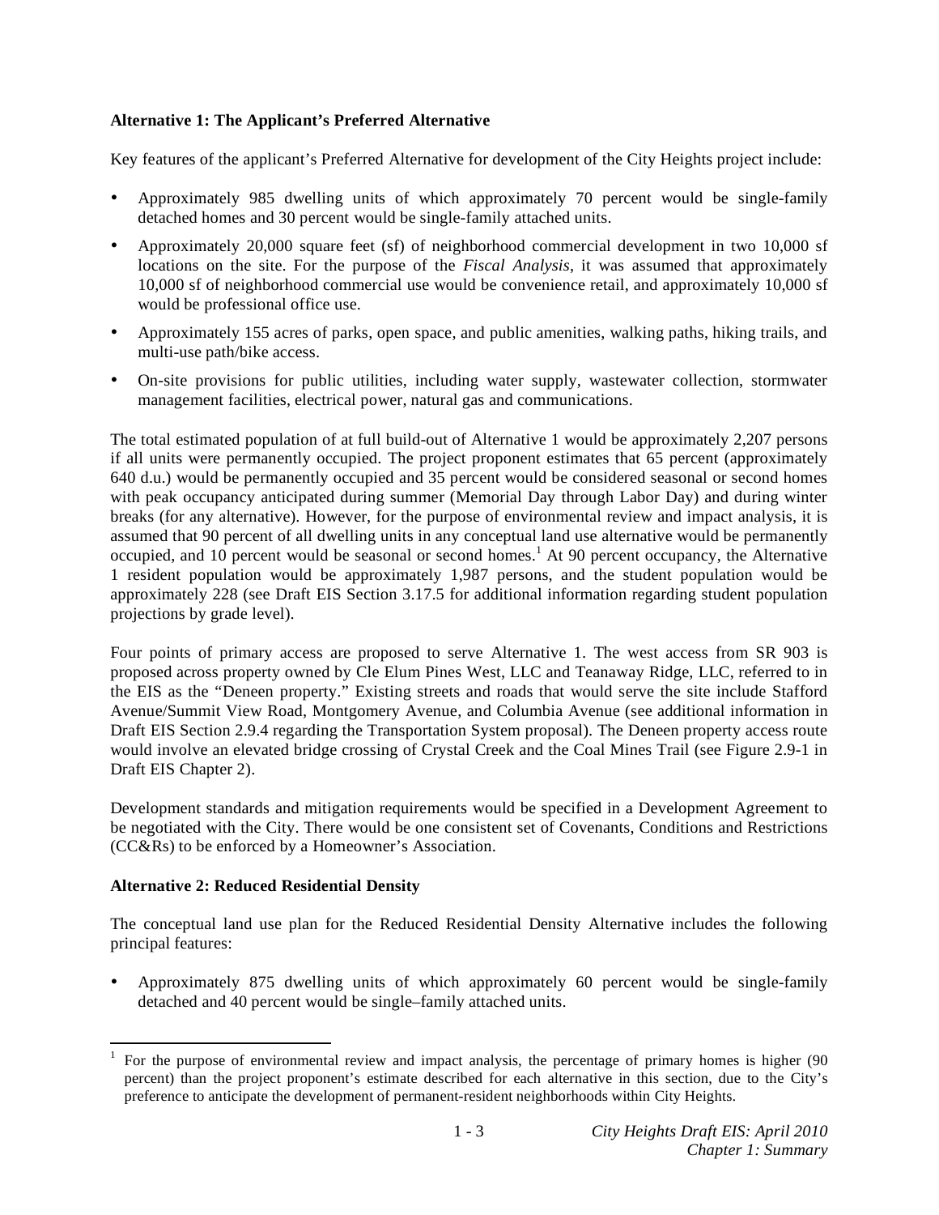**Alternative 1: The Applicant's Preferred Alternative**

Key features of the applicant's Preferred Alternative for development of the City Heights project include:

- Approximately 985 dwelling units of which approximately 70 percent would be single-family detached homes and 30 percent would be single-family attached units.
- Approximately 20,000 square feet (sf) of neighborhood commercial development in two 10,000 sf locations on the site. For the purpose of the *Fiscal Analysis*, it was assumed that approximately 10,000 sf of neighborhood commercial use would be convenience retail, and approximately 10,000 sf would be professional office use.
- Approximately 155 acres of parks, open space, and public amenities, walking paths, hiking trails, and multi-use path/bike access.
- On-site provisions for public utilities, including water supply, wastewater collection, stormwater management facilities, electrical power, natural gas and communications.

The total estimated population of at full build-out of Alternative 1 would be approximately 2,207 persons if all units were permanently occupied. The project proponent estimates that 65 percent (approximately 640 d.u.) would be permanently occupied and 35 percent would be considered seasonal or second homes with peak occupancy anticipated during summer (Memorial Day through Labor Day) and during winter breaks (for any alternative). However, for the purpose of environmental review and impact analysis, it is assumed that 90 percent of all dwelling units in any conceptual land use alternative would be permanently occupied, and 10 percent would be seasonal or second homes.[1] At 90 percent occupancy, the Alternative 1 resident population would be approximately 1,987 persons, and the student population would be approximately 228 (see Draft EIS Section 3.17.5 for additional information regarding student population projections by grade level).

Four points of primary access are proposed to serve Alternative 1. The west access from SR 903 is proposed across property owned by Cle Elum Pines West, LLC and Teanaway Ridge, LLC, referred to in the EIS as the "Deneen property." Existing streets and roads that would serve the site include Stafford Avenue/Summit View Road, Montgomery Avenue, and Columbia Avenue (see additional information in Draft EIS Section 2.9.4 regarding the Transportation System proposal). The Deneen property access route would involve an elevated bridge crossing of Crystal Creek and the Coal Mines Trail (see Figure 2.9-1 in Draft EIS Chapter 2).

Development standards and mitigation requirements would be specified in a Development Agreement to be negotiated with the City. There would be one consistent set of Covenants, Conditions and Restrictions (CC&Rs) to be enforced by a Homeowner's Association.

**Alternative 2: Reduced Residential Density**

The conceptual land use plan for the Reduced Residential Density Alternative includes the following principal features:

- Approximately 875 dwelling units of which approximately 60 percent would be single-family detached and 40 percent would be single–family attached units.

---

[1] For the purpose of environmental review and impact analysis, the percentage of primary homes is higher (90 percent) than the project proponent's estimate described for each alternative in this section, due to the City's preference to anticipate the development of permanent-resident neighborhoods within City Heights.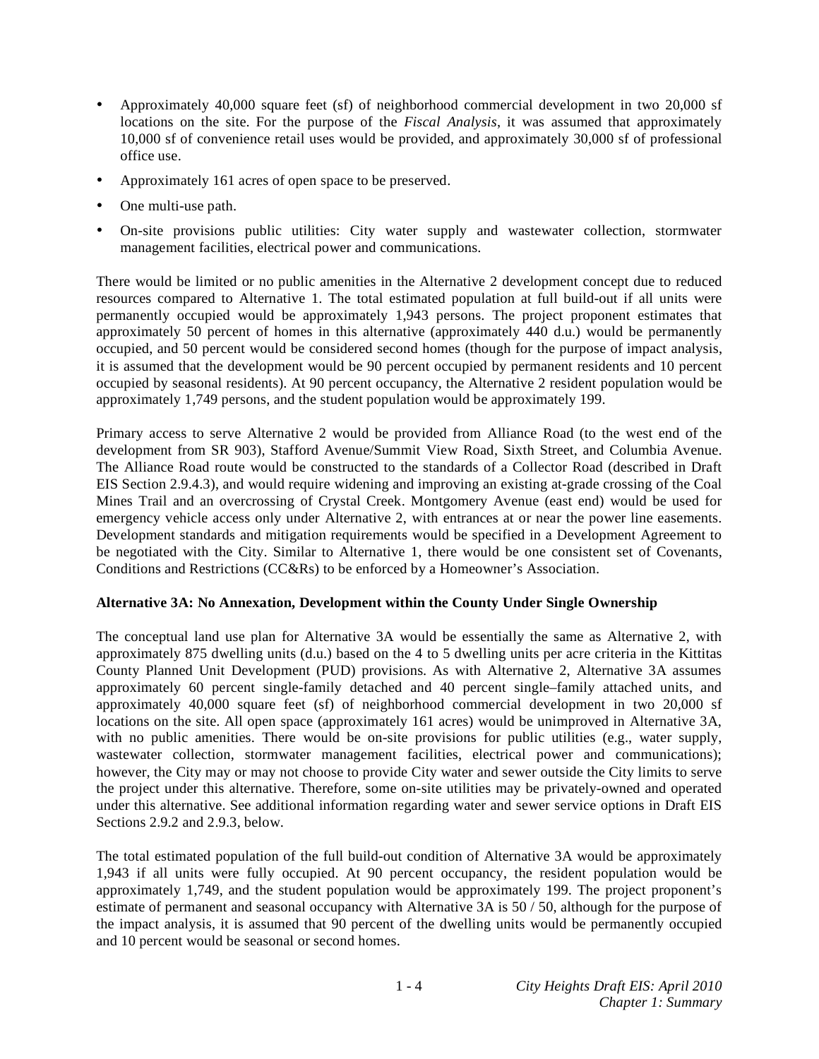- Approximately 40,000 square feet (sf) of neighborhood commercial development in two 20,000 sf locations on the site. For the purpose of the *Fiscal Analysis*, it was assumed that approximately 10,000 sf of convenience retail uses would be provided, and approximately 30,000 sf of professional office use.
- Approximately 161 acres of open space to be preserved.
- One multi-use path.
- On-site provisions public utilities: City water supply and wastewater collection, stormwater management facilities, electrical power and communications.

There would be limited or no public amenities in the Alternative 2 development concept due to reduced resources compared to Alternative 1. The total estimated population at full build-out if all units were permanently occupied would be approximately 1,943 persons. The project proponent estimates that approximately 50 percent of homes in this alternative (approximately 440 d.u.) would be permanently occupied, and 50 percent would be considered second homes (though for the purpose of impact analysis, it is assumed that the development would be 90 percent occupied by permanent residents and 10 percent occupied by seasonal residents). At 90 percent occupancy, the Alternative 2 resident population would be approximately 1,749 persons, and the student population would be approximately 199.

Primary access to serve Alternative 2 would be provided from Alliance Road (to the west end of the development from SR 903), Stafford Avenue/Summit View Road, Sixth Street, and Columbia Avenue. The Alliance Road route would be constructed to the standards of a Collector Road (described in Draft EIS Section 2.9.4.3), and would require widening and improving an existing at-grade crossing of the Coal Mines Trail and an overcrossing of Crystal Creek. Montgomery Avenue (east end) would be used for emergency vehicle access only under Alternative 2, with entrances at or near the power line easements. Development standards and mitigation requirements would be specified in a Development Agreement to be negotiated with the City. Similar to Alternative 1, there would be one consistent set of Covenants, Conditions and Restrictions (CC&Rs) to be enforced by a Homeowner's Association.

**Alternative 3A: No Annexation, Development within the County Under Single Ownership**

The conceptual land use plan for Alternative 3A would be essentially the same as Alternative 2, with approximately 875 dwelling units (d.u.) based on the 4 to 5 dwelling units per acre criteria in the Kittitas County Planned Unit Development (PUD) provisions. As with Alternative 2, Alternative 3A assumes approximately 60 percent single-family detached and 40 percent single–family attached units, and approximately 40,000 square feet (sf) of neighborhood commercial development in two 20,000 sf locations on the site. All open space (approximately 161 acres) would be unimproved in Alternative 3A, with no public amenities. There would be on-site provisions for public utilities (e.g., water supply, wastewater collection, stormwater management facilities, electrical power and communications); however, the City may or may not choose to provide City water and sewer outside the City limits to serve the project under this alternative. Therefore, some on-site utilities may be privately-owned and operated under this alternative. See additional information regarding water and sewer service options in Draft EIS Sections 2.9.2 and 2.9.3, below.

The total estimated population of the full build-out condition of Alternative 3A would be approximately 1,943 if all units were fully occupied. At 90 percent occupancy, the resident population would be approximately 1,749, and the student population would be approximately 199. The project proponent's estimate of permanent and seasonal occupancy with Alternative 3A is 50 / 50, although for the purpose of the impact analysis, it is assumed that 90 percent of the dwelling units would be permanently occupied and 10 percent would be seasonal or second homes.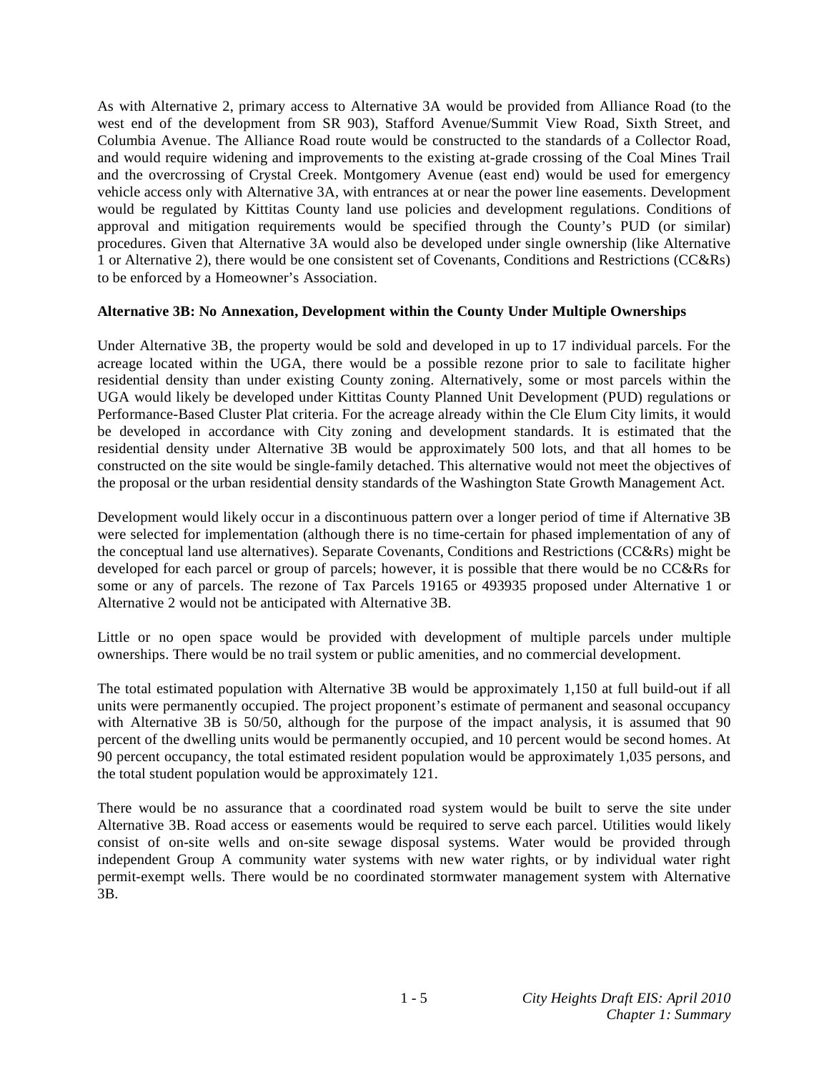As with Alternative 2, primary access to Alternative 3A would be provided from Alliance Road (to the west end of the development from SR 903), Stafford Avenue/Summit View Road, Sixth Street, and Columbia Avenue. The Alliance Road route would be constructed to the standards of a Collector Road, and would require widening and improvements to the existing at-grade crossing of the Coal Mines Trail and the overcrossing of Crystal Creek. Montgomery Avenue (east end) would be used for emergency vehicle access only with Alternative 3A, with entrances at or near the power line easements. Development would be regulated by Kittitas County land use policies and development regulations. Conditions of approval and mitigation requirements would be specified through the County's PUD (or similar) procedures. Given that Alternative 3A would also be developed under single ownership (like Alternative 1 or Alternative 2), there would be one consistent set of Covenants, Conditions and Restrictions (CC&Rs) to be enforced by a Homeowner's Association.

**Alternative 3B: No Annexation, Development within the County Under Multiple Ownerships**

Under Alternative 3B, the property would be sold and developed in up to 17 individual parcels. For the acreage located within the UGA, there would be a possible rezone prior to sale to facilitate higher residential density than under existing County zoning. Alternatively, some or most parcels within the UGA would likely be developed under Kittitas County Planned Unit Development (PUD) regulations or Performance-Based Cluster Plat criteria. For the acreage already within the Cle Elum City limits, it would be developed in accordance with City zoning and development standards. It is estimated that the residential density under Alternative 3B would be approximately 500 lots, and that all homes to be constructed on the site would be single-family detached. This alternative would not meet the objectives of the proposal or the urban residential density standards of the Washington State Growth Management Act.

Development would likely occur in a discontinuous pattern over a longer period of time if Alternative 3B were selected for implementation (although there is no time-certain for phased implementation of any of the conceptual land use alternatives). Separate Covenants, Conditions and Restrictions (CC&Rs) might be developed for each parcel or group of parcels; however, it is possible that there would be no CC&Rs for some or any of parcels. The rezone of Tax Parcels 19165 or 493935 proposed under Alternative 1 or Alternative 2 would not be anticipated with Alternative 3B.

Little or no open space would be provided with development of multiple parcels under multiple ownerships. There would be no trail system or public amenities, and no commercial development.

The total estimated population with Alternative 3B would be approximately 1,150 at full build-out if all units were permanently occupied. The project proponent's estimate of permanent and seasonal occupancy with Alternative 3B is 50/50, although for the purpose of the impact analysis, it is assumed that 90 percent of the dwelling units would be permanently occupied, and 10 percent would be second homes. At 90 percent occupancy, the total estimated resident population would be approximately 1,035 persons, and the total student population would be approximately 121.

There would be no assurance that a coordinated road system would be built to serve the site under Alternative 3B. Road access or easements would be required to serve each parcel. Utilities would likely consist of on-site wells and on-site sewage disposal systems. Water would be provided through independent Group A community water systems with new water rights, or by individual water right permit-exempt wells. There would be no coordinated stormwater management system with Alternative 3B.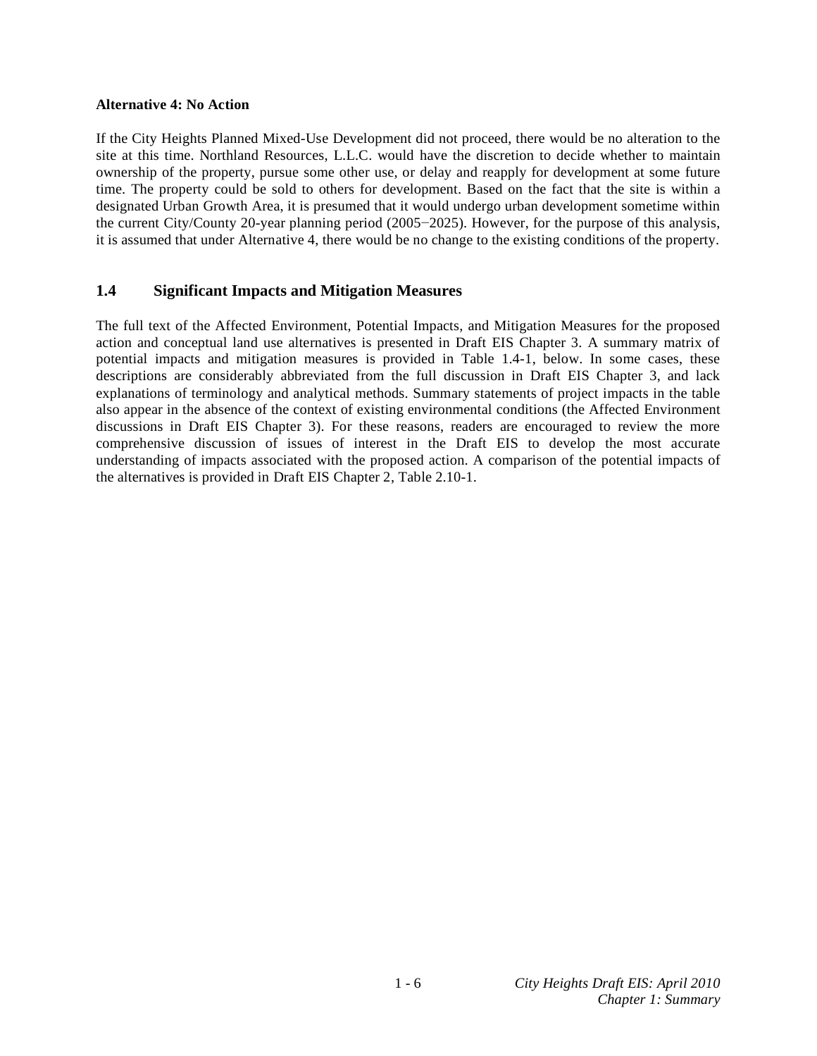**Alternative 4: No Action**

If the City Heights Planned Mixed-Use Development did not proceed, there would be no alteration to the site at this time. Northland Resources, L.L.C. would have the discretion to decide whether to maintain ownership of the property, pursue some other use, or delay and reapply for development at some future time. The property could be sold to others for development. Based on the fact that the site is within a designated Urban Growth Area, it is presumed that it would undergo urban development sometime within the current City/County 20-year planning period (2005−2025). However, for the purpose of this analysis, it is assumed that under Alternative 4, there would be no change to the existing conditions of the property.

## 1.4 Significant Impacts and Mitigation Measures

The full text of the Affected Environment, Potential Impacts, and Mitigation Measures for the proposed action and conceptual land use alternatives is presented in Draft EIS Chapter 3. A summary matrix of potential impacts and mitigation measures is provided in Table 1.4-1, below. In some cases, these descriptions are considerably abbreviated from the full discussion in Draft EIS Chapter 3, and lack explanations of terminology and analytical methods. Summary statements of project impacts in the table also appear in the absence of the context of existing environmental conditions (the Affected Environment discussions in Draft EIS Chapter 3). For these reasons, readers are encouraged to review the more comprehensive discussion of issues of interest in the Draft EIS to develop the most accurate understanding of impacts associated with the proposed action. A comparison of the potential impacts of the alternatives is provided in Draft EIS Chapter 2, Table 2.10-1.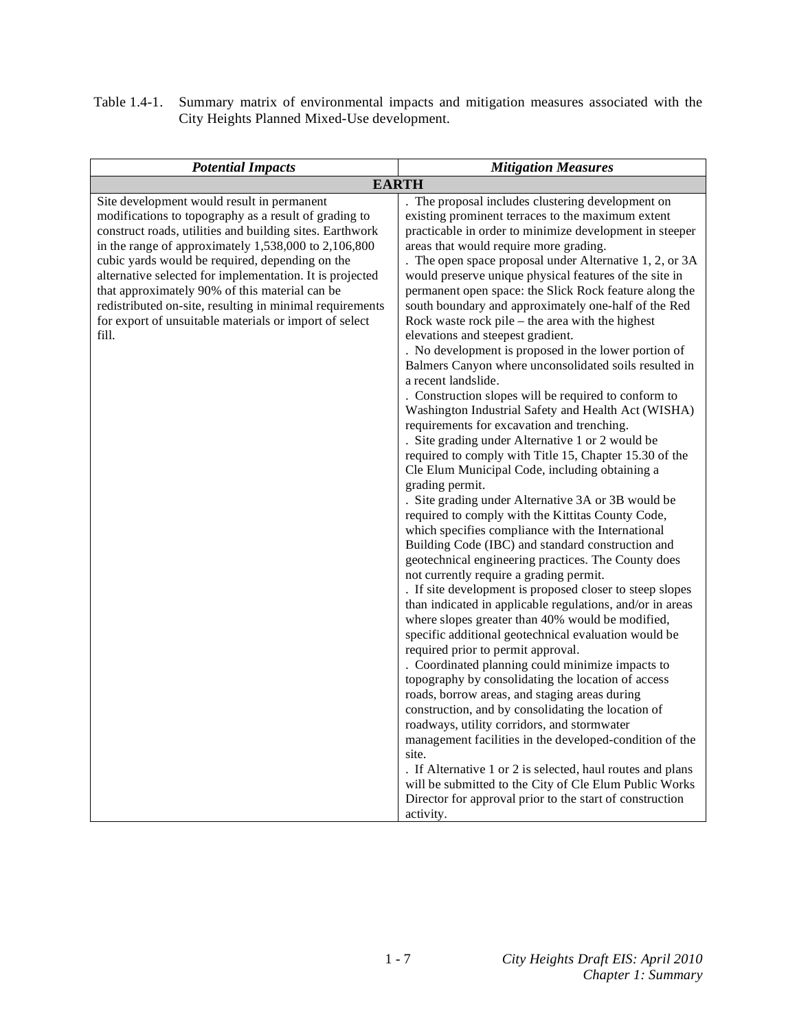Table 1.4-1. Summary matrix of environmental impacts and mitigation measures associated with the City Heights Planned Mixed-Use development.

| *Potential Impacts* | *Mitigation Measures* |
|---|---|
| **EARTH** | |
| Site development would result in permanent modifications to topography as a result of grading to construct roads, utilities and building sites. Earthwork in the range of approximately 1,538,000 to 2,106,800 cubic yards would be required, depending on the alternative selected for implementation. It is projected that approximately 90% of this material can be redistributed on-site, resulting in minimal requirements for export of unsuitable materials or import of select fill. | . The proposal includes clustering development on existing prominent terraces to the maximum extent practicable in order to minimize development in steeper areas that would require more grading.<br>. The open space proposal under Alternative 1, 2, or 3A would preserve unique physical features of the site in permanent open space: the Slick Rock feature along the south boundary and approximately one-half of the Red Rock waste rock pile – the area with the highest elevations and steepest gradient.<br>. No development is proposed in the lower portion of Balmers Canyon where unconsolidated soils resulted in a recent landslide.<br>. Construction slopes will be required to conform to Washington Industrial Safety and Health Act (WISHA) requirements for excavation and trenching.<br>. Site grading under Alternative 1 or 2 would be required to comply with Title 15, Chapter 15.30 of the Cle Elum Municipal Code, including obtaining a grading permit.<br>. Site grading under Alternative 3A or 3B would be required to comply with the Kittitas County Code, which specifies compliance with the International Building Code (IBC) and standard construction and geotechnical engineering practices. The County does not currently require a grading permit.<br>. If site development is proposed closer to steep slopes than indicated in applicable regulations, and/or in areas where slopes greater than 40% would be modified, specific additional geotechnical evaluation would be required prior to permit approval.<br>. Coordinated planning could minimize impacts to topography by consolidating the location of access roads, borrow areas, and staging areas during construction, and by consolidating the location of roadways, utility corridors, and stormwater management facilities in the developed-condition of the site.<br>. If Alternative 1 or 2 is selected, haul routes and plans will be submitted to the City of Cle Elum Public Works Director for approval prior to the start of construction activity. |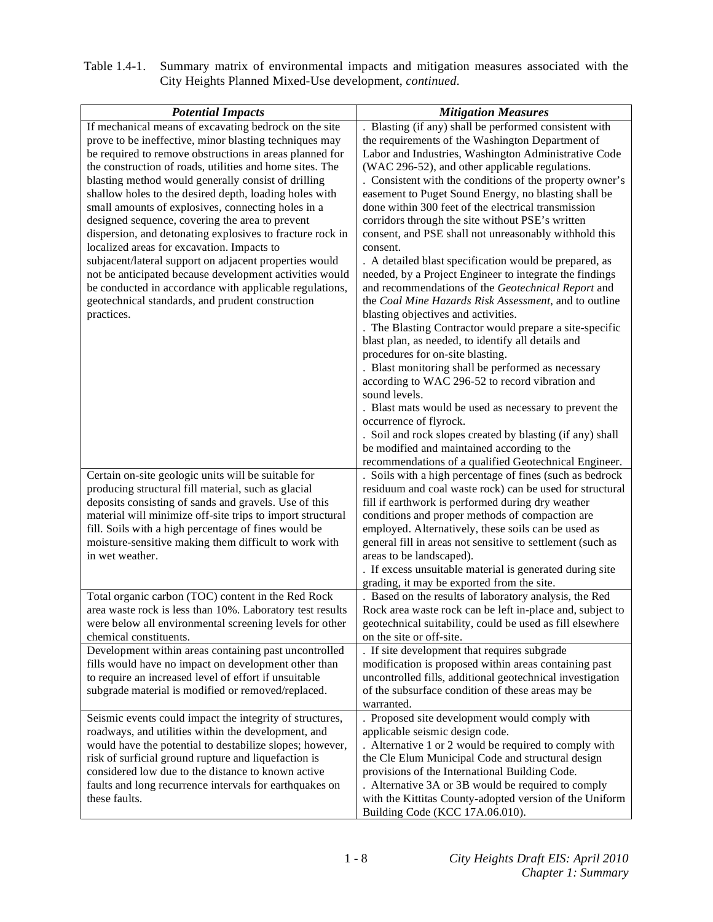Table 1.4-1. Summary matrix of environmental impacts and mitigation measures associated with the City Heights Planned Mixed-Use development, *continued.*

| ***Potential Impacts*** | ***Mitigation Measures*** |
|---|---|
| If mechanical means of excavating bedrock on the site prove to be ineffective, minor blasting techniques may be required to remove obstructions in areas planned for the construction of roads, utilities and home sites. The blasting method would generally consist of drilling shallow holes to the desired depth, loading holes with small amounts of explosives, connecting holes in a designed sequence, covering the area to prevent dispersion, and detonating explosives to fracture rock in localized areas for excavation. Impacts to subjacent/lateral support on adjacent properties would not be anticipated because development activities would be conducted in accordance with applicable regulations, geotechnical standards, and prudent construction practices. | . Blasting (if any) shall be performed consistent with the requirements of the Washington Department of Labor and Industries, Washington Administrative Code (WAC 296-52), and other applicable regulations.<br>. Consistent with the conditions of the property owner's easement to Puget Sound Energy, no blasting shall be done within 300 feet of the electrical transmission corridors through the site without PSE's written consent, and PSE shall not unreasonably withhold this consent.<br>. A detailed blast specification would be prepared, as needed, by a Project Engineer to integrate the findings and recommendations of the *Geotechnical Report* and the *Coal Mine Hazards Risk Assessment*, and to outline blasting objectives and activities.<br>. The Blasting Contractor would prepare a site-specific blast plan, as needed, to identify all details and procedures for on-site blasting.<br>. Blast monitoring shall be performed as necessary according to WAC 296-52 to record vibration and sound levels.<br>. Blast mats would be used as necessary to prevent the occurrence of flyrock.<br>. Soil and rock slopes created by blasting (if any) shall be modified and maintained according to the recommendations of a qualified Geotechnical Engineer. |
| Certain on-site geologic units will be suitable for producing structural fill material, such as glacial deposits consisting of sands and gravels. Use of this material will minimize off-site trips to import structural fill. Soils with a high percentage of fines would be moisture-sensitive making them difficult to work with in wet weather. | . Soils with a high percentage of fines (such as bedrock residuum and coal waste rock) can be used for structural fill if earthwork is performed during dry weather conditions and proper methods of compaction are employed. Alternatively, these soils can be used as general fill in areas not sensitive to settlement (such as areas to be landscaped).<br>. If excess unsuitable material is generated during site grading, it may be exported from the site. |
| Total organic carbon (TOC) content in the Red Rock area waste rock is less than 10%. Laboratory test results were below all environmental screening levels for other chemical constituents. | . Based on the results of laboratory analysis, the Red Rock area waste rock can be left in-place and, subject to geotechnical suitability, could be used as fill elsewhere on the site or off-site. |
| Development within areas containing past uncontrolled fills would have no impact on development other than to require an increased level of effort if unsuitable subgrade material is modified or removed/replaced. | . If site development that requires subgrade modification is proposed within areas containing past uncontrolled fills, additional geotechnical investigation of the subsurface condition of these areas may be warranted. |
| Seismic events could impact the integrity of structures, roadways, and utilities within the development, and would have the potential to destabilize slopes; however, risk of surficial ground rupture and liquefaction is considered low due to the distance to known active faults and long recurrence intervals for earthquakes on these faults. | . Proposed site development would comply with applicable seismic design code.<br>. Alternative 1 or 2 would be required to comply with the Cle Elum Municipal Code and structural design provisions of the International Building Code.<br>. Alternative 3A or 3B would be required to comply with the Kittitas County-adopted version of the Uniform Building Code (KCC 17A.06.010). |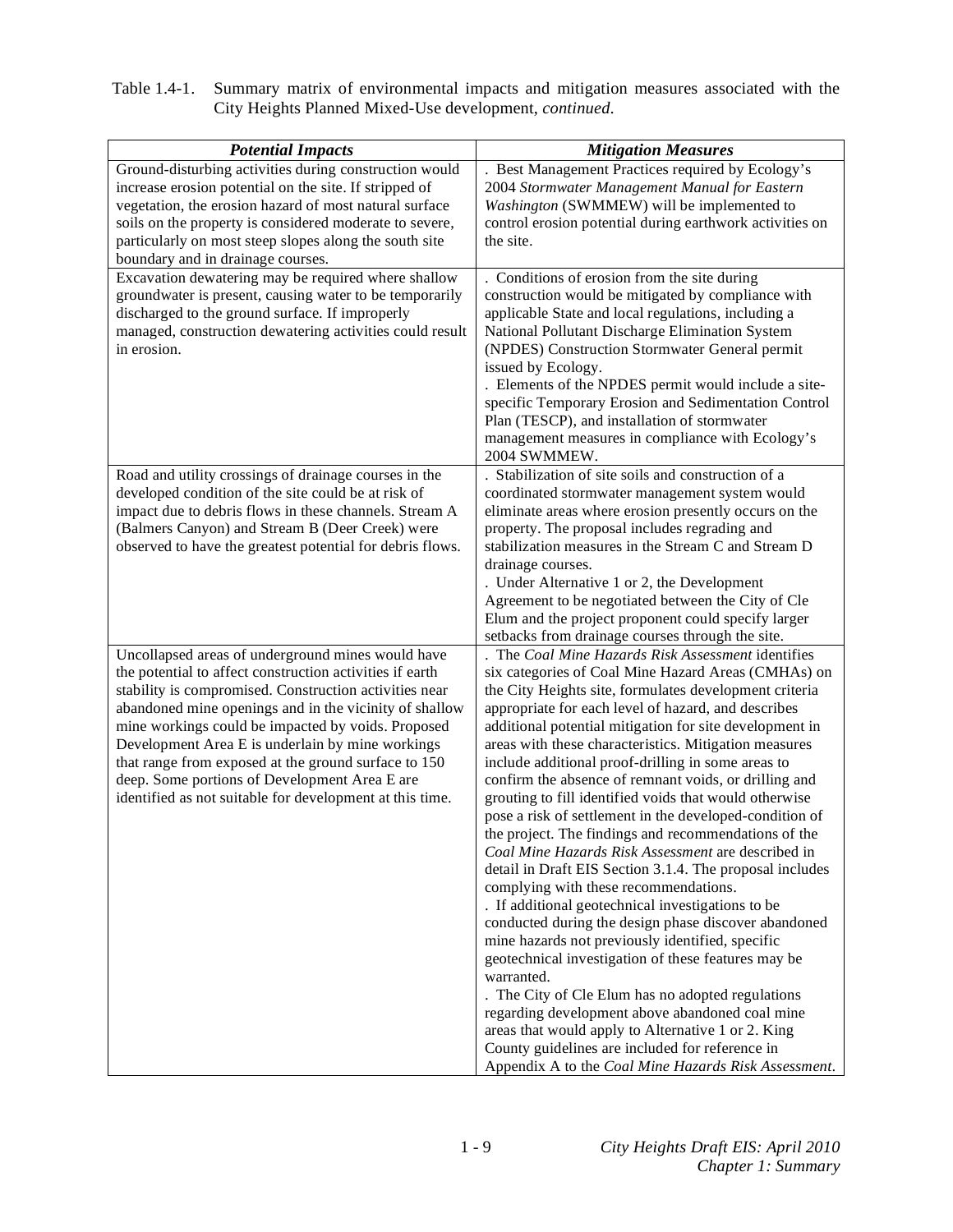Table 1.4-1. Summary matrix of environmental impacts and mitigation measures associated with the City Heights Planned Mixed-Use development, *continued*.

| ***Potential Impacts*** | ***Mitigation Measures*** |
|---|---|
| Ground-disturbing activities during construction would increase erosion potential on the site. If stripped of vegetation, the erosion hazard of most natural surface soils on the property is considered moderate to severe, particularly on most steep slopes along the south site boundary and in drainage courses. | . Best Management Practices required by Ecology's 2004 *Stormwater Management Manual for Eastern Washington* (SWMMEW) will be implemented to control erosion potential during earthwork activities on the site. |
| Excavation dewatering may be required where shallow groundwater is present, causing water to be temporarily discharged to the ground surface. If improperly managed, construction dewatering activities could result in erosion. | . Conditions of erosion from the site during construction would be mitigated by compliance with applicable State and local regulations, including a National Pollutant Discharge Elimination System (NPDES) Construction Stormwater General permit issued by Ecology.<br>. Elements of the NPDES permit would include a site-specific Temporary Erosion and Sedimentation Control Plan (TESCP), and installation of stormwater management measures in compliance with Ecology's 2004 SWMMEW. |
| Road and utility crossings of drainage courses in the developed condition of the site could be at risk of impact due to debris flows in these channels. Stream A (Balmers Canyon) and Stream B (Deer Creek) were observed to have the greatest potential for debris flows. | . Stabilization of site soils and construction of a coordinated stormwater management system would eliminate areas where erosion presently occurs on the property. The proposal includes regrading and stabilization measures in the Stream C and Stream D drainage courses.<br>. Under Alternative 1 or 2, the Development Agreement to be negotiated between the City of Cle Elum and the project proponent could specify larger setbacks from drainage courses through the site. |
| Uncollapsed areas of underground mines would have the potential to affect construction activities if earth stability is compromised. Construction activities near abandoned mine openings and in the vicinity of shallow mine workings could be impacted by voids. Proposed Development Area E is underlain by mine workings that range from exposed at the ground surface to 150 deep. Some portions of Development Area E are identified as not suitable for development at this time. | . The *Coal Mine Hazards Risk Assessment* identifies six categories of Coal Mine Hazard Areas (CMHAs) on the City Heights site, formulates development criteria appropriate for each level of hazard, and describes additional potential mitigation for site development in areas with these characteristics. Mitigation measures include additional proof-drilling in some areas to confirm the absence of remnant voids, or drilling and grouting to fill identified voids that would otherwise pose a risk of settlement in the developed-condition of the project. The findings and recommendations of the *Coal Mine Hazards Risk Assessment* are described in detail in Draft EIS Section 3.1.4. The proposal includes complying with these recommendations.<br>. If additional geotechnical investigations to be conducted during the design phase discover abandoned mine hazards not previously identified, specific geotechnical investigation of these features may be warranted.<br>. The City of Cle Elum has no adopted regulations regarding development above abandoned coal mine areas that would apply to Alternative 1 or 2. King County guidelines are included for reference in Appendix A to the *Coal Mine Hazards Risk Assessment*. |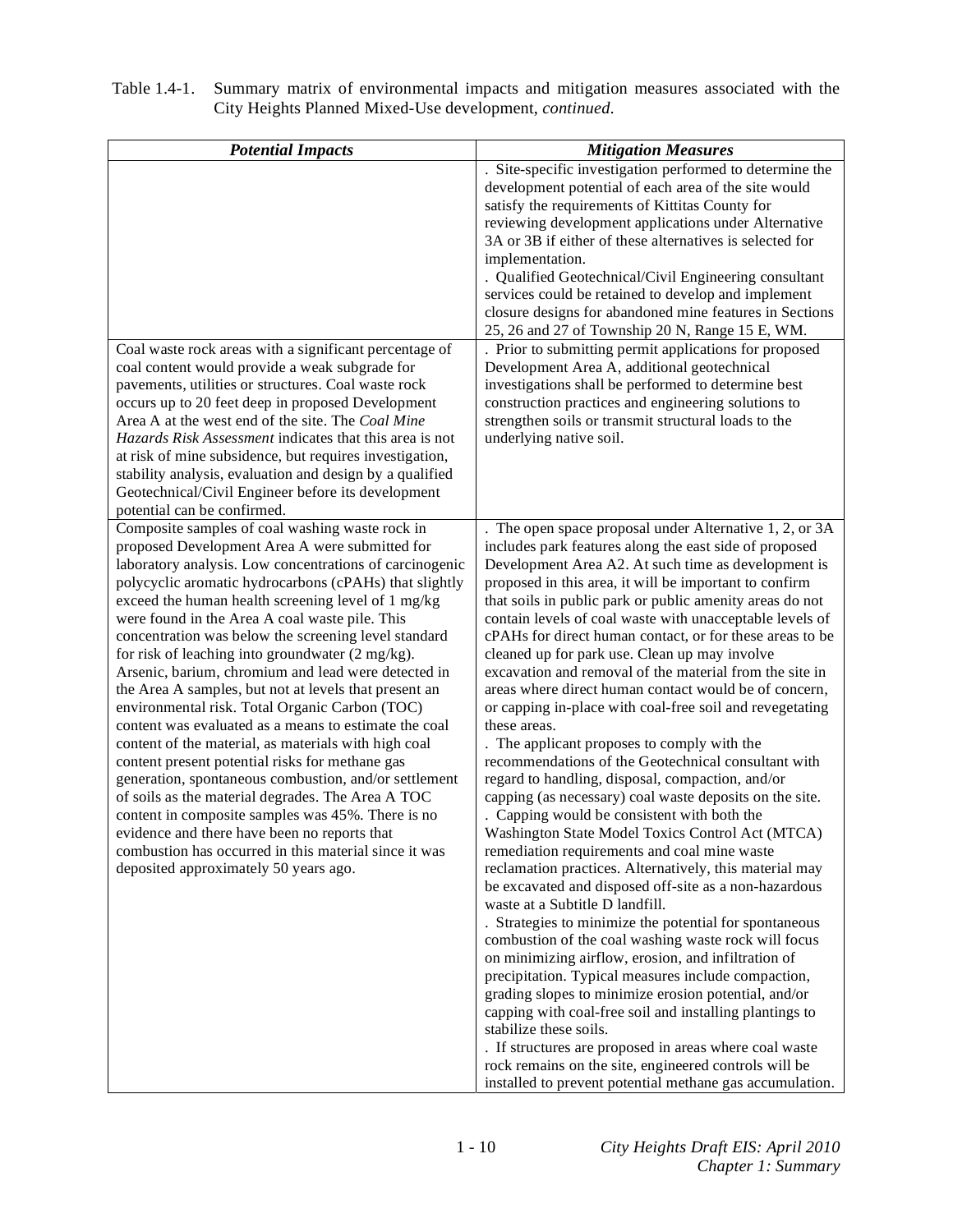Table 1.4-1. Summary matrix of environmental impacts and mitigation measures associated with the City Heights Planned Mixed-Use development, *continued.*

| ***Potential Impacts*** | ***Mitigation Measures*** |
|---|---|
| | . Site-specific investigation performed to determine the development potential of each area of the site would satisfy the requirements of Kittitas County for reviewing development applications under Alternative 3A or 3B if either of these alternatives is selected for implementation.<br>. Qualified Geotechnical/Civil Engineering consultant services could be retained to develop and implement closure designs for abandoned mine features in Sections 25, 26 and 27 of Township 20 N, Range 15 E, WM. |
| Coal waste rock areas with a significant percentage of coal content would provide a weak subgrade for pavements, utilities or structures. Coal waste rock occurs up to 20 feet deep in proposed Development Area A at the west end of the site. The *Coal Mine Hazards Risk Assessment* indicates that this area is not at risk of mine subsidence, but requires investigation, stability analysis, evaluation and design by a qualified Geotechnical/Civil Engineer before its development potential can be confirmed. | . Prior to submitting permit applications for proposed Development Area A, additional geotechnical investigations shall be performed to determine best construction practices and engineering solutions to strengthen soils or transmit structural loads to the underlying native soil. |
| Composite samples of coal washing waste rock in proposed Development Area A were submitted for laboratory analysis. Low concentrations of carcinogenic polycyclic aromatic hydrocarbons (cPAHs) that slightly exceed the human health screening level of 1 mg/kg were found in the Area A coal waste pile. This concentration was below the screening level standard for risk of leaching into groundwater (2 mg/kg). Arsenic, barium, chromium and lead were detected in the Area A samples, but not at levels that present an environmental risk. Total Organic Carbon (TOC) content was evaluated as a means to estimate the coal content of the material, as materials with high coal content present potential risks for methane gas generation, spontaneous combustion, and/or settlement of soils as the material degrades. The Area A TOC content in composite samples was 45%. There is no evidence and there have been no reports that combustion has occurred in this material since it was deposited approximately 50 years ago. | . The open space proposal under Alternative 1, 2, or 3A includes park features along the east side of proposed Development Area A2. At such time as development is proposed in this area, it will be important to confirm that soils in public park or public amenity areas do not contain levels of coal waste with unacceptable levels of cPAHs for direct human contact, or for these areas to be cleaned up for park use. Clean up may involve excavation and removal of the material from the site in areas where direct human contact would be of concern, or capping in-place with coal-free soil and revegetating these areas.<br>. The applicant proposes to comply with the recommendations of the Geotechnical consultant with regard to handling, disposal, compaction, and/or capping (as necessary) coal waste deposits on the site.<br>. Capping would be consistent with both the Washington State Model Toxics Control Act (MTCA) remediation requirements and coal mine waste reclamation practices. Alternatively, this material may be excavated and disposed off-site as a non-hazardous waste at a Subtitle D landfill.<br>. Strategies to minimize the potential for spontaneous combustion of the coal washing waste rock will focus on minimizing airflow, erosion, and infiltration of precipitation. Typical measures include compaction, grading slopes to minimize erosion potential, and/or capping with coal-free soil and installing plantings to stabilize these soils.<br>. If structures are proposed in areas where coal waste rock remains on the site, engineered controls will be installed to prevent potential methane gas accumulation. |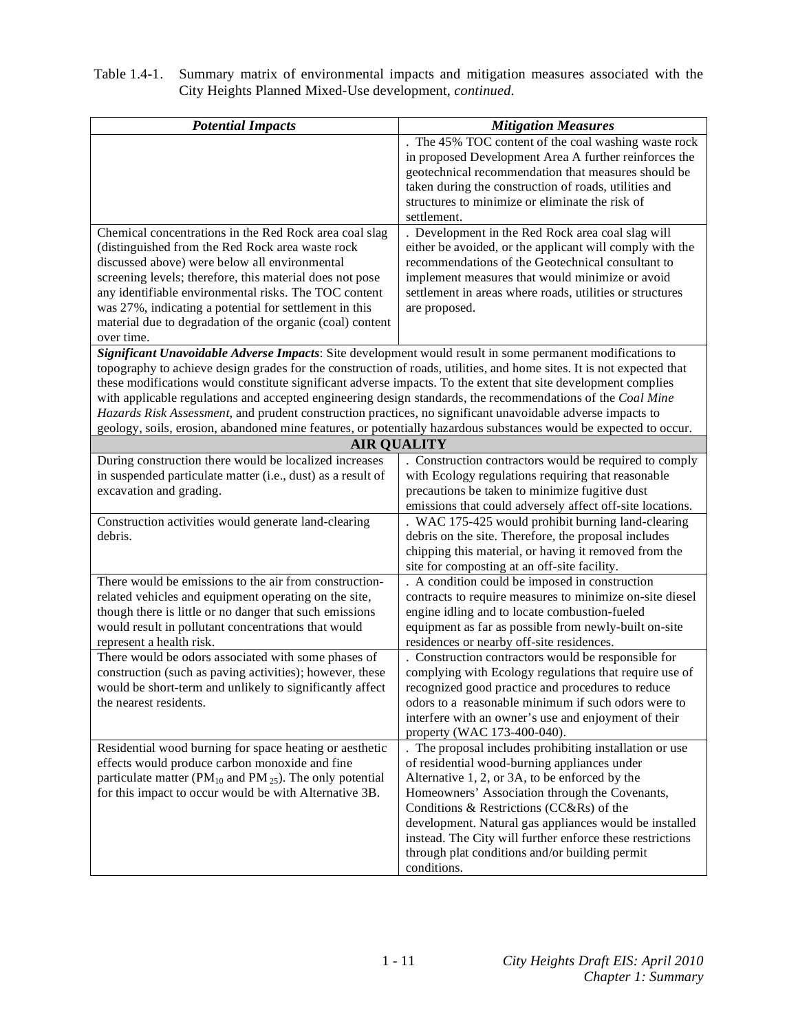Table 1.4-1. Summary matrix of environmental impacts and mitigation measures associated with the City Heights Planned Mixed-Use development, *continued*.

| ***Potential Impacts*** | ***Mitigation Measures*** |
|---|---|
| | . The 45% TOC content of the coal washing waste rock in proposed Development Area A further reinforces the geotechnical recommendation that measures should be taken during the construction of roads, utilities and structures to minimize or eliminate the risk of settlement. |
| Chemical concentrations in the Red Rock area coal slag (distinguished from the Red Rock area waste rock discussed above) were below all environmental screening levels; therefore, this material does not pose any identifiable environmental risks. The TOC content was 27%, indicating a potential for settlement in this material due to degradation of the organic (coal) content over time. | . Development in the Red Rock area coal slag will either be avoided, or the applicant will comply with the recommendations of the Geotechnical consultant to implement measures that would minimize or avoid settlement in areas where roads, utilities or structures are proposed. |
| ***Significant Unavoidable Adverse Impacts***: Site development would result in some permanent modifications to topography to achieve design grades for the construction of roads, utilities, and home sites. It is not expected that these modifications would constitute significant adverse impacts. To the extent that site development complies with applicable regulations and accepted engineering design standards, the recommendations of the *Coal Mine Hazards Risk Assessment*, and prudent construction practices, no significant unavoidable adverse impacts to geology, soils, erosion, abandoned mine features, or potentially hazardous substances would be expected to occur. | |
| **AIR QUALITY** | |
| During construction there would be localized increases in suspended particulate matter (i.e., dust) as a result of excavation and grading. | . Construction contractors would be required to comply with Ecology regulations requiring that reasonable precautions be taken to minimize fugitive dust emissions that could adversely affect off-site locations. |
| Construction activities would generate land-clearing debris. | . WAC 175-425 would prohibit burning land-clearing debris on the site. Therefore, the proposal includes chipping this material, or having it removed from the site for composting at an off-site facility. |
| There would be emissions to the air from construction-related vehicles and equipment operating on the site, though there is little or no danger that such emissions would result in pollutant concentrations that would represent a health risk. | . A condition could be imposed in construction contracts to require measures to minimize on-site diesel engine idling and to locate combustion-fueled equipment as far as possible from newly-built on-site residences or nearby off-site residences. |
| There would be odors associated with some phases of construction (such as paving activities); however, these would be short-term and unlikely to significantly affect the nearest residents. | . Construction contractors would be responsible for complying with Ecology regulations that require use of recognized good practice and procedures to reduce odors to a reasonable minimum if such odors were to interfere with an owner's use and enjoyment of their property (WAC 173-400-040). |
| Residential wood burning for space heating or aesthetic effects would produce carbon monoxide and fine particulate matter ($PM_{10}$ and $PM_{25}$). The only potential for this impact to occur would be with Alternative 3B. | . The proposal includes prohibiting installation or use of residential wood-burning appliances under Alternative 1, 2, or 3A, to be enforced by the Homeowners' Association through the Covenants, Conditions & Restrictions (CC&Rs) of the development. Natural gas appliances would be installed instead. The City will further enforce these restrictions through plat conditions and/or building permit conditions. |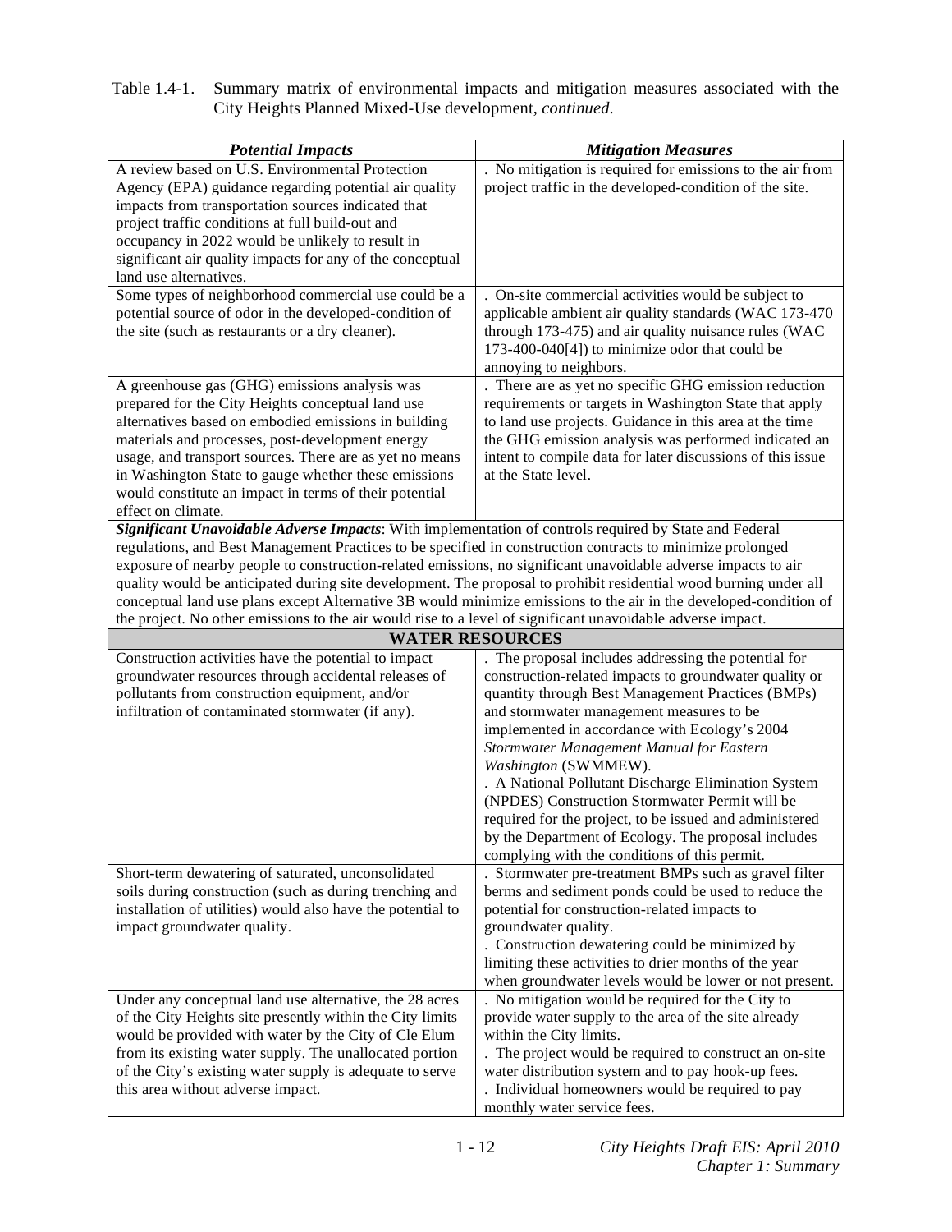Table 1.4-1. Summary matrix of environmental impacts and mitigation measures associated with the City Heights Planned Mixed-Use development, *continued*.

| ***Potential Impacts*** | ***Mitigation Measures*** |
|---|---|
| A review based on U.S. Environmental Protection Agency (EPA) guidance regarding potential air quality impacts from transportation sources indicated that project traffic conditions at full build-out and occupancy in 2022 would be unlikely to result in significant air quality impacts for any of the conceptual land use alternatives. | . No mitigation is required for emissions to the air from project traffic in the developed-condition of the site. |
| Some types of neighborhood commercial use could be a potential source of odor in the developed-condition of the site (such as restaurants or a dry cleaner). | . On-site commercial activities would be subject to applicable ambient air quality standards (WAC 173-470 through 173-475) and air quality nuisance rules (WAC 173-400-040[4]) to minimize odor that could be annoying to neighbors. |
| A greenhouse gas (GHG) emissions analysis was prepared for the City Heights conceptual land use alternatives based on embodied emissions in building materials and processes, post-development energy usage, and transport sources. There are as yet no means in Washington State to gauge whether these emissions would constitute an impact in terms of their potential effect on climate. | . There are as yet no specific GHG emission reduction requirements or targets in Washington State that apply to land use projects. Guidance in this area at the time the GHG emission analysis was performed indicated an intent to compile data for later discussions of this issue at the State level. |
| ***Significant Unavoidable Adverse Impacts***: With implementation of controls required by State and Federal regulations, and Best Management Practices to be specified in construction contracts to minimize prolonged exposure of nearby people to construction-related emissions, no significant unavoidable adverse impacts to air quality would be anticipated during site development. The proposal to prohibit residential wood burning under all conceptual land use plans except Alternative 3B would minimize emissions to the air in the developed-condition of the project. No other emissions to the air would rise to a level of significant unavoidable adverse impact. | |
| **WATER RESOURCES** | |
| Construction activities have the potential to impact groundwater resources through accidental releases of pollutants from construction equipment, and/or infiltration of contaminated stormwater (if any). | . The proposal includes addressing the potential for construction-related impacts to groundwater quality or quantity through Best Management Practices (BMPs) and stormwater management measures to be implemented in accordance with Ecology's 2004 *Stormwater Management Manual for Eastern Washington* (SWMMEW).<br>. A National Pollutant Discharge Elimination System (NPDES) Construction Stormwater Permit will be required for the project, to be issued and administered by the Department of Ecology. The proposal includes complying with the conditions of this permit. |
| Short-term dewatering of saturated, unconsolidated soils during construction (such as during trenching and installation of utilities) would also have the potential to impact groundwater quality. | . Stormwater pre-treatment BMPs such as gravel filter berms and sediment ponds could be used to reduce the potential for construction-related impacts to groundwater quality.<br>. Construction dewatering could be minimized by limiting these activities to drier months of the year when groundwater levels would be lower or not present. |
| Under any conceptual land use alternative, the 28 acres of the City Heights site presently within the City limits would be provided with water by the City of Cle Elum from its existing water supply. The unallocated portion of the City's existing water supply is adequate to serve this area without adverse impact. | . No mitigation would be required for the City to provide water supply to the area of the site already within the City limits.<br>. The project would be required to construct an on-site water distribution system and to pay hook-up fees.<br>. Individual homeowners would be required to pay monthly water service fees. |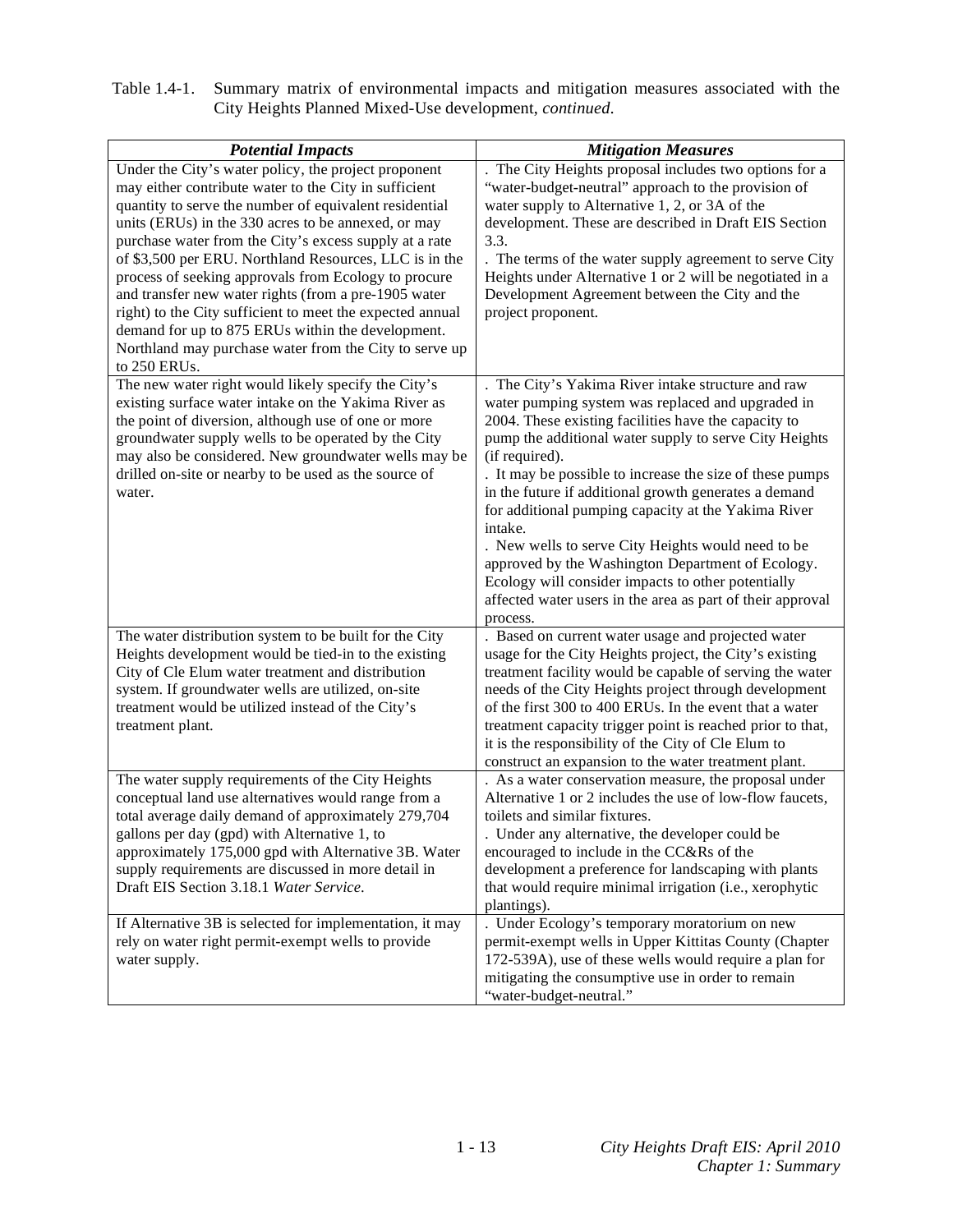Table 1.4-1. Summary matrix of environmental impacts and mitigation measures associated with the City Heights Planned Mixed-Use development, *continued*.

| ***Potential Impacts*** | ***Mitigation Measures*** |
|---|---|
| Under the City's water policy, the project proponent may either contribute water to the City in sufficient quantity to serve the number of equivalent residential units (ERUs) in the 330 acres to be annexed, or may purchase water from the City's excess supply at a rate of $3,500 per ERU. Northland Resources, LLC is in the process of seeking approvals from Ecology to procure and transfer new water rights (from a pre-1905 water right) to the City sufficient to meet the expected annual demand for up to 875 ERUs within the development. Northland may purchase water from the City to serve up to 250 ERUs. | . The City Heights proposal includes two options for a "water-budget-neutral" approach to the provision of water supply to Alternative 1, 2, or 3A of the development. These are described in Draft EIS Section 3.3.<br>. The terms of the water supply agreement to serve City Heights under Alternative 1 or 2 will be negotiated in a Development Agreement between the City and the project proponent. |
| The new water right would likely specify the City's existing surface water intake on the Yakima River as the point of diversion, although use of one or more groundwater supply wells to be operated by the City may also be considered. New groundwater wells may be drilled on-site or nearby to be used as the source of water. | . The City's Yakima River intake structure and raw water pumping system was replaced and upgraded in 2004. These existing facilities have the capacity to pump the additional water supply to serve City Heights (if required).<br>. It may be possible to increase the size of these pumps in the future if additional growth generates a demand for additional pumping capacity at the Yakima River intake.<br>. New wells to serve City Heights would need to be approved by the Washington Department of Ecology. Ecology will consider impacts to other potentially affected water users in the area as part of their approval process. |
| The water distribution system to be built for the City Heights development would be tied-in to the existing City of Cle Elum water treatment and distribution system. If groundwater wells are utilized, on-site treatment would be utilized instead of the City's treatment plant. | . Based on current water usage and projected water usage for the City Heights project, the City's existing treatment facility would be capable of serving the water needs of the City Heights project through development of the first 300 to 400 ERUs. In the event that a water treatment capacity trigger point is reached prior to that, it is the responsibility of the City of Cle Elum to construct an expansion to the water treatment plant. |
| The water supply requirements of the City Heights conceptual land use alternatives would range from a total average daily demand of approximately 279,704 gallons per day (gpd) with Alternative 1, to approximately 175,000 gpd with Alternative 3B. Water supply requirements are discussed in more detail in Draft EIS Section 3.18.1 *Water Service*. | . As a water conservation measure, the proposal under Alternative 1 or 2 includes the use of low-flow faucets, toilets and similar fixtures.<br>. Under any alternative, the developer could be encouraged to include in the CC&Rs of the development a preference for landscaping with plants that would require minimal irrigation (i.e., xerophytic plantings). |
| If Alternative 3B is selected for implementation, it may rely on water right permit-exempt wells to provide water supply. | . Under Ecology's temporary moratorium on new permit-exempt wells in Upper Kittitas County (Chapter 172-539A), use of these wells would require a plan for mitigating the consumptive use in order to remain "water-budget-neutral." |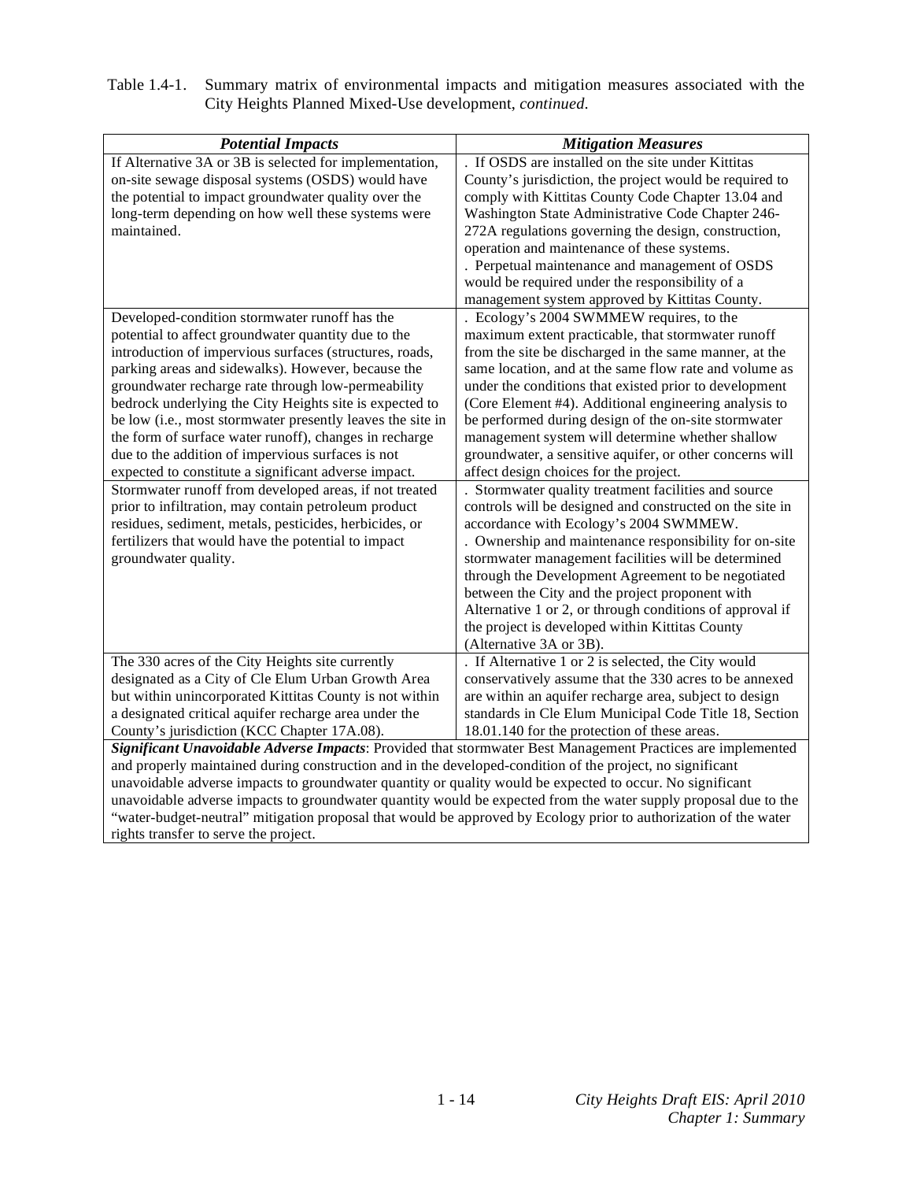Table 1.4-1. Summary matrix of environmental impacts and mitigation measures associated with the City Heights Planned Mixed-Use development, *continued*.

| *Potential Impacts* | *Mitigation Measures* |
|---|---|
| If Alternative 3A or 3B is selected for implementation, on-site sewage disposal systems (OSDS) would have the potential to impact groundwater quality over the long-term depending on how well these systems were maintained. | . If OSDS are installed on the site under Kittitas County's jurisdiction, the project would be required to comply with Kittitas County Code Chapter 13.04 and Washington State Administrative Code Chapter 246-272A regulations governing the design, construction, operation and maintenance of these systems.<br>. Perpetual maintenance and management of OSDS would be required under the responsibility of a management system approved by Kittitas County. |
| Developed-condition stormwater runoff has the potential to affect groundwater quantity due to the introduction of impervious surfaces (structures, roads, parking areas and sidewalks). However, because the groundwater recharge rate through low-permeability bedrock underlying the City Heights site is expected to be low (i.e., most stormwater presently leaves the site in the form of surface water runoff), changes in recharge due to the addition of impervious surfaces is not expected to constitute a significant adverse impact. | . Ecology's 2004 SWMMEW requires, to the maximum extent practicable, that stormwater runoff from the site be discharged in the same manner, at the same location, and at the same flow rate and volume as under the conditions that existed prior to development (Core Element #4). Additional engineering analysis to be performed during design of the on-site stormwater management system will determine whether shallow groundwater, a sensitive aquifer, or other concerns will affect design choices for the project. |
| Stormwater runoff from developed areas, if not treated prior to infiltration, may contain petroleum product residues, sediment, metals, pesticides, herbicides, or fertilizers that would have the potential to impact groundwater quality. | . Stormwater quality treatment facilities and source controls will be designed and constructed on the site in accordance with Ecology's 2004 SWMMEW.<br>. Ownership and maintenance responsibility for on-site stormwater management facilities will be determined through the Development Agreement to be negotiated between the City and the project proponent with Alternative 1 or 2, or through conditions of approval if the project is developed within Kittitas County (Alternative 3A or 3B). |
| The 330 acres of the City Heights site currently designated as a City of Cle Elum Urban Growth Area but within unincorporated Kittitas County is not within a designated critical aquifer recharge area under the County's jurisdiction (KCC Chapter 17A.08). | . If Alternative 1 or 2 is selected, the City would conservatively assume that the 330 acres to be annexed are within an aquifer recharge area, subject to design standards in Cle Elum Municipal Code Title 18, Section 18.01.140 for the protection of these areas. |
| ***Significant Unavoidable Adverse Impacts***: Provided that stormwater Best Management Practices are implemented and properly maintained during construction and in the developed-condition of the project, no significant unavoidable adverse impacts to groundwater quantity or quality would be expected to occur. No significant unavoidable adverse impacts to groundwater quantity would be expected from the water supply proposal due to the "water-budget-neutral" mitigation proposal that would be approved by Ecology prior to authorization of the water rights transfer to serve the project. | |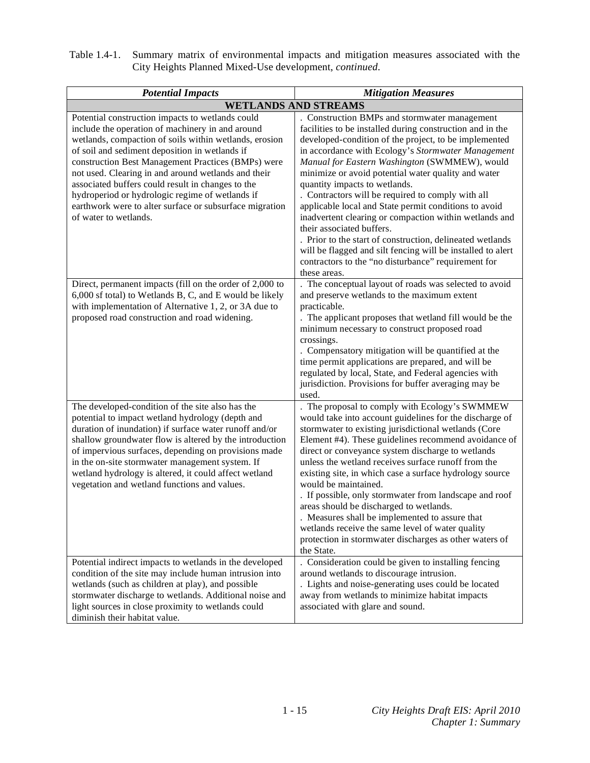Table 1.4-1. Summary matrix of environmental impacts and mitigation measures associated with the City Heights Planned Mixed-Use development, *continued*.

| ***Potential Impacts*** | ***Mitigation Measures*** |
|---|---|
| **WETLANDS AND STREAMS** | |
| Potential construction impacts to wetlands could include the operation of machinery in and around wetlands, compaction of soils within wetlands, erosion of soil and sediment deposition in wetlands if construction Best Management Practices (BMPs) were not used. Clearing in and around wetlands and their associated buffers could result in changes to the hydroperiod or hydrologic regime of wetlands if earthwork were to alter surface or subsurface migration of water to wetlands. | . Construction BMPs and stormwater management facilities to be installed during construction and in the developed-condition of the project, to be implemented in accordance with Ecology's *Stormwater Management Manual for Eastern Washington* (SWMMEW), would minimize or avoid potential water quality and water quantity impacts to wetlands.<br>. Contractors will be required to comply with all applicable local and State permit conditions to avoid inadvertent clearing or compaction within wetlands and their associated buffers.<br>. Prior to the start of construction, delineated wetlands will be flagged and silt fencing will be installed to alert contractors to the "no disturbance" requirement for these areas. |
| Direct, permanent impacts (fill on the order of 2,000 to 6,000 sf total) to Wetlands B, C, and E would be likely with implementation of Alternative 1, 2, or 3A due to proposed road construction and road widening. | . The conceptual layout of roads was selected to avoid and preserve wetlands to the maximum extent practicable.<br>. The applicant proposes that wetland fill would be the minimum necessary to construct proposed road crossings.<br>. Compensatory mitigation will be quantified at the time permit applications are prepared, and will be regulated by local, State, and Federal agencies with jurisdiction. Provisions for buffer averaging may be used. |
| The developed-condition of the site also has the potential to impact wetland hydrology (depth and duration of inundation) if surface water runoff and/or shallow groundwater flow is altered by the introduction of impervious surfaces, depending on provisions made in the on-site stormwater management system. If wetland hydrology is altered, it could affect wetland vegetation and wetland functions and values. | . The proposal to comply with Ecology's SWMMEW would take into account guidelines for the discharge of stormwater to existing jurisdictional wetlands (Core Element #4). These guidelines recommend avoidance of direct or conveyance system discharge to wetlands unless the wetland receives surface runoff from the existing site, in which case a surface hydrology source would be maintained.<br>. If possible, only stormwater from landscape and roof areas should be discharged to wetlands.<br>. Measures shall be implemented to assure that wetlands receive the same level of water quality protection in stormwater discharges as other waters of the State. |
| Potential indirect impacts to wetlands in the developed condition of the site may include human intrusion into wetlands (such as children at play), and possible stormwater discharge to wetlands. Additional noise and light sources in close proximity to wetlands could diminish their habitat value. | . Consideration could be given to installing fencing around wetlands to discourage intrusion.<br>. Lights and noise-generating uses could be located away from wetlands to minimize habitat impacts associated with glare and sound. |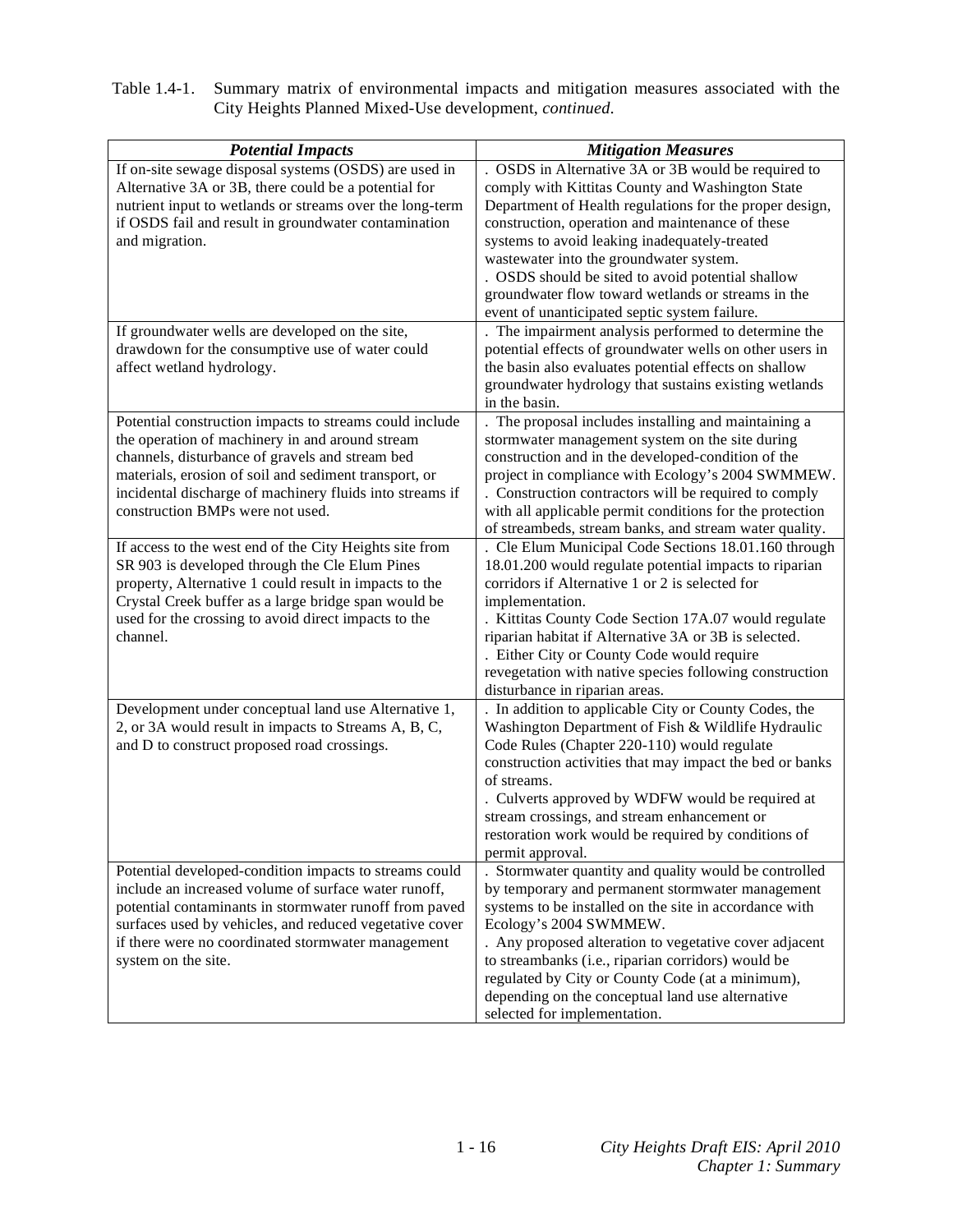Table 1.4-1. Summary matrix of environmental impacts and mitigation measures associated with the City Heights Planned Mixed-Use development, *continued*.

| ***Potential Impacts*** | ***Mitigation Measures*** |
|---|---|
| If on-site sewage disposal systems (OSDS) are used in Alternative 3A or 3B, there could be a potential for nutrient input to wetlands or streams over the long-term if OSDS fail and result in groundwater contamination and migration. | . OSDS in Alternative 3A or 3B would be required to comply with Kittitas County and Washington State Department of Health regulations for the proper design, construction, operation and maintenance of these systems to avoid leaking inadequately-treated wastewater into the groundwater system.<br>. OSDS should be sited to avoid potential shallow groundwater flow toward wetlands or streams in the event of unanticipated septic system failure. |
| If groundwater wells are developed on the site, drawdown for the consumptive use of water could affect wetland hydrology. | . The impairment analysis performed to determine the potential effects of groundwater wells on other users in the basin also evaluates potential effects on shallow groundwater hydrology that sustains existing wetlands in the basin. |
| Potential construction impacts to streams could include the operation of machinery in and around stream channels, disturbance of gravels and stream bed materials, erosion of soil and sediment transport, or incidental discharge of machinery fluids into streams if construction BMPs were not used. | . The proposal includes installing and maintaining a stormwater management system on the site during construction and in the developed-condition of the project in compliance with Ecology's 2004 SWMMEW.<br>. Construction contractors will be required to comply with all applicable permit conditions for the protection of streambeds, stream banks, and stream water quality. |
| If access to the west end of the City Heights site from SR 903 is developed through the Cle Elum Pines property, Alternative 1 could result in impacts to the Crystal Creek buffer as a large bridge span would be used for the crossing to avoid direct impacts to the channel. | . Cle Elum Municipal Code Sections 18.01.160 through 18.01.200 would regulate potential impacts to riparian corridors if Alternative 1 or 2 is selected for implementation.<br>. Kittitas County Code Section 17A.07 would regulate riparian habitat if Alternative 3A or 3B is selected.<br>. Either City or County Code would require revegetation with native species following construction disturbance in riparian areas. |
| Development under conceptual land use Alternative 1, 2, or 3A would result in impacts to Streams A, B, C, and D to construct proposed road crossings. | . In addition to applicable City or County Codes, the Washington Department of Fish & Wildlife Hydraulic Code Rules (Chapter 220-110) would regulate construction activities that may impact the bed or banks of streams.<br>. Culverts approved by WDFW would be required at stream crossings, and stream enhancement or restoration work would be required by conditions of permit approval. |
| Potential developed-condition impacts to streams could include an increased volume of surface water runoff, potential contaminants in stormwater runoff from paved surfaces used by vehicles, and reduced vegetative cover if there were no coordinated stormwater management system on the site. | . Stormwater quantity and quality would be controlled by temporary and permanent stormwater management systems to be installed on the site in accordance with Ecology's 2004 SWMMEW.<br>. Any proposed alteration to vegetative cover adjacent to streambanks (i.e., riparian corridors) would be regulated by City or County Code (at a minimum), depending on the conceptual land use alternative selected for implementation. |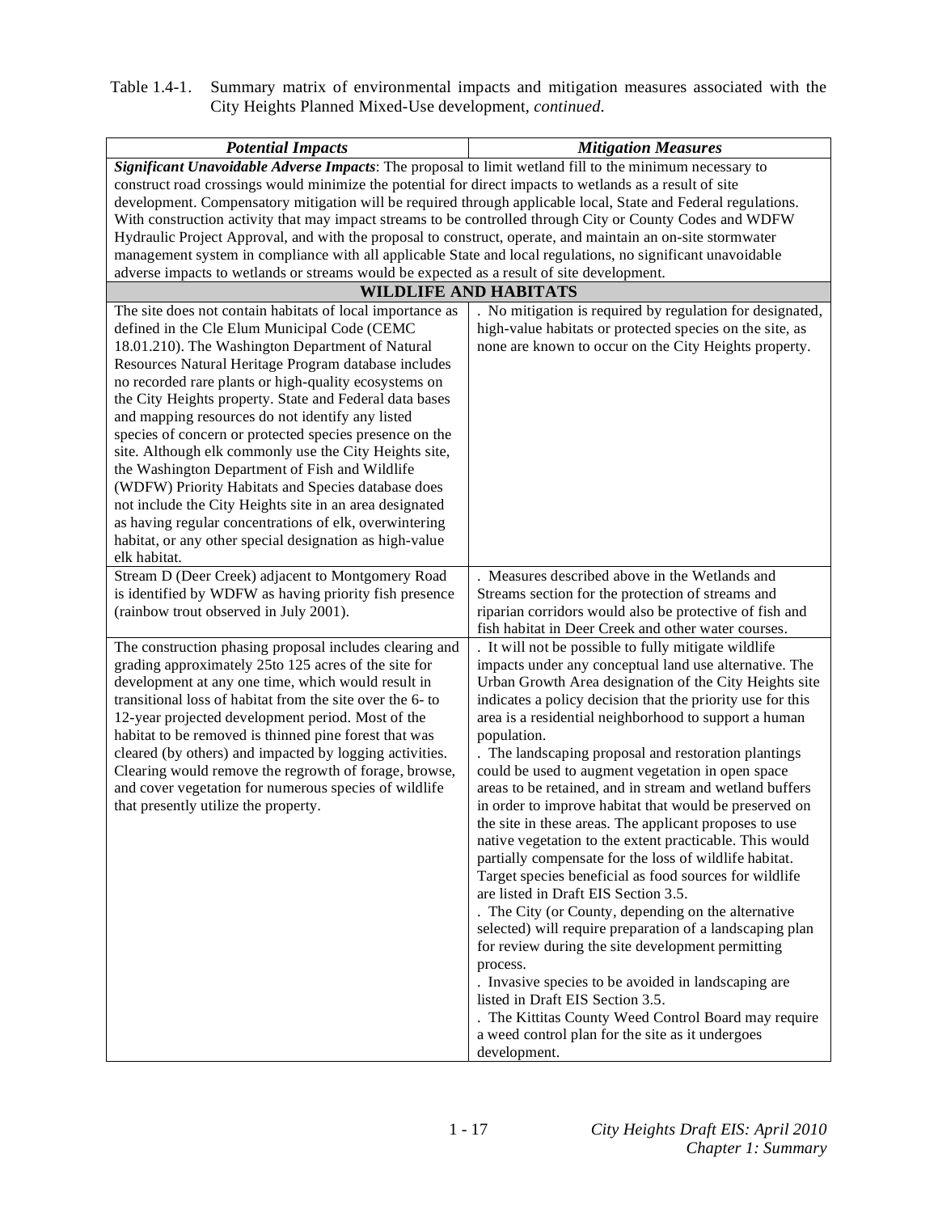Table 1.4-1. Summary matrix of environmental impacts and mitigation measures associated with the City Heights Planned Mixed-Use development, *continued*.

| ***Potential Impacts*** | ***Mitigation Measures*** |
|---|---|
| ***Significant Unavoidable Adverse Impacts***: The proposal to limit wetland fill to the minimum necessary to construct road crossings would minimize the potential for direct impacts to wetlands as a result of site development. Compensatory mitigation will be required through applicable local, State and Federal regulations. With construction activity that may impact streams to be controlled through City or County Codes and WDFW Hydraulic Project Approval, and with the proposal to construct, operate, and maintain an on-site stormwater management system in compliance with all applicable State and local regulations, no significant unavoidable adverse impacts to wetlands or streams would be expected as a result of site development. | |
| **WILDLIFE AND HABITATS** | |
| The site does not contain habitats of local importance as defined in the Cle Elum Municipal Code (CEMC 18.01.210). The Washington Department of Natural Resources Natural Heritage Program database includes no recorded rare plants or high-quality ecosystems on the City Heights property. State and Federal data bases and mapping resources do not identify any listed species of concern or protected species presence on the site. Although elk commonly use the City Heights site, the Washington Department of Fish and Wildlife (WDFW) Priority Habitats and Species database does not include the City Heights site in an area designated as having regular concentrations of elk, overwintering habitat, or any other special designation as high-value elk habitat. | . No mitigation is required by regulation for designated, high-value habitats or protected species on the site, as none are known to occur on the City Heights property. |
| Stream D (Deer Creek) adjacent to Montgomery Road is identified by WDFW as having priority fish presence (rainbow trout observed in July 2001). | . Measures described above in the Wetlands and Streams section for the protection of streams and riparian corridors would also be protective of fish and fish habitat in Deer Creek and other water courses. |
| The construction phasing proposal includes clearing and grading approximately 25to 125 acres of the site for development at any one time, which would result in transitional loss of habitat from the site over the 6- to 12-year projected development period. Most of the habitat to be removed is thinned pine forest that was cleared (by others) and impacted by logging activities. Clearing would remove the regrowth of forage, browse, and cover vegetation for numerous species of wildlife that presently utilize the property. | . It will not be possible to fully mitigate wildlife impacts under any conceptual land use alternative. The Urban Growth Area designation of the City Heights site indicates a policy decision that the priority use for this area is a residential neighborhood to support a human population.<br>. The landscaping proposal and restoration plantings could be used to augment vegetation in open space areas to be retained, and in stream and wetland buffers in order to improve habitat that would be preserved on the site in these areas. The applicant proposes to use native vegetation to the extent practicable. This would partially compensate for the loss of wildlife habitat. Target species beneficial as food sources for wildlife are listed in Draft EIS Section 3.5.<br>. The City (or County, depending on the alternative selected) will require preparation of a landscaping plan for review during the site development permitting process.<br>. Invasive species to be avoided in landscaping are listed in Draft EIS Section 3.5.<br>. The Kittitas County Weed Control Board may require a weed control plan for the site as it undergoes development. |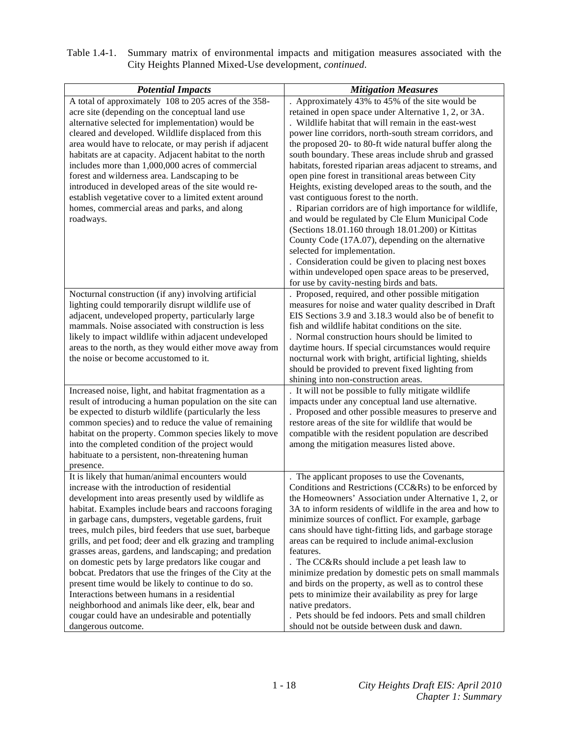Table 1.4-1. Summary matrix of environmental impacts and mitigation measures associated with the City Heights Planned Mixed-Use development, *continued*.

| ***Potential Impacts*** | ***Mitigation Measures*** |
|---|---|
| A total of approximately 108 to 205 acres of the 358-acre site (depending on the conceptual land use alternative selected for implementation) would be cleared and developed. Wildlife displaced from this area would have to relocate, or may perish if adjacent habitats are at capacity. Adjacent habitat to the north includes more than 1,000,000 acres of commercial forest and wilderness area. Landscaping to be introduced in developed areas of the site would re-establish vegetative cover to a limited extent around homes, commercial areas and parks, and along roadways. | . Approximately 43% to 45% of the site would be retained in open space under Alternative 1, 2, or 3A.<br>. Wildlife habitat that will remain in the east-west power line corridors, north-south stream corridors, and the proposed 20- to 80-ft wide natural buffer along the south boundary. These areas include shrub and grassed habitats, forested riparian areas adjacent to streams, and open pine forest in transitional areas between City Heights, existing developed areas to the south, and the vast contiguous forest to the north.<br>. Riparian corridors are of high importance for wildlife, and would be regulated by Cle Elum Municipal Code (Sections 18.01.160 through 18.01.200) or Kittitas County Code (17A.07), depending on the alternative selected for implementation.<br>. Consideration could be given to placing nest boxes within undeveloped open space areas to be preserved, for use by cavity-nesting birds and bats. |
| Nocturnal construction (if any) involving artificial lighting could temporarily disrupt wildlife use of adjacent, undeveloped property, particularly large mammals. Noise associated with construction is less likely to impact wildlife within adjacent undeveloped areas to the north, as they would either move away from the noise or become accustomed to it. | . Proposed, required, and other possible mitigation measures for noise and water quality described in Draft EIS Sections 3.9 and 3.18.3 would also be of benefit to fish and wildlife habitat conditions on the site.<br>. Normal construction hours should be limited to daytime hours. If special circumstances would require nocturnal work with bright, artificial lighting, shields should be provided to prevent fixed lighting from shining into non-construction areas. |
| Increased noise, light, and habitat fragmentation as a result of introducing a human population on the site can be expected to disturb wildlife (particularly the less common species) and to reduce the value of remaining habitat on the property. Common species likely to move into the completed condition of the project would habituate to a persistent, non-threatening human presence. | . It will not be possible to fully mitigate wildlife impacts under any conceptual land use alternative.<br>. Proposed and other possible measures to preserve and restore areas of the site for wildlife that would be compatible with the resident population are described among the mitigation measures listed above. |
| It is likely that human/animal encounters would increase with the introduction of residential development into areas presently used by wildlife as habitat. Examples include bears and raccoons foraging in garbage cans, dumpsters, vegetable gardens, fruit trees, mulch piles, bird feeders that use suet, barbeque grills, and pet food; deer and elk grazing and trampling grasses areas, gardens, and landscaping; and predation on domestic pets by large predators like cougar and bobcat. Predators that use the fringes of the City at the present time would be likely to continue to do so. Interactions between humans in a residential neighborhood and animals like deer, elk, bear and cougar could have an undesirable and potentially dangerous outcome. | . The applicant proposes to use the Covenants, Conditions and Restrictions (CC&Rs) to be enforced by the Homeowners' Association under Alternative 1, 2, or 3A to inform residents of wildlife in the area and how to minimize sources of conflict. For example, garbage cans should have tight-fitting lids, and garbage storage areas can be required to include animal-exclusion features.<br>. The CC&Rs should include a pet leash law to minimize predation by domestic pets on small mammals and birds on the property, as well as to control these pets to minimize their availability as prey for large native predators.<br>. Pets should be fed indoors. Pets and small children should not be outside between dusk and dawn. |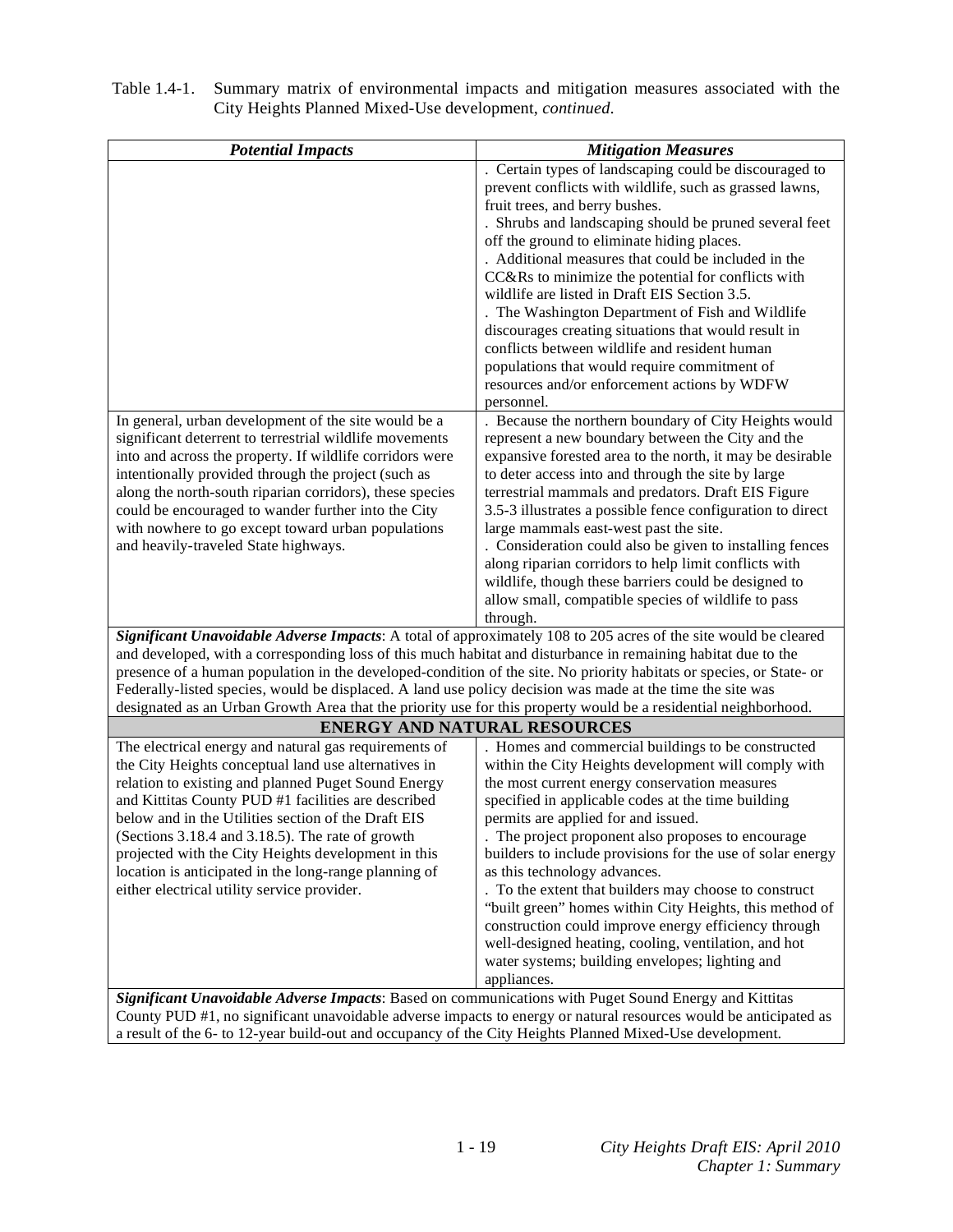Table 1.4-1. Summary matrix of environmental impacts and mitigation measures associated with the City Heights Planned Mixed-Use development, *continued*.

| ***Potential Impacts*** | ***Mitigation Measures*** |
|---|---|
| | . Certain types of landscaping could be discouraged to prevent conflicts with wildlife, such as grassed lawns, fruit trees, and berry bushes.<br>. Shrubs and landscaping should be pruned several feet off the ground to eliminate hiding places.<br>. Additional measures that could be included in the CC&Rs to minimize the potential for conflicts with wildlife are listed in Draft EIS Section 3.5.<br>. The Washington Department of Fish and Wildlife discourages creating situations that would result in conflicts between wildlife and resident human populations that would require commitment of resources and/or enforcement actions by WDFW personnel. |
| In general, urban development of the site would be a significant deterrent to terrestrial wildlife movements into and across the property. If wildlife corridors were intentionally provided through the project (such as along the north-south riparian corridors), these species could be encouraged to wander further into the City with nowhere to go except toward urban populations and heavily-traveled State highways. | . Because the northern boundary of City Heights would represent a new boundary between the City and the expansive forested area to the north, it may be desirable to deter access into and through the site by large terrestrial mammals and predators. Draft EIS Figure 3.5-3 illustrates a possible fence configuration to direct large mammals east-west past the site.<br>. Consideration could also be given to installing fences along riparian corridors to help limit conflicts with wildlife, though these barriers could be designed to allow small, compatible species of wildlife to pass through. |
| ***Significant Unavoidable Adverse Impacts***: A total of approximately 108 to 205 acres of the site would be cleared and developed, with a corresponding loss of this much habitat and disturbance in remaining habitat due to the presence of a human population in the developed-condition of the site. No priority habitats or species, or State- or Federally-listed species, would be displaced. A land use policy decision was made at the time the site was designated as an Urban Growth Area that the priority use for this property would be a residential neighborhood. | |
| **ENERGY AND NATURAL RESOURCES** | |
| The electrical energy and natural gas requirements of the City Heights conceptual land use alternatives in relation to existing and planned Puget Sound Energy and Kittitas County PUD #1 facilities are described below and in the Utilities section of the Draft EIS (Sections 3.18.4 and 3.18.5). The rate of growth projected with the City Heights development in this location is anticipated in the long-range planning of either electrical utility service provider. | . Homes and commercial buildings to be constructed within the City Heights development will comply with the most current energy conservation measures specified in applicable codes at the time building permits are applied for and issued.<br>. The project proponent also proposes to encourage builders to include provisions for the use of solar energy as this technology advances.<br>. To the extent that builders may choose to construct "built green" homes within City Heights, this method of construction could improve energy efficiency through well-designed heating, cooling, ventilation, and hot water systems; building envelopes; lighting and appliances. |
| ***Significant Unavoidable Adverse Impacts***: Based on communications with Puget Sound Energy and Kittitas County PUD #1, no significant unavoidable adverse impacts to energy or natural resources would be anticipated as a result of the 6- to 12-year build-out and occupancy of the City Heights Planned Mixed-Use development. | |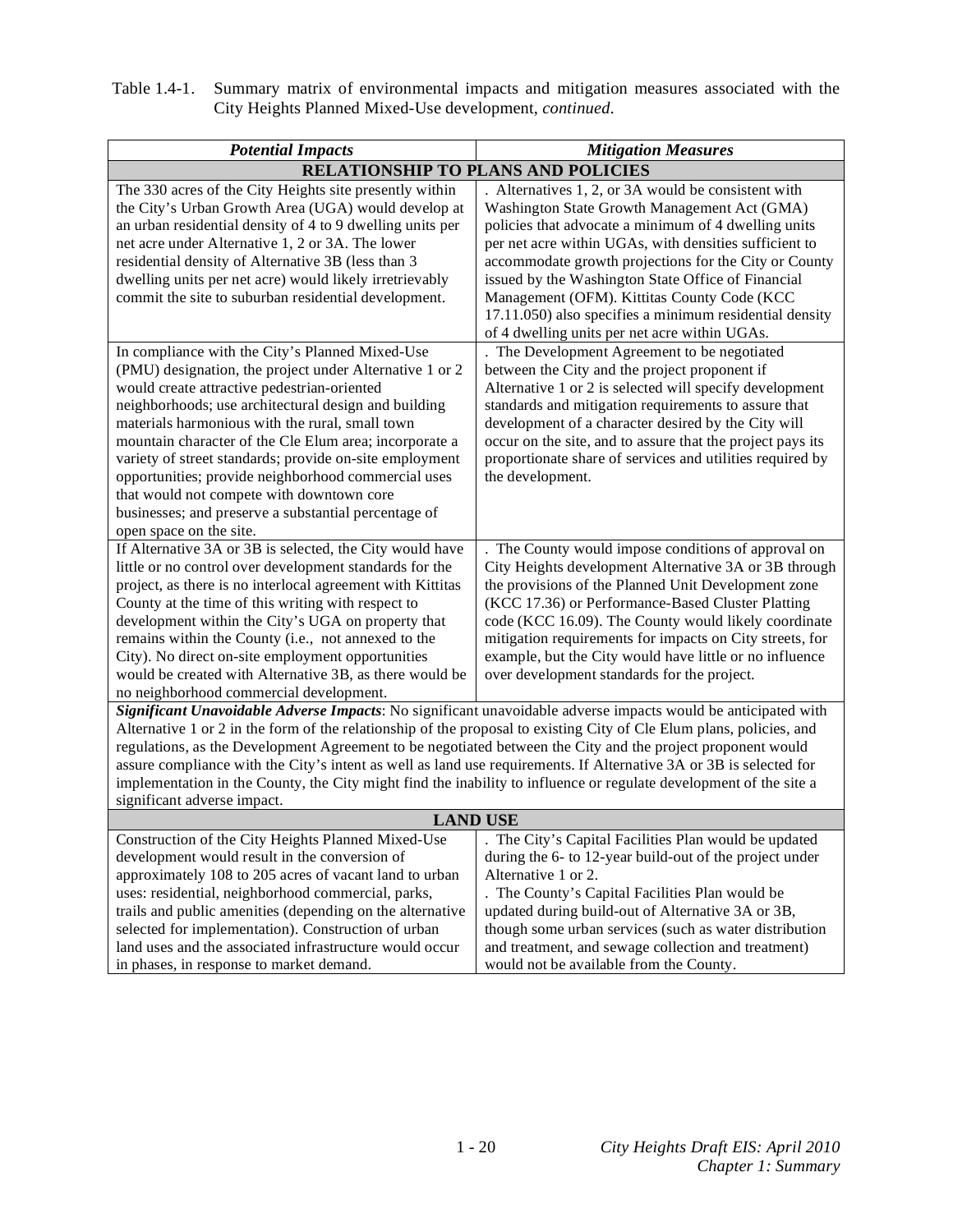Table 1.4-1. Summary matrix of environmental impacts and mitigation measures associated with the City Heights Planned Mixed-Use development, *continued*.

| ***Potential Impacts*** | ***Mitigation Measures*** |
|---|---|
| **RELATIONSHIP TO PLANS AND POLICIES** | |
| The 330 acres of the City Heights site presently within the City's Urban Growth Area (UGA) would develop at an urban residential density of 4 to 9 dwelling units per net acre under Alternative 1, 2 or 3A. The lower residential density of Alternative 3B (less than 3 dwelling units per net acre) would likely irretrievably commit the site to suburban residential development. | . Alternatives 1, 2, or 3A would be consistent with Washington State Growth Management Act (GMA) policies that advocate a minimum of 4 dwelling units per net acre within UGAs, with densities sufficient to accommodate growth projections for the City or County issued by the Washington State Office of Financial Management (OFM). Kittitas County Code (KCC 17.11.050) also specifies a minimum residential density of 4 dwelling units per net acre within UGAs. |
| In compliance with the City's Planned Mixed-Use (PMU) designation, the project under Alternative 1 or 2 would create attractive pedestrian-oriented neighborhoods; use architectural design and building materials harmonious with the rural, small town mountain character of the Cle Elum area; incorporate a variety of street standards; provide on-site employment opportunities; provide neighborhood commercial uses that would not compete with downtown core businesses; and preserve a substantial percentage of open space on the site. | . The Development Agreement to be negotiated between the City and the project proponent if Alternative 1 or 2 is selected will specify development standards and mitigation requirements to assure that development of a character desired by the City will occur on the site, and to assure that the project pays its proportionate share of services and utilities required by the development. |
| If Alternative 3A or 3B is selected, the City would have little or no control over development standards for the project, as there is no interlocal agreement with Kittitas County at the time of this writing with respect to development within the City's UGA on property that remains within the County (i.e., not annexed to the City). No direct on-site employment opportunities would be created with Alternative 3B, as there would be no neighborhood commercial development. | . The County would impose conditions of approval on City Heights development Alternative 3A or 3B through the provisions of the Planned Unit Development zone (KCC 17.36) or Performance-Based Cluster Platting code (KCC 16.09). The County would likely coordinate mitigation requirements for impacts on City streets, for example, but the City would have little or no influence over development standards for the project. |
| ***Significant Unavoidable Adverse Impacts***: No significant unavoidable adverse impacts would be anticipated with Alternative 1 or 2 in the form of the relationship of the proposal to existing City of Cle Elum plans, policies, and regulations, as the Development Agreement to be negotiated between the City and the project proponent would assure compliance with the City's intent as well as land use requirements. If Alternative 3A or 3B is selected for implementation in the County, the City might find the inability to influence or regulate development of the site a significant adverse impact. | |
| **LAND USE** | |
| Construction of the City Heights Planned Mixed-Use development would result in the conversion of approximately 108 to 205 acres of vacant land to urban uses: residential, neighborhood commercial, parks, trails and public amenities (depending on the alternative selected for implementation). Construction of urban land uses and the associated infrastructure would occur in phases, in response to market demand. | . The City's Capital Facilities Plan would be updated during the 6- to 12-year build-out of the project under Alternative 1 or 2.<br>. The County's Capital Facilities Plan would be updated during build-out of Alternative 3A or 3B, though some urban services (such as water distribution and treatment, and sewage collection and treatment) would not be available from the County. |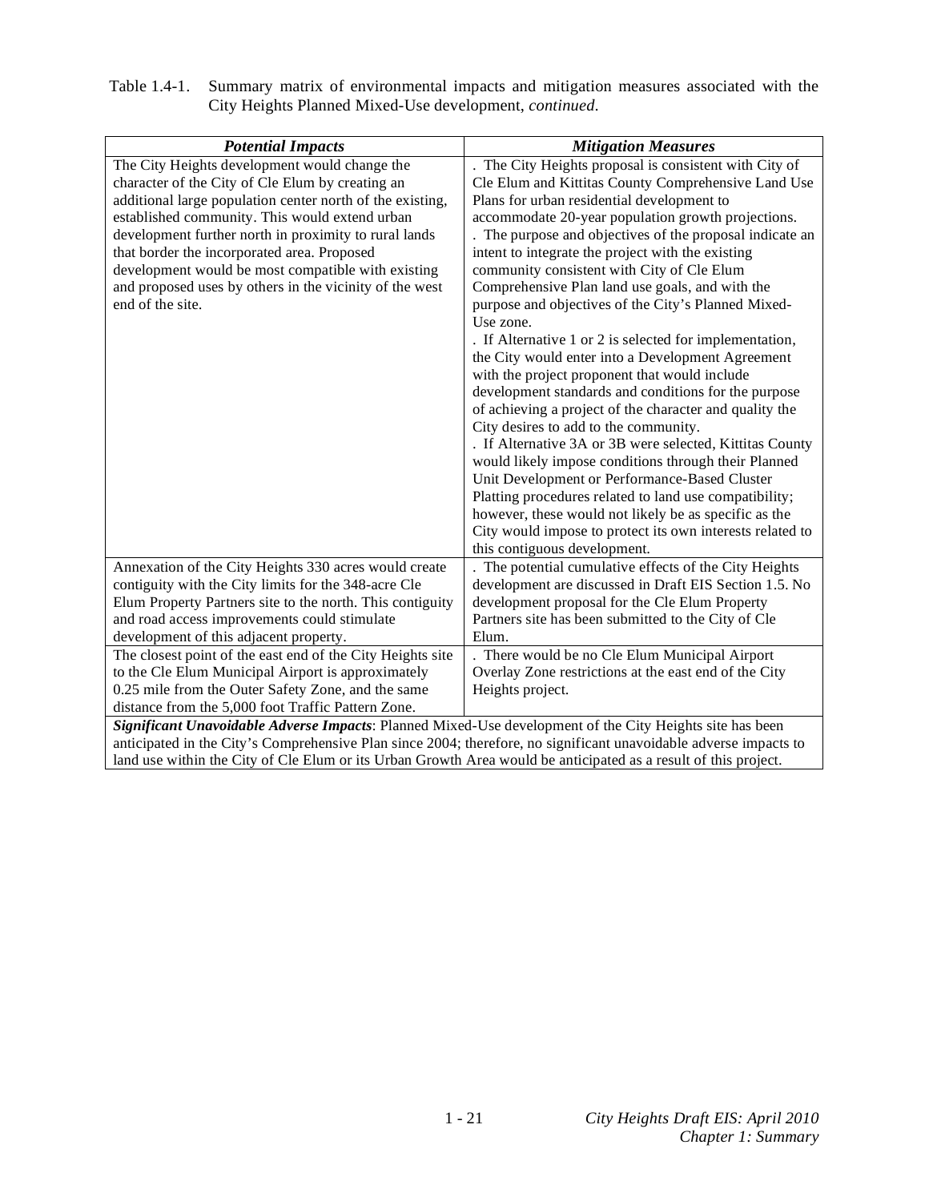Table 1.4-1. Summary matrix of environmental impacts and mitigation measures associated with the City Heights Planned Mixed-Use development, *continued*.

| ***Potential Impacts*** | ***Mitigation Measures*** |
|---|---|
| The City Heights development would change the character of the City of Cle Elum by creating an additional large population center north of the existing, established community. This would extend urban development further north in proximity to rural lands that border the incorporated area. Proposed development would be most compatible with existing and proposed uses by others in the vicinity of the west end of the site. | . The City Heights proposal is consistent with City of Cle Elum and Kittitas County Comprehensive Land Use Plans for urban residential development to accommodate 20-year population growth projections.<br>. The purpose and objectives of the proposal indicate an intent to integrate the project with the existing community consistent with City of Cle Elum Comprehensive Plan land use goals, and with the purpose and objectives of the City's Planned Mixed-Use zone.<br>. If Alternative 1 or 2 is selected for implementation, the City would enter into a Development Agreement with the project proponent that would include development standards and conditions for the purpose of achieving a project of the character and quality the City desires to add to the community.<br>. If Alternative 3A or 3B were selected, Kittitas County would likely impose conditions through their Planned Unit Development or Performance-Based Cluster Platting procedures related to land use compatibility; however, these would not likely be as specific as the City would impose to protect its own interests related to this contiguous development. |
| Annexation of the City Heights 330 acres would create contiguity with the City limits for the 348-acre Cle Elum Property Partners site to the north. This contiguity and road access improvements could stimulate development of this adjacent property. | . The potential cumulative effects of the City Heights development are discussed in Draft EIS Section 1.5. No development proposal for the Cle Elum Property Partners site has been submitted to the City of Cle Elum. |
| The closest point of the east end of the City Heights site to the Cle Elum Municipal Airport is approximately 0.25 mile from the Outer Safety Zone, and the same distance from the 5,000 foot Traffic Pattern Zone. | . There would be no Cle Elum Municipal Airport Overlay Zone restrictions at the east end of the City Heights project. |
| ***Significant Unavoidable Adverse Impacts***: Planned Mixed-Use development of the City Heights site has been anticipated in the City's Comprehensive Plan since 2004; therefore, no significant unavoidable adverse impacts to land use within the City of Cle Elum or its Urban Growth Area would be anticipated as a result of this project. | |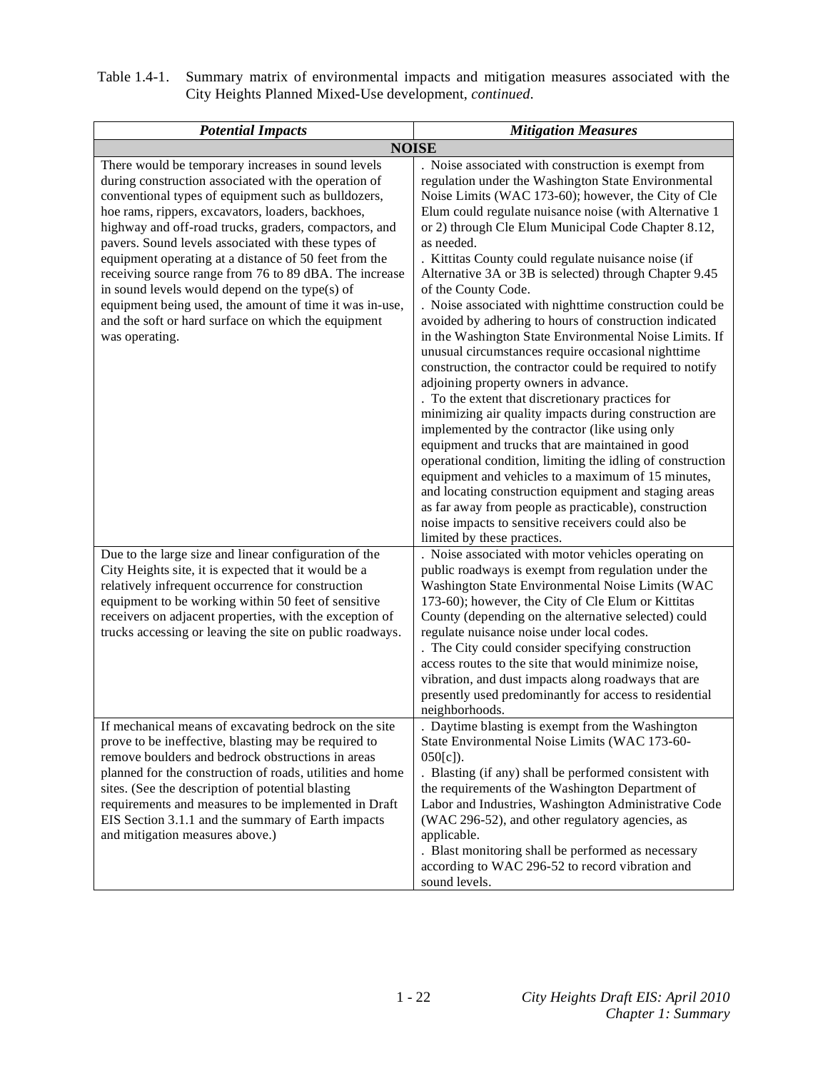Table 1.4-1. Summary matrix of environmental impacts and mitigation measures associated with the City Heights Planned Mixed-Use development, *continued*.

| ***Potential Impacts*** | ***Mitigation Measures*** |
|---|---|
| **NOISE** | |
| There would be temporary increases in sound levels during construction associated with the operation of conventional types of equipment such as bulldozers, hoe rams, rippers, excavators, loaders, backhoes, highway and off-road trucks, graders, compactors, and pavers. Sound levels associated with these types of equipment operating at a distance of 50 feet from the receiving source range from 76 to 89 dBA. The increase in sound levels would depend on the type(s) of equipment being used, the amount of time it was in-use, and the soft or hard surface on which the equipment was operating. | . Noise associated with construction is exempt from regulation under the Washington State Environmental Noise Limits (WAC 173-60); however, the City of Cle Elum could regulate nuisance noise (with Alternative 1 or 2) through Cle Elum Municipal Code Chapter 8.12, as needed.<br>. Kittitas County could regulate nuisance noise (if Alternative 3A or 3B is selected) through Chapter 9.45 of the County Code.<br>. Noise associated with nighttime construction could be avoided by adhering to hours of construction indicated in the Washington State Environmental Noise Limits. If unusual circumstances require occasional nighttime construction, the contractor could be required to notify adjoining property owners in advance.<br>. To the extent that discretionary practices for minimizing air quality impacts during construction are implemented by the contractor (like using only equipment and trucks that are maintained in good operational condition, limiting the idling of construction equipment and vehicles to a maximum of 15 minutes, and locating construction equipment and staging areas as far away from people as practicable), construction noise impacts to sensitive receivers could also be limited by these practices. |
| Due to the large size and linear configuration of the City Heights site, it is expected that it would be a relatively infrequent occurrence for construction equipment to be working within 50 feet of sensitive receivers on adjacent properties, with the exception of trucks accessing or leaving the site on public roadways. | . Noise associated with motor vehicles operating on public roadways is exempt from regulation under the Washington State Environmental Noise Limits (WAC 173-60); however, the City of Cle Elum or Kittitas County (depending on the alternative selected) could regulate nuisance noise under local codes.<br>. The City could consider specifying construction access routes to the site that would minimize noise, vibration, and dust impacts along roadways that are presently used predominantly for access to residential neighborhoods. |
| If mechanical means of excavating bedrock on the site prove to be ineffective, blasting may be required to remove boulders and bedrock obstructions in areas planned for the construction of roads, utilities and home sites. (See the description of potential blasting requirements and measures to be implemented in Draft EIS Section 3.1.1 and the summary of Earth impacts and mitigation measures above.) | . Daytime blasting is exempt from the Washington State Environmental Noise Limits (WAC 173-60-050[c]).<br>. Blasting (if any) shall be performed consistent with the requirements of the Washington Department of Labor and Industries, Washington Administrative Code (WAC 296-52), and other regulatory agencies, as applicable.<br>. Blast monitoring shall be performed as necessary according to WAC 296-52 to record vibration and sound levels. |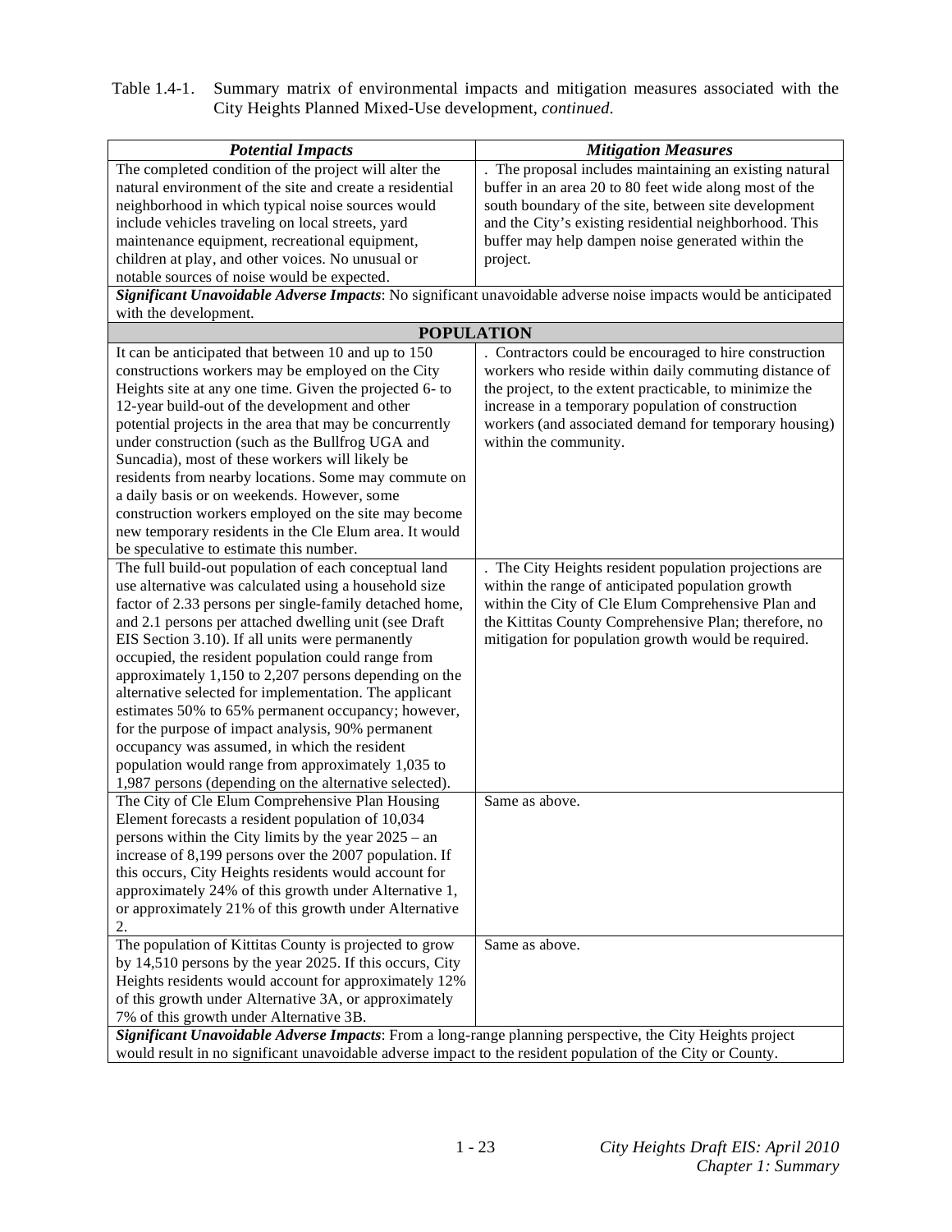Table 1.4-1. Summary matrix of environmental impacts and mitigation measures associated with the City Heights Planned Mixed-Use development, *continued.*

| ***Potential Impacts*** | ***Mitigation Measures*** |
|---|---|
| The completed condition of the project will alter the natural environment of the site and create a residential neighborhood in which typical noise sources would include vehicles traveling on local streets, yard maintenance equipment, recreational equipment, children at play, and other voices. No unusual or notable sources of noise would be expected. | . The proposal includes maintaining an existing natural buffer in an area 20 to 80 feet wide along most of the south boundary of the site, between site development and the City's existing residential neighborhood. This buffer may help dampen noise generated within the project. |
| ***Significant Unavoidable Adverse Impacts***: No significant unavoidable adverse noise impacts would be anticipated with the development. | |
| **POPULATION** | |
| It can be anticipated that between 10 and up to 150 constructions workers may be employed on the City Heights site at any one time. Given the projected 6- to 12-year build-out of the development and other potential projects in the area that may be concurrently under construction (such as the Bullfrog UGA and Suncadia), most of these workers will likely be residents from nearby locations. Some may commute on a daily basis or on weekends. However, some construction workers employed on the site may become new temporary residents in the Cle Elum area. It would be speculative to estimate this number. | . Contractors could be encouraged to hire construction workers who reside within daily commuting distance of the project, to the extent practicable, to minimize the increase in a temporary population of construction workers (and associated demand for temporary housing) within the community. |
| The full build-out population of each conceptual land use alternative was calculated using a household size factor of 2.33 persons per single-family detached home, and 2.1 persons per attached dwelling unit (see Draft EIS Section 3.10). If all units were permanently occupied, the resident population could range from approximately 1,150 to 2,207 persons depending on the alternative selected for implementation. The applicant estimates 50% to 65% permanent occupancy; however, for the purpose of impact analysis, 90% permanent occupancy was assumed, in which the resident population would range from approximately 1,035 to 1,987 persons (depending on the alternative selected). | . The City Heights resident population projections are within the range of anticipated population growth within the City of Cle Elum Comprehensive Plan and the Kittitas County Comprehensive Plan; therefore, no mitigation for population growth would be required. |
| The City of Cle Elum Comprehensive Plan Housing Element forecasts a resident population of 10,034 persons within the City limits by the year 2025 – an increase of 8,199 persons over the 2007 population. If this occurs, City Heights residents would account for approximately 24% of this growth under Alternative 1, or approximately 21% of this growth under Alternative 2. | Same as above. |
| The population of Kittitas County is projected to grow by 14,510 persons by the year 2025. If this occurs, City Heights residents would account for approximately 12% of this growth under Alternative 3A, or approximately 7% of this growth under Alternative 3B. | Same as above. |
| ***Significant Unavoidable Adverse Impacts***: From a long-range planning perspective, the City Heights project would result in no significant unavoidable adverse impact to the resident population of the City or County. | |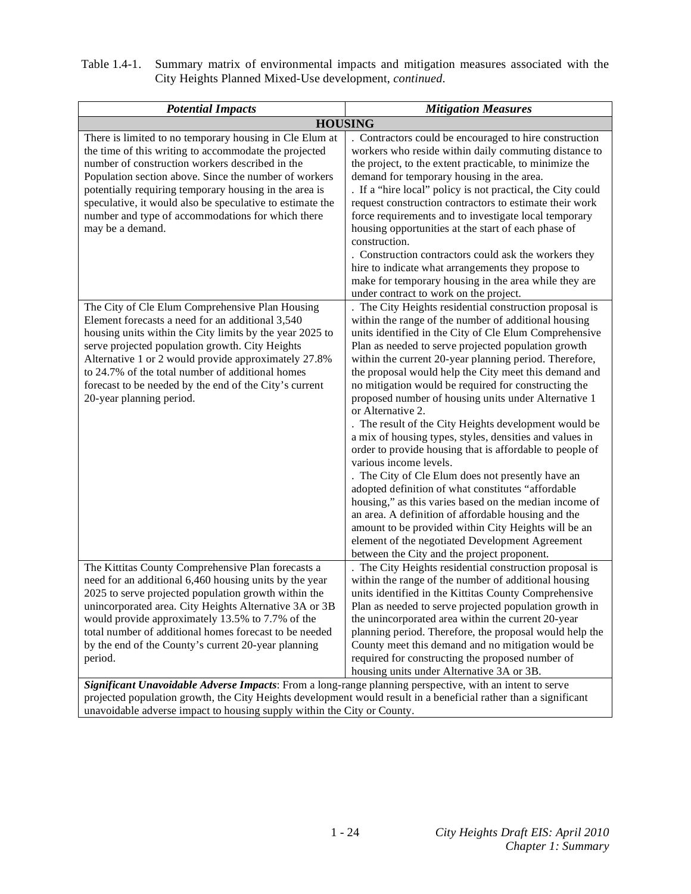Table 1.4-1. Summary matrix of environmental impacts and mitigation measures associated with the City Heights Planned Mixed-Use development, *continued*.

| ***Potential Impacts*** | ***Mitigation Measures*** |
|---|---|
| **HOUSING** | |
| There is limited to no temporary housing in Cle Elum at the time of this writing to accommodate the projected number of construction workers described in the Population section above. Since the number of workers potentially requiring temporary housing in the area is speculative, it would also be speculative to estimate the number and type of accommodations for which there may be a demand. | . Contractors could be encouraged to hire construction workers who reside within daily commuting distance to the project, to the extent practicable, to minimize the demand for temporary housing in the area.<br>. If a "hire local" policy is not practical, the City could request construction contractors to estimate their work force requirements and to investigate local temporary housing opportunities at the start of each phase of construction.<br>. Construction contractors could ask the workers they hire to indicate what arrangements they propose to make for temporary housing in the area while they are under contract to work on the project. |
| The City of Cle Elum Comprehensive Plan Housing Element forecasts a need for an additional 3,540 housing units within the City limits by the year 2025 to serve projected population growth. City Heights Alternative 1 or 2 would provide approximately 27.8% to 24.7% of the total number of additional homes forecast to be needed by the end of the City's current 20-year planning period. | . The City Heights residential construction proposal is within the range of the number of additional housing units identified in the City of Cle Elum Comprehensive Plan as needed to serve projected population growth within the current 20-year planning period. Therefore, the proposal would help the City meet this demand and no mitigation would be required for constructing the proposed number of housing units under Alternative 1 or Alternative 2.<br>. The result of the City Heights development would be a mix of housing types, styles, densities and values in order to provide housing that is affordable to people of various income levels.<br>. The City of Cle Elum does not presently have an adopted definition of what constitutes "affordable housing," as this varies based on the median income of an area. A definition of affordable housing and the amount to be provided within City Heights will be an element of the negotiated Development Agreement between the City and the project proponent. |
| The Kittitas County Comprehensive Plan forecasts a need for an additional 6,460 housing units by the year 2025 to serve projected population growth within the unincorporated area. City Heights Alternative 3A or 3B would provide approximately 13.5% to 7.7% of the total number of additional homes forecast to be needed by the end of the County's current 20-year planning period. | . The City Heights residential construction proposal is within the range of the number of additional housing units identified in the Kittitas County Comprehensive Plan as needed to serve projected population growth in the unincorporated area within the current 20-year planning period. Therefore, the proposal would help the County meet this demand and no mitigation would be required for constructing the proposed number of housing units under Alternative 3A or 3B. |
| ***Significant Unavoidable Adverse Impacts***: From a long-range planning perspective, with an intent to serve projected population growth, the City Heights development would result in a beneficial rather than a significant unavoidable adverse impact to housing supply within the City or County. | |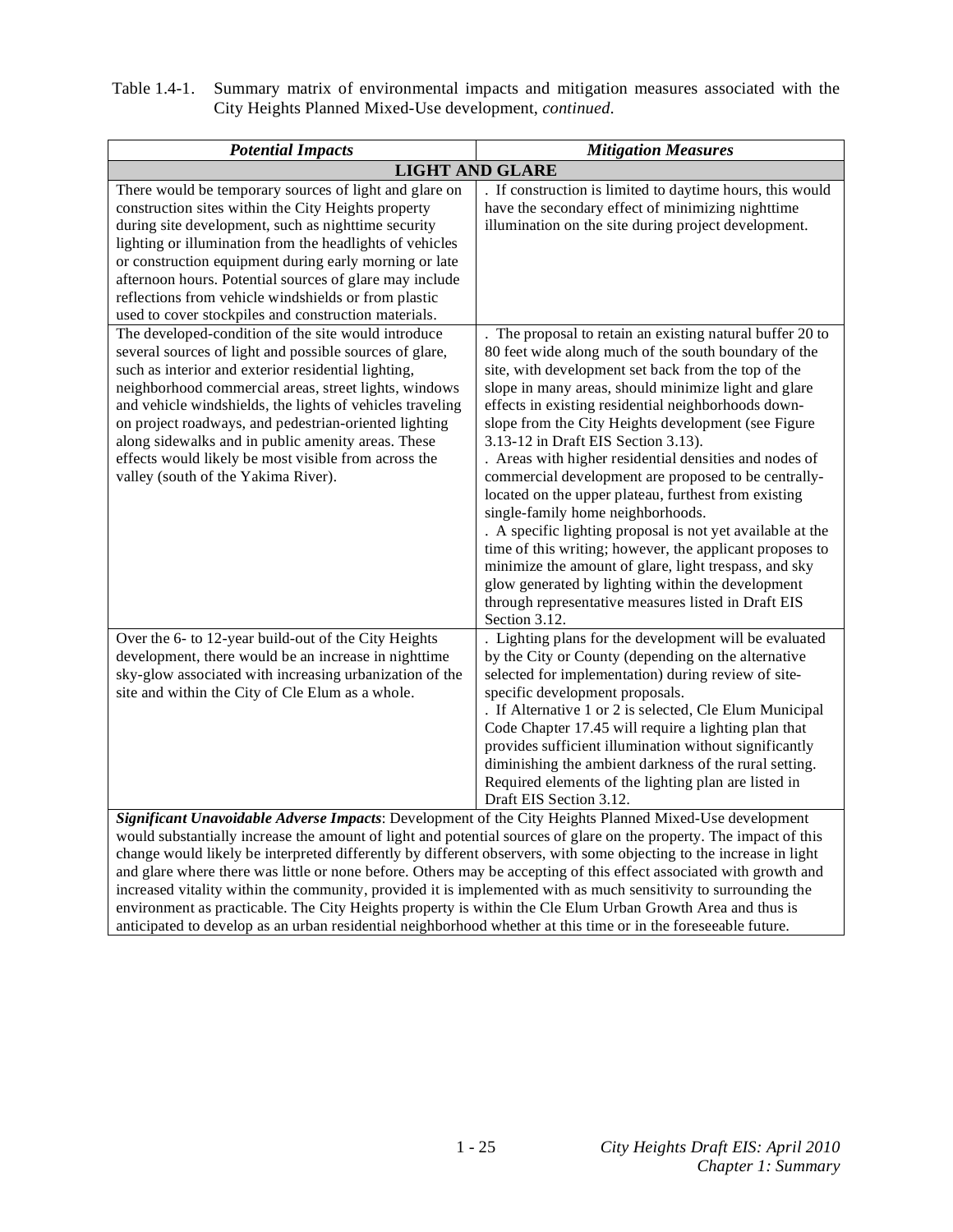Table 1.4-1. Summary matrix of environmental impacts and mitigation measures associated with the City Heights Planned Mixed-Use development, *continued*.

| ***Potential Impacts*** | ***Mitigation Measures*** |
|---|---|
| **LIGHT AND GLARE** | |
| There would be temporary sources of light and glare on construction sites within the City Heights property during site development, such as nighttime security lighting or illumination from the headlights of vehicles or construction equipment during early morning or late afternoon hours. Potential sources of glare may include reflections from vehicle windshields or from plastic used to cover stockpiles and construction materials. | . If construction is limited to daytime hours, this would have the secondary effect of minimizing nighttime illumination on the site during project development. |
| The developed-condition of the site would introduce several sources of light and possible sources of glare, such as interior and exterior residential lighting, neighborhood commercial areas, street lights, windows and vehicle windshields, the lights of vehicles traveling on project roadways, and pedestrian-oriented lighting along sidewalks and in public amenity areas. These effects would likely be most visible from across the valley (south of the Yakima River). | . The proposal to retain an existing natural buffer 20 to 80 feet wide along much of the south boundary of the site, with development set back from the top of the slope in many areas, should minimize light and glare effects in existing residential neighborhoods down-slope from the City Heights development (see Figure 3.13-12 in Draft EIS Section 3.13).<br>. Areas with higher residential densities and nodes of commercial development are proposed to be centrally-located on the upper plateau, furthest from existing single-family home neighborhoods.<br>. A specific lighting proposal is not yet available at the time of this writing; however, the applicant proposes to minimize the amount of glare, light trespass, and sky glow generated by lighting within the development through representative measures listed in Draft EIS Section 3.12. |
| Over the 6- to 12-year build-out of the City Heights development, there would be an increase in nighttime sky-glow associated with increasing urbanization of the site and within the City of Cle Elum as a whole. | . Lighting plans for the development will be evaluated by the City or County (depending on the alternative selected for implementation) during review of site-specific development proposals.<br>. If Alternative 1 or 2 is selected, Cle Elum Municipal Code Chapter 17.45 will require a lighting plan that provides sufficient illumination without significantly diminishing the ambient darkness of the rural setting. Required elements of the lighting plan are listed in Draft EIS Section 3.12. |
| ***Significant Unavoidable Adverse Impacts***: Development of the City Heights Planned Mixed-Use development would substantially increase the amount of light and potential sources of glare on the property. The impact of this change would likely be interpreted differently by different observers, with some objecting to the increase in light and glare where there was little or none before. Others may be accepting of this effect associated with growth and increased vitality within the community, provided it is implemented with as much sensitivity to surrounding the environment as practicable. The City Heights property is within the Cle Elum Urban Growth Area and thus is anticipated to develop as an urban residential neighborhood whether at this time or in the foreseeable future. | |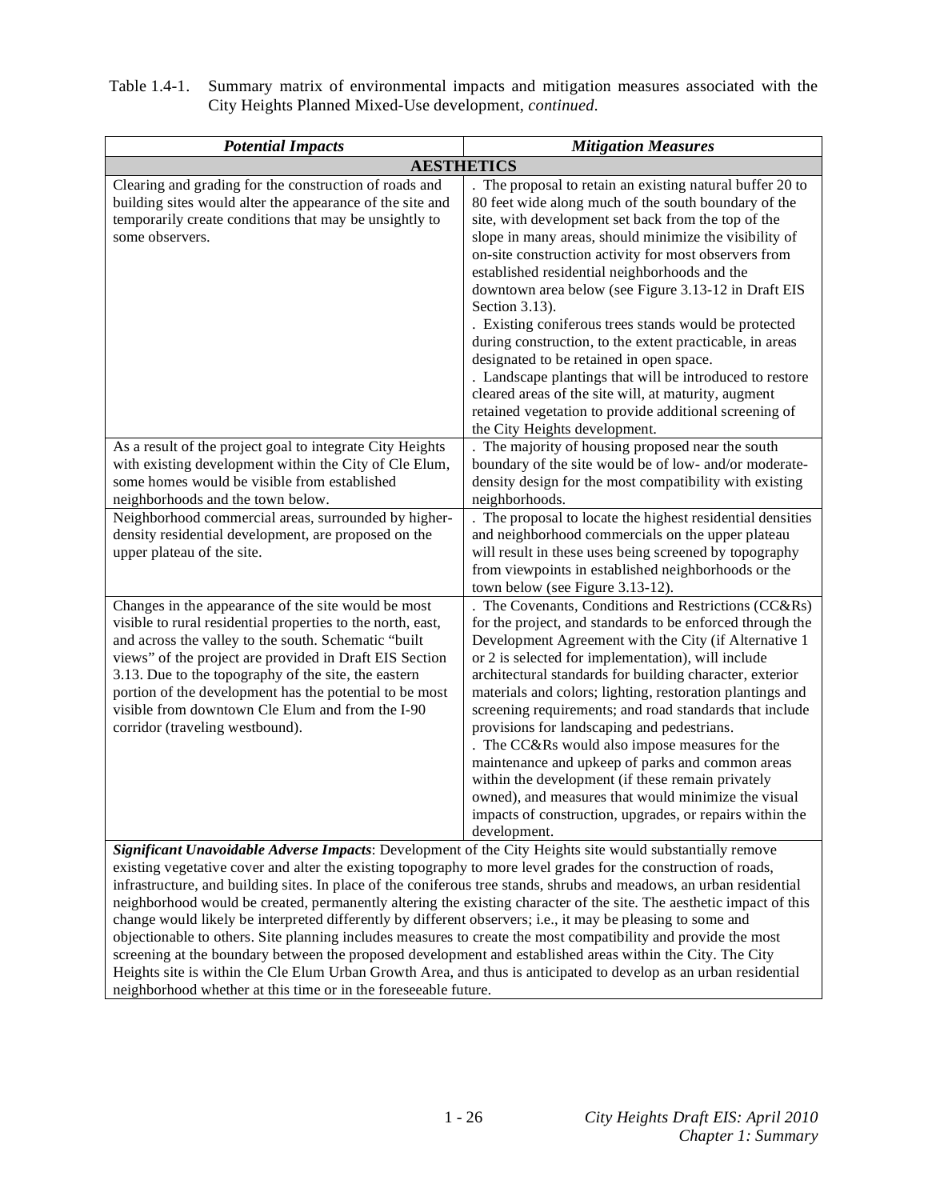Table 1.4-1. Summary matrix of environmental impacts and mitigation measures associated with the City Heights Planned Mixed-Use development, *continued*.

| ***Potential Impacts*** | ***Mitigation Measures*** |
|---|---|
| **AESTHETICS** | |
| Clearing and grading for the construction of roads and building sites would alter the appearance of the site and temporarily create conditions that may be unsightly to some observers. | . The proposal to retain an existing natural buffer 20 to 80 feet wide along much of the south boundary of the site, with development set back from the top of the slope in many areas, should minimize the visibility of on-site construction activity for most observers from established residential neighborhoods and the downtown area below (see Figure 3.13-12 in Draft EIS Section 3.13).<br>. Existing coniferous trees stands would be protected during construction, to the extent practicable, in areas designated to be retained in open space.<br>. Landscape plantings that will be introduced to restore cleared areas of the site will, at maturity, augment retained vegetation to provide additional screening of the City Heights development. |
| As a result of the project goal to integrate City Heights with existing development within the City of Cle Elum, some homes would be visible from established neighborhoods and the town below. | . The majority of housing proposed near the south boundary of the site would be of low- and/or moderate-density design for the most compatibility with existing neighborhoods. |
| Neighborhood commercial areas, surrounded by higher-density residential development, are proposed on the upper plateau of the site. | . The proposal to locate the highest residential densities and neighborhood commercials on the upper plateau will result in these uses being screened by topography from viewpoints in established neighborhoods or the town below (see Figure 3.13-12). |
| Changes in the appearance of the site would be most visible to rural residential properties to the north, east, and across the valley to the south. Schematic "built views" of the project are provided in Draft EIS Section 3.13. Due to the topography of the site, the eastern portion of the development has the potential to be most visible from downtown Cle Elum and from the I-90 corridor (traveling westbound). | . The Covenants, Conditions and Restrictions (CC&Rs) for the project, and standards to be enforced through the Development Agreement with the City (if Alternative 1 or 2 is selected for implementation), will include architectural standards for building character, exterior materials and colors; lighting, restoration plantings and screening requirements; and road standards that include provisions for landscaping and pedestrians.<br>. The CC&Rs would also impose measures for the maintenance and upkeep of parks and common areas within the development (if these remain privately owned), and measures that would minimize the visual impacts of construction, upgrades, or repairs within the development. |
| ***Significant Unavoidable Adverse Impacts***: Development of the City Heights site would substantially remove existing vegetative cover and alter the existing topography to more level grades for the construction of roads, infrastructure, and building sites. In place of the coniferous tree stands, shrubs and meadows, an urban residential neighborhood would be created, permanently altering the existing character of the site. The aesthetic impact of this change would likely be interpreted differently by different observers; i.e., it may be pleasing to some and objectionable to others. Site planning includes measures to create the most compatibility and provide the most screening at the boundary between the proposed development and established areas within the City. The City Heights site is within the Cle Elum Urban Growth Area, and thus is anticipated to develop as an urban residential neighborhood whether at this time or in the foreseeable future. | |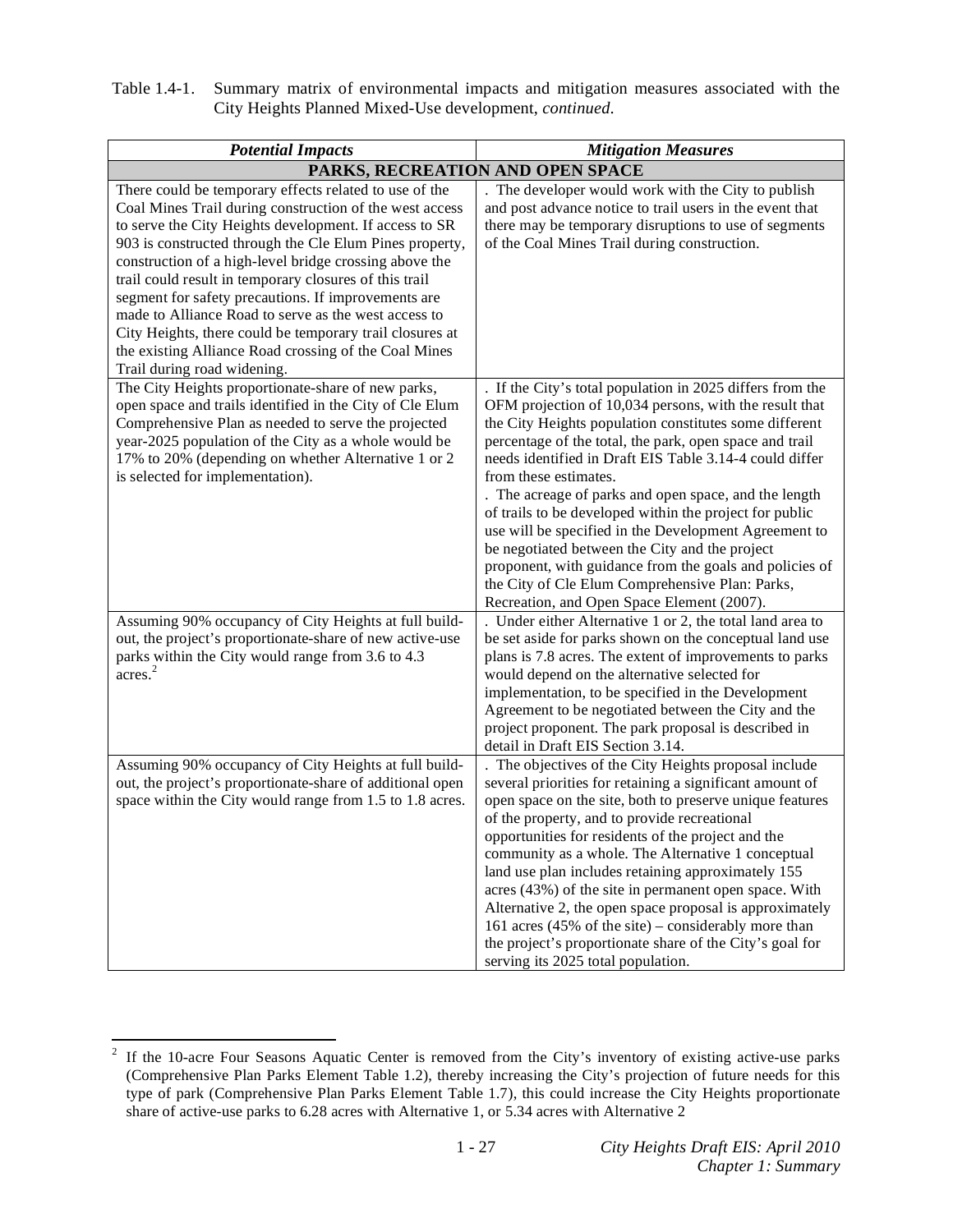Table 1.4-1. Summary matrix of environmental impacts and mitigation measures associated with the City Heights Planned Mixed-Use development, *continued*.

| ***Potential Impacts*** | ***Mitigation Measures*** |
|---|---|
| **PARKS, RECREATION AND OPEN SPACE** | |
| There could be temporary effects related to use of the Coal Mines Trail during construction of the west access to serve the City Heights development. If access to SR 903 is constructed through the Cle Elum Pines property, construction of a high-level bridge crossing above the trail could result in temporary closures of this trail segment for safety precautions. If improvements are made to Alliance Road to serve as the west access to City Heights, there could be temporary trail closures at the existing Alliance Road crossing of the Coal Mines Trail during road widening. | . The developer would work with the City to publish and post advance notice to trail users in the event that there may be temporary disruptions to use of segments of the Coal Mines Trail during construction. |
| The City Heights proportionate-share of new parks, open space and trails identified in the City of Cle Elum Comprehensive Plan as needed to serve the projected year-2025 population of the City as a whole would be 17% to 20% (depending on whether Alternative 1 or 2 is selected for implementation). | . If the City's total population in 2025 differs from the OFM projection of 10,034 persons, with the result that the City Heights population constitutes some different percentage of the total, the park, open space and trail needs identified in Draft EIS Table 3.14-4 could differ from these estimates.<br>. The acreage of parks and open space, and the length of trails to be developed within the project for public use will be specified in the Development Agreement to be negotiated between the City and the project proponent, with guidance from the goals and policies of the City of Cle Elum Comprehensive Plan: Parks, Recreation, and Open Space Element (2007). |
| Assuming 90% occupancy of City Heights at full build-out, the project's proportionate-share of new active-use parks within the City would range from 3.6 to 4.3 acres.[2] | . Under either Alternative 1 or 2, the total land area to be set aside for parks shown on the conceptual land use plans is 7.8 acres. The extent of improvements to parks would depend on the alternative selected for implementation, to be specified in the Development Agreement to be negotiated between the City and the project proponent. The park proposal is described in detail in Draft EIS Section 3.14. |
| Assuming 90% occupancy of City Heights at full build-out, the project's proportionate-share of additional open space within the City would range from 1.5 to 1.8 acres. | . The objectives of the City Heights proposal include several priorities for retaining a significant amount of open space on the site, both to preserve unique features of the property, and to provide recreational opportunities for residents of the project and the community as a whole. The Alternative 1 conceptual land use plan includes retaining approximately 155 acres (43%) of the site in permanent open space. With Alternative 2, the open space proposal is approximately 161 acres (45% of the site) – considerably more than the project's proportionate share of the City's goal for serving its 2025 total population. |

[2] If the 10-acre Four Seasons Aquatic Center is removed from the City's inventory of existing active-use parks (Comprehensive Plan Parks Element Table 1.2), thereby increasing the City's projection of future needs for this type of park (Comprehensive Plan Parks Element Table 1.7), this could increase the City Heights proportionate share of active-use parks to 6.28 acres with Alternative 1, or 5.34 acres with Alternative 2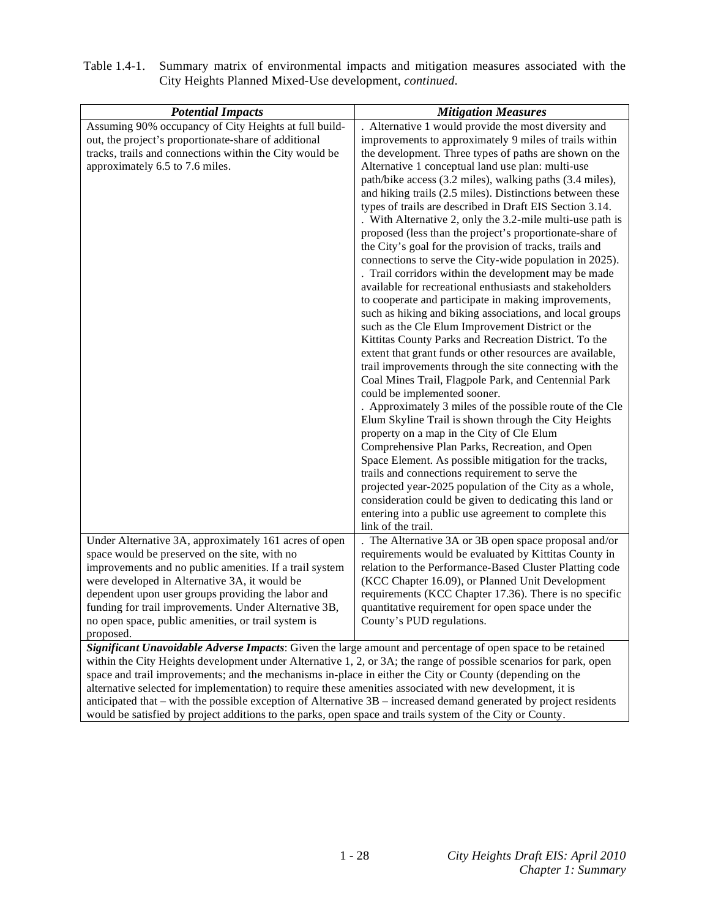Table 1.4-1. Summary matrix of environmental impacts and mitigation measures associated with the City Heights Planned Mixed-Use development, *continued*.

| ***Potential Impacts*** | ***Mitigation Measures*** |
|---|---|
| Assuming 90% occupancy of City Heights at full build-out, the project's proportionate-share of additional tracks, trails and connections within the City would be approximately 6.5 to 7.6 miles. | . Alternative 1 would provide the most diversity and improvements to approximately 9 miles of trails within the development. Three types of paths are shown on the Alternative 1 conceptual land use plan: multi-use path/bike access (3.2 miles), walking paths (3.4 miles), and hiking trails (2.5 miles). Distinctions between these types of trails are described in Draft EIS Section 3.14.<br>. With Alternative 2, only the 3.2-mile multi-use path is proposed (less than the project's proportionate-share of the City's goal for the provision of tracks, trails and connections to serve the City-wide population in 2025).<br>. Trail corridors within the development may be made available for recreational enthusiasts and stakeholders to cooperate and participate in making improvements, such as hiking and biking associations, and local groups such as the Cle Elum Improvement District or the Kittitas County Parks and Recreation District. To the extent that grant funds or other resources are available, trail improvements through the site connecting with the Coal Mines Trail, Flagpole Park, and Centennial Park could be implemented sooner.<br>. Approximately 3 miles of the possible route of the Cle Elum Skyline Trail is shown through the City Heights property on a map in the City of Cle Elum Comprehensive Plan Parks, Recreation, and Open Space Element. As possible mitigation for the tracks, trails and connections requirement to serve the projected year-2025 population of the City as a whole, consideration could be given to dedicating this land or entering into a public use agreement to complete this link of the trail. |
| Under Alternative 3A, approximately 161 acres of open space would be preserved on the site, with no improvements and no public amenities. If a trail system were developed in Alternative 3A, it would be dependent upon user groups providing the labor and funding for trail improvements. Under Alternative 3B, no open space, public amenities, or trail system is proposed. | . The Alternative 3A or 3B open space proposal and/or requirements would be evaluated by Kittitas County in relation to the Performance-Based Cluster Platting code (KCC Chapter 16.09), or Planned Unit Development requirements (KCC Chapter 17.36). There is no specific quantitative requirement for open space under the County's PUD regulations. |
| ***Significant Unavoidable Adverse Impacts***: Given the large amount and percentage of open space to be retained within the City Heights development under Alternative 1, 2, or 3A; the range of possible scenarios for park, open space and trail improvements; and the mechanisms in-place in either the City or County (depending on the alternative selected for implementation) to require these amenities associated with new development, it is anticipated that – with the possible exception of Alternative 3B – increased demand generated by project residents would be satisfied by project additions to the parks, open space and trails system of the City or County. | |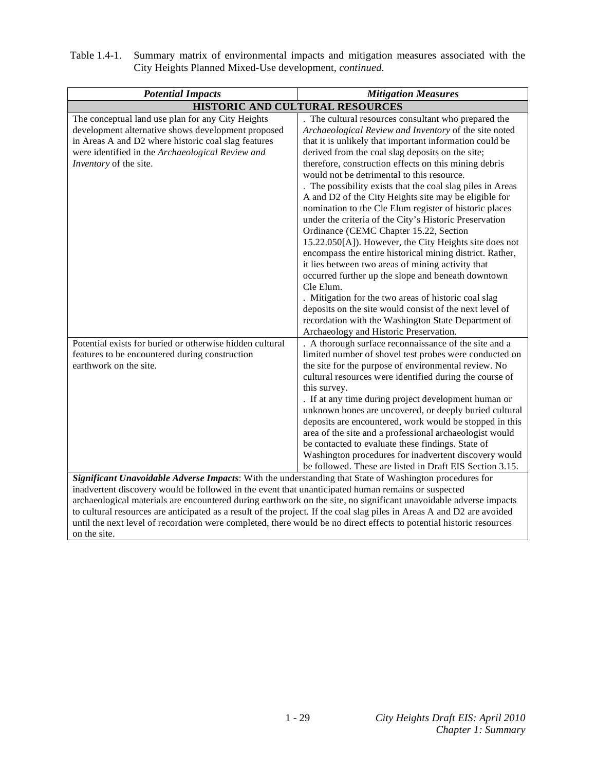Table 1.4-1. Summary matrix of environmental impacts and mitigation measures associated with the City Heights Planned Mixed-Use development, *continued*.

| ***Potential Impacts*** | ***Mitigation Measures*** |
| --- | --- |
| **HISTORIC AND CULTURAL RESOURCES** | |
| The conceptual land use plan for any City Heights development alternative shows development proposed in Areas A and D2 where historic coal slag features were identified in the *Archaeological Review and Inventory* of the site. | . The cultural resources consultant who prepared the *Archaeological Review and Inventory* of the site noted that it is unlikely that important information could be derived from the coal slag deposits on the site; therefore, construction effects on this mining debris would not be detrimental to this resource.<br>. The possibility exists that the coal slag piles in Areas A and D2 of the City Heights site may be eligible for nomination to the Cle Elum register of historic places under the criteria of the City's Historic Preservation Ordinance (CEMC Chapter 15.22, Section 15.22.050[A]). However, the City Heights site does not encompass the entire historical mining district. Rather, it lies between two areas of mining activity that occurred further up the slope and beneath downtown Cle Elum.<br>. Mitigation for the two areas of historic coal slag deposits on the site would consist of the next level of recordation with the Washington State Department of Archaeology and Historic Preservation. |
| Potential exists for buried or otherwise hidden cultural features to be encountered during construction earthwork on the site. | . A thorough surface reconnaissance of the site and a limited number of shovel test probes were conducted on the site for the purpose of environmental review. No cultural resources were identified during the course of this survey.<br>. If at any time during project development human or unknown bones are uncovered, or deeply buried cultural deposits are encountered, work would be stopped in this area of the site and a professional archaeologist would be contacted to evaluate these findings. State of Washington procedures for inadvertent discovery would be followed. These are listed in Draft EIS Section 3.15. |
| ***Significant Unavoidable Adverse Impacts***: With the understanding that State of Washington procedures for inadvertent discovery would be followed in the event that unanticipated human remains or suspected archaeological materials are encountered during earthwork on the site, no significant unavoidable adverse impacts to cultural resources are anticipated as a result of the project. If the coal slag piles in Areas A and D2 are avoided until the next level of recordation were completed, there would be no direct effects to potential historic resources on the site. | |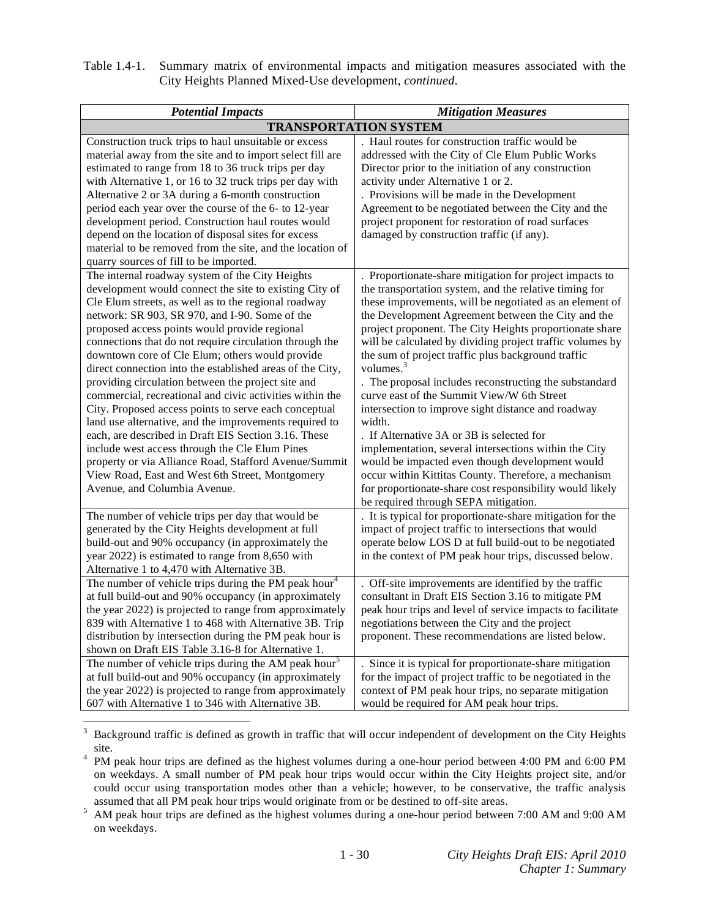Table 1.4-1. Summary matrix of environmental impacts and mitigation measures associated with the City Heights Planned Mixed-Use development, *continued*.

| ***Potential Impacts*** | ***Mitigation Measures*** |
|---|---|
| **TRANSPORTATION SYSTEM** | |
| Construction truck trips to haul unsuitable or excess material away from the site and to import select fill are estimated to range from 18 to 36 truck trips per day with Alternative 1, or 16 to 32 truck trips per day with Alternative 2 or 3A during a 6-month construction period each year over the course of the 6- to 12-year development period. Construction haul routes would depend on the location of disposal sites for excess material to be removed from the site, and the location of quarry sources of fill to be imported. | . Haul routes for construction traffic would be addressed with the City of Cle Elum Public Works Director prior to the initiation of any construction activity under Alternative 1 or 2.<br>. Provisions will be made in the Development Agreement to be negotiated between the City and the project proponent for restoration of road surfaces damaged by construction traffic (if any). |
| The internal roadway system of the City Heights development would connect the site to existing City of Cle Elum streets, as well as to the regional roadway network: SR 903, SR 970, and I-90. Some of the proposed access points would provide regional connections that do not require circulation through the downtown core of Cle Elum; others would provide direct connection into the established areas of the City, providing circulation between the project site and commercial, recreational and civic activities within the City. Proposed access points to serve each conceptual land use alternative, and the improvements required to each, are described in Draft EIS Section 3.16. These include west access through the Cle Elum Pines property or via Alliance Road, Stafford Avenue/Summit View Road, East and West 6th Street, Montgomery Avenue, and Columbia Avenue. | . Proportionate-share mitigation for project impacts to the transportation system, and the relative timing for these improvements, will be negotiated as an element of the Development Agreement between the City and the project proponent. The City Heights proportionate share will be calculated by dividing project traffic volumes by the sum of project traffic plus background traffic volumes.[3]<br>. The proposal includes reconstructing the substandard curve east of the Summit View/W 6th Street intersection to improve sight distance and roadway width.<br>. If Alternative 3A or 3B is selected for implementation, several intersections within the City would be impacted even though development would occur within Kittitas County. Therefore, a mechanism for proportionate-share cost responsibility would likely be required through SEPA mitigation. |
| The number of vehicle trips per day that would be generated by the City Heights development at full build-out and 90% occupancy (in approximately the year 2022) is estimated to range from 8,650 with Alternative 1 to 4,470 with Alternative 3B. | . It is typical for proportionate-share mitigation for the impact of project traffic to intersections that would operate below LOS D at full build-out to be negotiated in the context of PM peak hour trips, discussed below. |
| The number of vehicle trips during the PM peak hour[4] at full build-out and 90% occupancy (in approximately the year 2022) is projected to range from approximately 839 with Alternative 1 to 468 with Alternative 3B. Trip distribution by intersection during the PM peak hour is shown on Draft EIS Table 3.16-8 for Alternative 1. | . Off-site improvements are identified by the traffic consultant in Draft EIS Section 3.16 to mitigate PM peak hour trips and level of service impacts to facilitate negotiations between the City and the project proponent. These recommendations are listed below. |
| The number of vehicle trips during the AM peak hour[5] at full build-out and 90% occupancy (in approximately the year 2022) is projected to range from approximately 607 with Alternative 1 to 346 with Alternative 3B. | . Since it is typical for proportionate-share mitigation for the impact of project traffic to be negotiated in the context of PM peak hour trips, no separate mitigation would be required for AM peak hour trips. |

[3] Background traffic is defined as growth in traffic that will occur independent of development on the City Heights site.

[4] PM peak hour trips are defined as the highest volumes during a one-hour period between 4:00 PM and 6:00 PM on weekdays. A small number of PM peak hour trips would occur within the City Heights project site, and/or could occur using transportation modes other than a vehicle; however, to be conservative, the traffic analysis assumed that all PM peak hour trips would originate from or be destined to off-site areas.

[5] AM peak hour trips are defined as the highest volumes during a one-hour period between 7:00 AM and 9:00 AM on weekdays.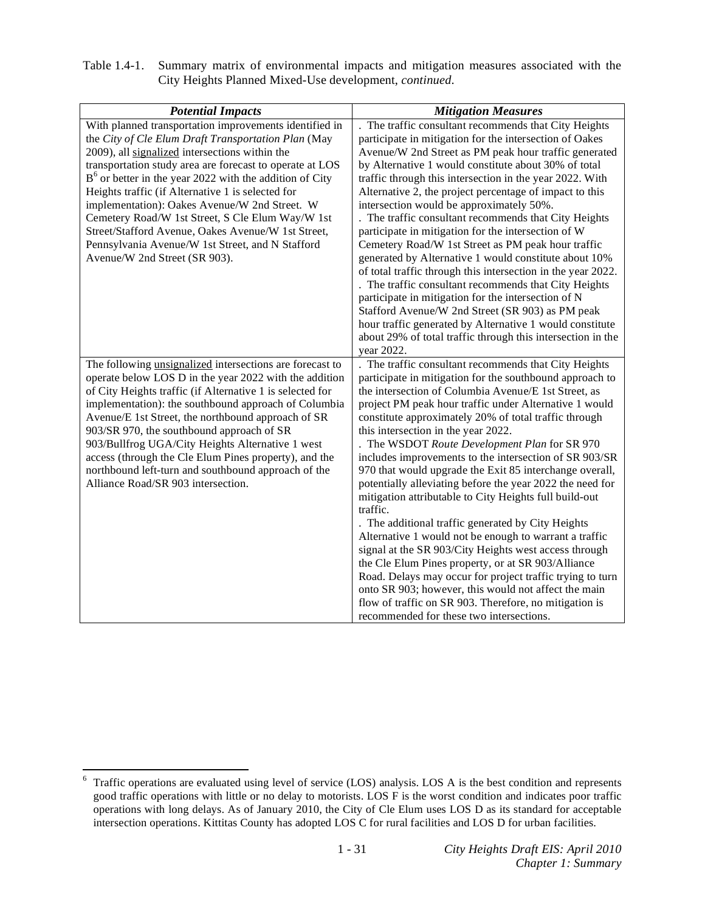Table 1.4-1. Summary matrix of environmental impacts and mitigation measures associated with the City Heights Planned Mixed-Use development, *continued*.

| ***Potential Impacts*** | ***Mitigation Measures*** |
|---|---|
| With planned transportation improvements identified in the *City of Cle Elum Draft Transportation Plan* (May 2009), all signalized intersections within the transportation study area are forecast to operate at LOS B[6] or better in the year 2022 with the addition of City Heights traffic (if Alternative 1 is selected for implementation): Oakes Avenue/W 2nd Street. W Cemetery Road/W 1st Street, S Cle Elum Way/W 1st Street/Stafford Avenue, Oakes Avenue/W 1st Street, Pennsylvania Avenue/W 1st Street, and N Stafford Avenue/W 2nd Street (SR 903). | . The traffic consultant recommends that City Heights participate in mitigation for the intersection of Oakes Avenue/W 2nd Street as PM peak hour traffic generated by Alternative 1 would constitute about 30% of total traffic through this intersection in the year 2022. With Alternative 2, the project percentage of impact to this intersection would be approximately 50%.<br>. The traffic consultant recommends that City Heights participate in mitigation for the intersection of W Cemetery Road/W 1st Street as PM peak hour traffic generated by Alternative 1 would constitute about 10% of total traffic through this intersection in the year 2022.<br>. The traffic consultant recommends that City Heights participate in mitigation for the intersection of N Stafford Avenue/W 2nd Street (SR 903) as PM peak hour traffic generated by Alternative 1 would constitute about 29% of total traffic through this intersection in the year 2022. |
| The following unsignalized intersections are forecast to operate below LOS D in the year 2022 with the addition of City Heights traffic (if Alternative 1 is selected for implementation): the southbound approach of Columbia Avenue/E 1st Street, the northbound approach of SR 903/SR 970, the southbound approach of SR 903/Bullfrog UGA/City Heights Alternative 1 west access (through the Cle Elum Pines property), and the northbound left-turn and southbound approach of the Alliance Road/SR 903 intersection. | . The traffic consultant recommends that City Heights participate in mitigation for the southbound approach to the intersection of Columbia Avenue/E 1st Street, as project PM peak hour traffic under Alternative 1 would constitute approximately 20% of total traffic through this intersection in the year 2022.<br>. The WSDOT *Route Development Plan* for SR 970 includes improvements to the intersection of SR 903/SR 970 that would upgrade the Exit 85 interchange overall, potentially alleviating before the year 2022 the need for mitigation attributable to City Heights full build-out traffic.<br>. The additional traffic generated by City Heights Alternative 1 would not be enough to warrant a traffic signal at the SR 903/City Heights west access through the Cle Elum Pines property, or at SR 903/Alliance Road. Delays may occur for project traffic trying to turn onto SR 903; however, this would not affect the main flow of traffic on SR 903. Therefore, no mitigation is recommended for these two intersections. |

[6] Traffic operations are evaluated using level of service (LOS) analysis. LOS A is the best condition and represents good traffic operations with little or no delay to motorists. LOS F is the worst condition and indicates poor traffic operations with long delays. As of January 2010, the City of Cle Elum uses LOS D as its standard for acceptable intersection operations. Kittitas County has adopted LOS C for rural facilities and LOS D for urban facilities.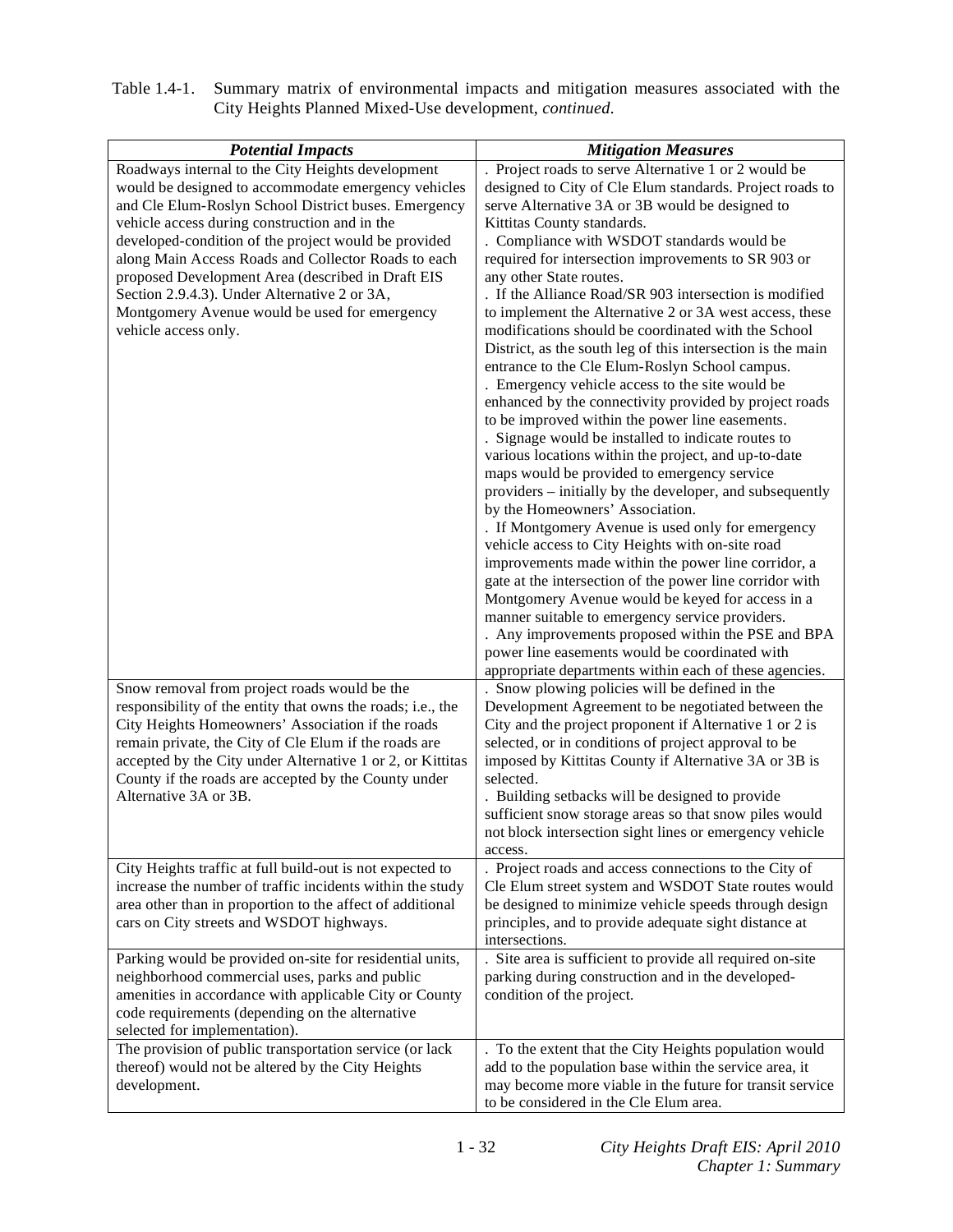Table 1.4-1. Summary matrix of environmental impacts and mitigation measures associated with the City Heights Planned Mixed-Use development, *continued*.

| ***Potential Impacts*** | ***Mitigation Measures*** |
|---|---|
| Roadways internal to the City Heights development would be designed to accommodate emergency vehicles and Cle Elum-Roslyn School District buses. Emergency vehicle access during construction and in the developed-condition of the project would be provided along Main Access Roads and Collector Roads to each proposed Development Area (described in Draft EIS Section 2.9.4.3). Under Alternative 2 or 3A, Montgomery Avenue would be used for emergency vehicle access only. | . Project roads to serve Alternative 1 or 2 would be designed to City of Cle Elum standards. Project roads to serve Alternative 3A or 3B would be designed to Kittitas County standards.<br>. Compliance with WSDOT standards would be required for intersection improvements to SR 903 or any other State routes.<br>. If the Alliance Road/SR 903 intersection is modified to implement the Alternative 2 or 3A west access, these modifications should be coordinated with the School District, as the south leg of this intersection is the main entrance to the Cle Elum-Roslyn School campus.<br>. Emergency vehicle access to the site would be enhanced by the connectivity provided by project roads to be improved within the power line easements.<br>. Signage would be installed to indicate routes to various locations within the project, and up-to-date maps would be provided to emergency service providers – initially by the developer, and subsequently by the Homeowners' Association.<br>. If Montgomery Avenue is used only for emergency vehicle access to City Heights with on-site road improvements made within the power line corridor, a gate at the intersection of the power line corridor with Montgomery Avenue would be keyed for access in a manner suitable to emergency service providers.<br>. Any improvements proposed within the PSE and BPA power line easements would be coordinated with appropriate departments within each of these agencies. |
| Snow removal from project roads would be the responsibility of the entity that owns the roads; i.e., the City Heights Homeowners' Association if the roads remain private, the City of Cle Elum if the roads are accepted by the City under Alternative 1 or 2, or Kittitas County if the roads are accepted by the County under Alternative 3A or 3B. | . Snow plowing policies will be defined in the Development Agreement to be negotiated between the City and the project proponent if Alternative 1 or 2 is selected, or in conditions of project approval to be imposed by Kittitas County if Alternative 3A or 3B is selected.<br>. Building setbacks will be designed to provide sufficient snow storage areas so that snow piles would not block intersection sight lines or emergency vehicle access. |
| City Heights traffic at full build-out is not expected to increase the number of traffic incidents within the study area other than in proportion to the affect of additional cars on City streets and WSDOT highways. | . Project roads and access connections to the City of Cle Elum street system and WSDOT State routes would be designed to minimize vehicle speeds through design principles, and to provide adequate sight distance at intersections. |
| Parking would be provided on-site for residential units, neighborhood commercial uses, parks and public amenities in accordance with applicable City or County code requirements (depending on the alternative selected for implementation). | . Site area is sufficient to provide all required on-site parking during construction and in the developed-condition of the project. |
| The provision of public transportation service (or lack thereof) would not be altered by the City Heights development. | . To the extent that the City Heights population would add to the population base within the service area, it may become more viable in the future for transit service to be considered in the Cle Elum area. |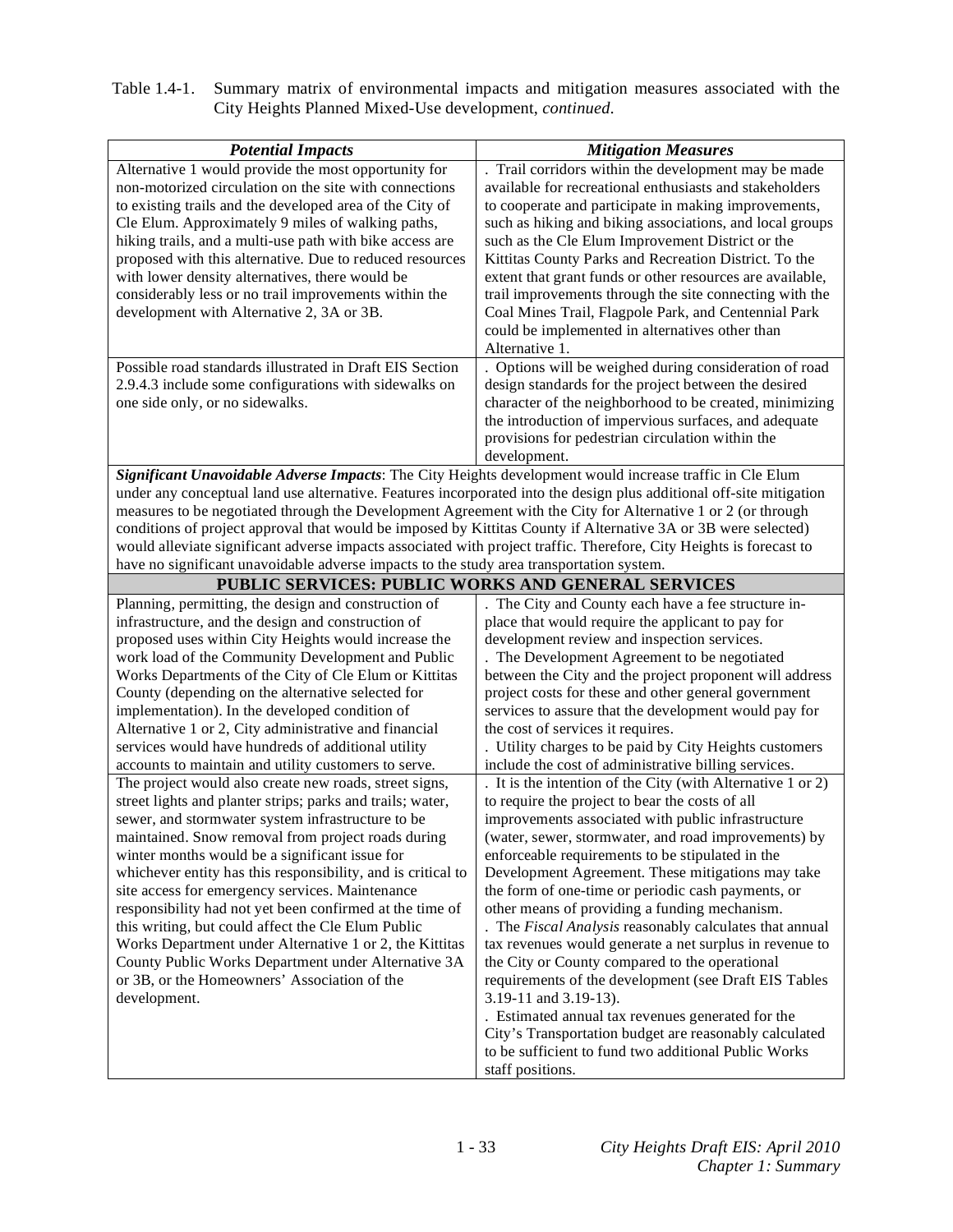Table 1.4-1. Summary matrix of environmental impacts and mitigation measures associated with the City Heights Planned Mixed-Use development, *continued*.

| ***Potential Impacts*** | ***Mitigation Measures*** |
|---|---|
| Alternative 1 would provide the most opportunity for non-motorized circulation on the site with connections to existing trails and the developed area of the City of Cle Elum. Approximately 9 miles of walking paths, hiking trails, and a multi-use path with bike access are proposed with this alternative. Due to reduced resources with lower density alternatives, there would be considerably less or no trail improvements within the development with Alternative 2, 3A or 3B. | . Trail corridors within the development may be made available for recreational enthusiasts and stakeholders to cooperate and participate in making improvements, such as hiking and biking associations, and local groups such as the Cle Elum Improvement District or the Kittitas County Parks and Recreation District. To the extent that grant funds or other resources are available, trail improvements through the site connecting with the Coal Mines Trail, Flagpole Park, and Centennial Park could be implemented in alternatives other than Alternative 1. |
| Possible road standards illustrated in Draft EIS Section 2.9.4.3 include some configurations with sidewalks on one side only, or no sidewalks. | . Options will be weighed during consideration of road design standards for the project between the desired character of the neighborhood to be created, minimizing the introduction of impervious surfaces, and adequate provisions for pedestrian circulation within the development. |
| ***Significant Unavoidable Adverse Impacts***: The City Heights development would increase traffic in Cle Elum under any conceptual land use alternative. Features incorporated into the design plus additional off-site mitigation measures to be negotiated through the Development Agreement with the City for Alternative 1 or 2 (or through conditions of project approval that would be imposed by Kittitas County if Alternative 3A or 3B were selected) would alleviate significant adverse impacts associated with project traffic. Therefore, City Heights is forecast to have no significant unavoidable adverse impacts to the study area transportation system. | |
| **PUBLIC SERVICES: PUBLIC WORKS AND GENERAL SERVICES** | |
| Planning, permitting, the design and construction of infrastructure, and the design and construction of proposed uses within City Heights would increase the work load of the Community Development and Public Works Departments of the City of Cle Elum or Kittitas County (depending on the alternative selected for implementation). In the developed condition of Alternative 1 or 2, City administrative and financial services would have hundreds of additional utility accounts to maintain and utility customers to serve. | . The City and County each have a fee structure in-place that would require the applicant to pay for development review and inspection services.<br>. The Development Agreement to be negotiated between the City and the project proponent will address project costs for these and other general government services to assure that the development would pay for the cost of services it requires.<br>. Utility charges to be paid by City Heights customers include the cost of administrative billing services. |
| The project would also create new roads, street signs, street lights and planter strips; parks and trails; water, sewer, and stormwater system infrastructure to be maintained. Snow removal from project roads during winter months would be a significant issue for whichever entity has this responsibility, and is critical to site access for emergency services. Maintenance responsibility had not yet been confirmed at the time of this writing, but could affect the Cle Elum Public Works Department under Alternative 1 or 2, the Kittitas County Public Works Department under Alternative 3A or 3B, or the Homeowners' Association of the development. | . It is the intention of the City (with Alternative 1 or 2) to require the project to bear the costs of all improvements associated with public infrastructure (water, sewer, stormwater, and road improvements) by enforceable requirements to be stipulated in the Development Agreement. These mitigations may take the form of one-time or periodic cash payments, or other means of providing a funding mechanism.<br>. The *Fiscal Analysis* reasonably calculates that annual tax revenues would generate a net surplus in revenue to the City or County compared to the operational requirements of the development (see Draft EIS Tables 3.19-11 and 3.19-13).<br>. Estimated annual tax revenues generated for the City's Transportation budget are reasonably calculated to be sufficient to fund two additional Public Works staff positions. |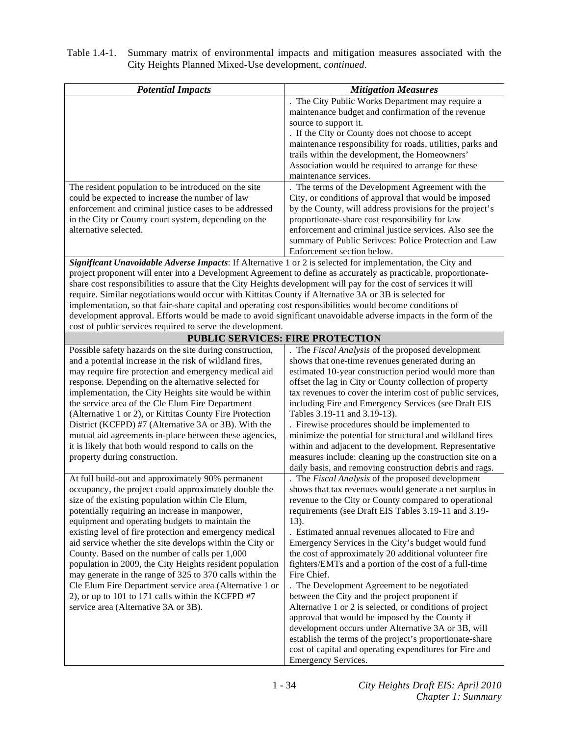Table 1.4-1. Summary matrix of environmental impacts and mitigation measures associated with the City Heights Planned Mixed-Use development, *continued*.

| ***Potential Impacts*** | ***Mitigation Measures*** |
|---|---|
| | . The City Public Works Department may require a maintenance budget and confirmation of the revenue source to support it.<br>. If the City or County does not choose to accept maintenance responsibility for roads, utilities, parks and trails within the development, the Homeowners' Association would be required to arrange for these maintenance services. |
| The resident population to be introduced on the site could be expected to increase the number of law enforcement and criminal justice cases to be addressed in the City or County court system, depending on the alternative selected. | . The terms of the Development Agreement with the City, or conditions of approval that would be imposed by the County, will address provisions for the project's proportionate-share cost responsibility for law enforcement and criminal justice services. Also see the summary of Public Serivces: Police Protection and Law Enforcement section below. |
| ***Significant Unavoidable Adverse Impacts***: If Alternative 1 or 2 is selected for implementation, the City and project proponent will enter into a Development Agreement to define as accurately as practicable, proportionate-share cost responsibilities to assure that the City Heights development will pay for the cost of services it will require. Similar negotiations would occur with Kittitas County if Alternative 3A or 3B is selected for implementation, so that fair-share capital and operating cost responsibilities would become conditions of development approval. Efforts would be made to avoid significant unavoidable adverse impacts in the form of the cost of public services required to serve the development. | |
| **PUBLIC SERVICES: FIRE PROTECTION** | |
| Possible safety hazards on the site during construction, and a potential increase in the risk of wildland fires, may require fire protection and emergency medical aid response. Depending on the alternative selected for implementation, the City Heights site would be within the service area of the Cle Elum Fire Department (Alternative 1 or 2), or Kittitas County Fire Protection District (KCFPD) #7 (Alternative 3A or 3B). With the mutual aid agreements in-place between these agencies, it is likely that both would respond to calls on the property during construction. | . The *Fiscal Analysis* of the proposed development shows that one-time revenues generated during an estimated 10-year construction period would more than offset the lag in City or County collection of property tax revenues to cover the interim cost of public services, including Fire and Emergency Services (see Draft EIS Tables 3.19-11 and 3.19-13).<br>. Firewise procedures should be implemented to minimize the potential for structural and wildland fires within and adjacent to the development. Representative measures include: cleaning up the construction site on a daily basis, and removing construction debris and rags. |
| At full build-out and approximately 90% permanent occupancy, the project could approximately double the size of the existing population within Cle Elum, potentially requiring an increase in manpower, equipment and operating budgets to maintain the existing level of fire protection and emergency medical aid service whether the site develops within the City or County. Based on the number of calls per 1,000 population in 2009, the City Heights resident population may generate in the range of 325 to 370 calls within the Cle Elum Fire Department service area (Alternative 1 or 2), or up to 101 to 171 calls within the KCFPD #7 service area (Alternative 3A or 3B). | . The *Fiscal Analysis* of the proposed development shows that tax revenues would generate a net surplus in revenue to the City or County compared to operational requirements (see Draft EIS Tables 3.19-11 and 3.19-13).<br>. Estimated annual revenues allocated to Fire and Emergency Services in the City's budget would fund the cost of approximately 20 additional volunteer fire fighters/EMTs and a portion of the cost of a full-time Fire Chief.<br>. The Development Agreement to be negotiated between the City and the project proponent if Alternative 1 or 2 is selected, or conditions of project approval that would be imposed by the County if development occurs under Alternative 3A or 3B, will establish the terms of the project's proportionate-share cost of capital and operating expenditures for Fire and Emergency Services. |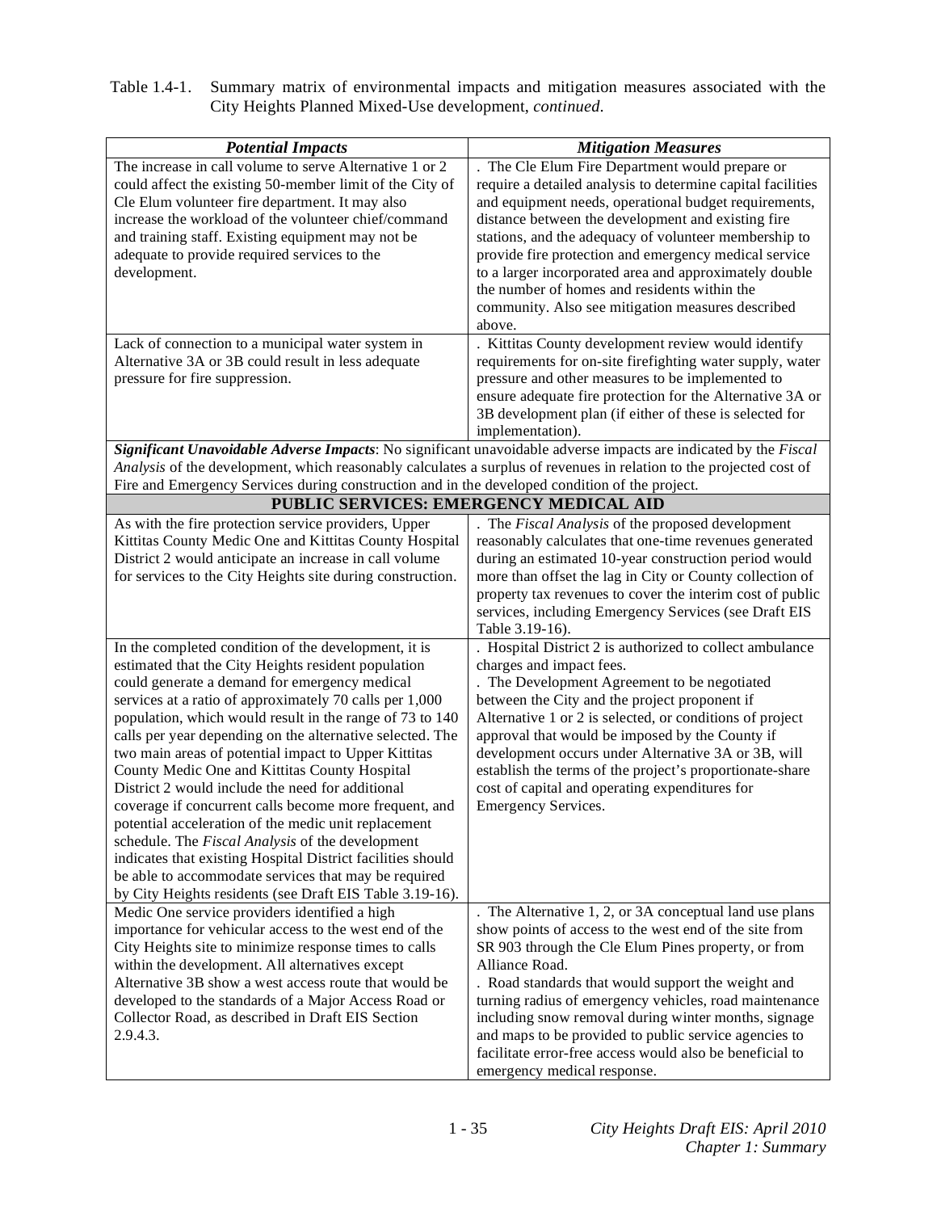Table 1.4-1. Summary matrix of environmental impacts and mitigation measures associated with the City Heights Planned Mixed-Use development, *continued*.

| ***Potential Impacts*** | ***Mitigation Measures*** |
|---|---|
| The increase in call volume to serve Alternative 1 or 2 could affect the existing 50-member limit of the City of Cle Elum volunteer fire department. It may also increase the workload of the volunteer chief/command and training staff. Existing equipment may not be adequate to provide required services to the development. | . The Cle Elum Fire Department would prepare or require a detailed analysis to determine capital facilities and equipment needs, operational budget requirements, distance between the development and existing fire stations, and the adequacy of volunteer membership to provide fire protection and emergency medical service to a larger incorporated area and approximately double the number of homes and residents within the community. Also see mitigation measures described above. |
| Lack of connection to a municipal water system in Alternative 3A or 3B could result in less adequate pressure for fire suppression. | . Kittitas County development review would identify requirements for on-site firefighting water supply, water pressure and other measures to be implemented to ensure adequate fire protection for the Alternative 3A or 3B development plan (if either of these is selected for implementation). |
| ***Significant Unavoidable Adverse Impacts***: No significant unavoidable adverse impacts are indicated by the *Fiscal Analysis* of the development, which reasonably calculates a surplus of revenues in relation to the projected cost of Fire and Emergency Services during construction and in the developed condition of the project. | |
| **PUBLIC SERVICES: EMERGENCY MEDICAL AID** | |
| As with the fire protection service providers, Upper Kittitas County Medic One and Kittitas County Hospital District 2 would anticipate an increase in call volume for services to the City Heights site during construction. | . The *Fiscal Analysis* of the proposed development reasonably calculates that one-time revenues generated during an estimated 10-year construction period would more than offset the lag in City or County collection of property tax revenues to cover the interim cost of public services, including Emergency Services (see Draft EIS Table 3.19-16). |
| In the completed condition of the development, it is estimated that the City Heights resident population could generate a demand for emergency medical services at a ratio of approximately 70 calls per 1,000 population, which would result in the range of 73 to 140 calls per year depending on the alternative selected. The two main areas of potential impact to Upper Kittitas County Medic One and Kittitas County Hospital District 2 would include the need for additional coverage if concurrent calls become more frequent, and potential acceleration of the medic unit replacement schedule. The *Fiscal Analysis* of the development indicates that existing Hospital District facilities should be able to accommodate services that may be required by City Heights residents (see Draft EIS Table 3.19-16). | . Hospital District 2 is authorized to collect ambulance charges and impact fees.<br>. The Development Agreement to be negotiated between the City and the project proponent if Alternative 1 or 2 is selected, or conditions of project approval that would be imposed by the County if development occurs under Alternative 3A or 3B, will establish the terms of the project's proportionate-share cost of capital and operating expenditures for Emergency Services. |
| Medic One service providers identified a high importance for vehicular access to the west end of the City Heights site to minimize response times to calls within the development. All alternatives except Alternative 3B show a west access route that would be developed to the standards of a Major Access Road or Collector Road, as described in Draft EIS Section 2.9.4.3. | . The Alternative 1, 2, or 3A conceptual land use plans show points of access to the west end of the site from SR 903 through the Cle Elum Pines property, or from Alliance Road.<br>. Road standards that would support the weight and turning radius of emergency vehicles, road maintenance including snow removal during winter months, signage and maps to be provided to public service agencies to facilitate error-free access would also be beneficial to emergency medical response. |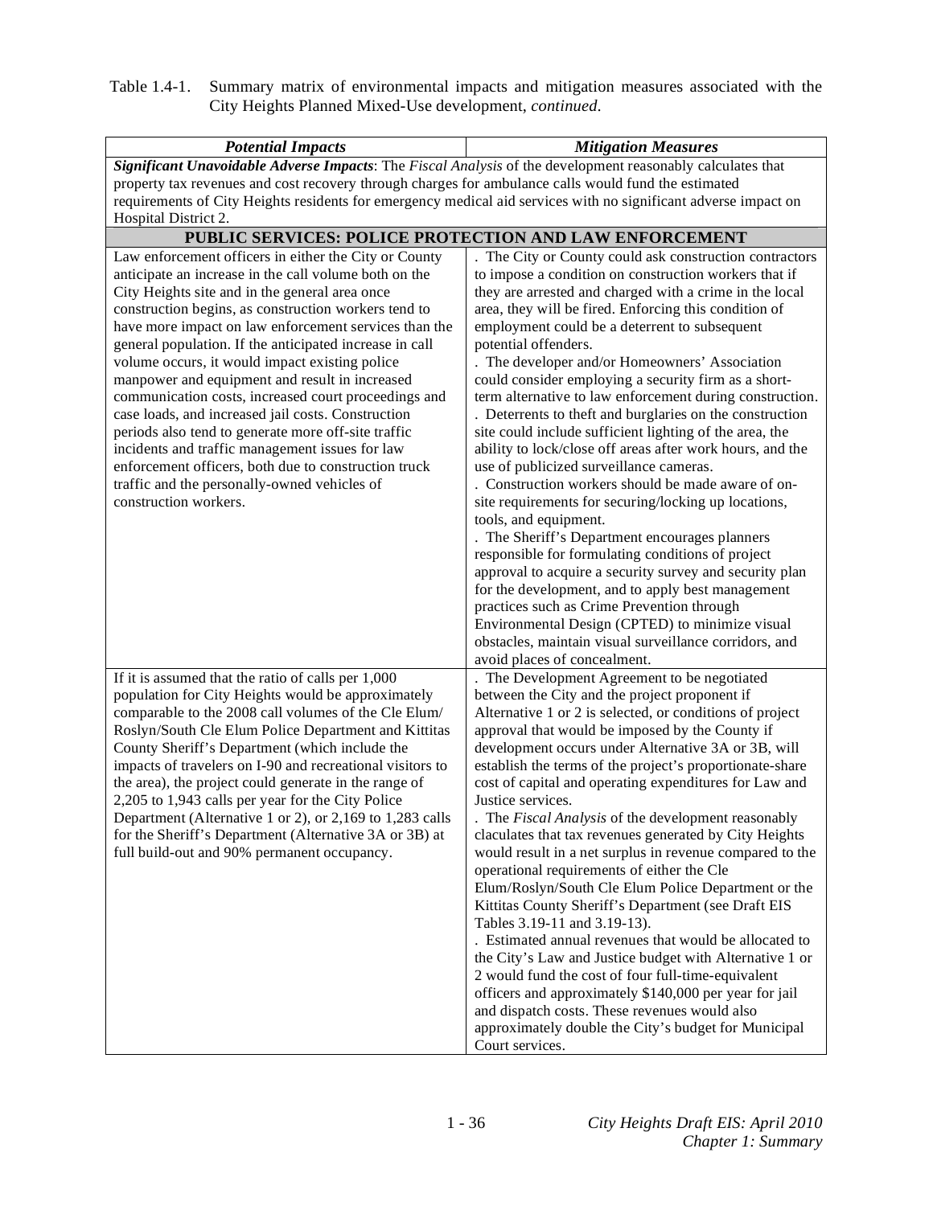Table 1.4-1. Summary matrix of environmental impacts and mitigation measures associated with the City Heights Planned Mixed-Use development, *continued*.

| ***Potential Impacts*** | ***Mitigation Measures*** |
|---|---|
| ***Significant Unavoidable Adverse Impacts***: The *Fiscal Analysis* of the development reasonably calculates that property tax revenues and cost recovery through charges for ambulance calls would fund the estimated requirements of City Heights residents for emergency medical aid services with no significant adverse impact on Hospital District 2. | |
| **PUBLIC SERVICES: POLICE PROTECTION AND LAW ENFORCEMENT** | |
| Law enforcement officers in either the City or County anticipate an increase in the call volume both on the City Heights site and in the general area once construction begins, as construction workers tend to have more impact on law enforcement services than the general population. If the anticipated increase in call volume occurs, it would impact existing police manpower and equipment and result in increased communication costs, increased court proceedings and case loads, and increased jail costs. Construction periods also tend to generate more off-site traffic incidents and traffic management issues for law enforcement officers, both due to construction truck traffic and the personally-owned vehicles of construction workers. | . The City or County could ask construction contractors to impose a condition on construction workers that if they are arrested and charged with a crime in the local area, they will be fired. Enforcing this condition of employment could be a deterrent to subsequent potential offenders.<br>. The developer and/or Homeowners' Association could consider employing a security firm as a short-term alternative to law enforcement during construction.<br>. Deterrents to theft and burglaries on the construction site could include sufficient lighting of the area, the ability to lock/close off areas after work hours, and the use of publicized surveillance cameras.<br>. Construction workers should be made aware of on-site requirements for securing/locking up locations, tools, and equipment.<br>. The Sheriff's Department encourages planners responsible for formulating conditions of project approval to acquire a security survey and security plan for the development, and to apply best management practices such as Crime Prevention through Environmental Design (CPTED) to minimize visual obstacles, maintain visual surveillance corridors, and avoid places of concealment. |
| If it is assumed that the ratio of calls per 1,000 population for City Heights would be approximately comparable to the 2008 call volumes of the Cle Elum/ Roslyn/South Cle Elum Police Department and Kittitas County Sheriff's Department (which include the impacts of travelers on I-90 and recreational visitors to the area), the project could generate in the range of 2,205 to 1,943 calls per year for the City Police Department (Alternative 1 or 2), or 2,169 to 1,283 calls for the Sheriff's Department (Alternative 3A or 3B) at full build-out and 90% permanent occupancy. | . The Development Agreement to be negotiated between the City and the project proponent if Alternative 1 or 2 is selected, or conditions of project approval that would be imposed by the County if development occurs under Alternative 3A or 3B, will establish the terms of the project's proportionate-share cost of capital and operating expenditures for Law and Justice services.<br>. The *Fiscal Analysis* of the development reasonably claculates that tax revenues generated by City Heights would result in a net surplus in revenue compared to the operational requirements of either the Cle Elum/Roslyn/South Cle Elum Police Department or the Kittitas County Sheriff's Department (see Draft EIS Tables 3.19-11 and 3.19-13).<br>. Estimated annual revenues that would be allocated to the City's Law and Justice budget with Alternative 1 or 2 would fund the cost of four full-time-equivalent officers and approximately \$140,000 per year for jail and dispatch costs. These revenues would also approximately double the City's budget for Municipal Court services. |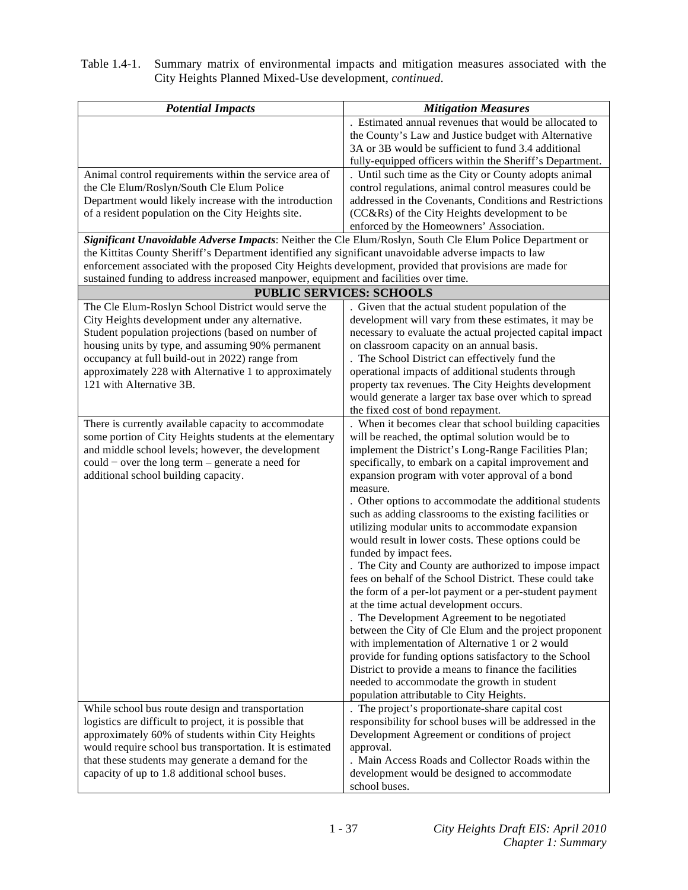Table 1.4-1. Summary matrix of environmental impacts and mitigation measures associated with the City Heights Planned Mixed-Use development, *continued*.

| ***Potential Impacts*** | ***Mitigation Measures*** |
|---|---|
| | . Estimated annual revenues that would be allocated to the County's Law and Justice budget with Alternative 3A or 3B would be sufficient to fund 3.4 additional fully-equipped officers within the Sheriff's Department. |
| Animal control requirements within the service area of the Cle Elum/Roslyn/South Cle Elum Police Department would likely increase with the introduction of a resident population on the City Heights site. | . Until such time as the City or County adopts animal control regulations, animal control measures could be addressed in the Covenants, Conditions and Restrictions (CC&Rs) of the City Heights development to be enforced by the Homeowners' Association. |
| ***Significant Unavoidable Adverse Impacts***: Neither the Cle Elum/Roslyn, South Cle Elum Police Department or the Kittitas County Sheriff's Department identified any significant unavoidable adverse impacts to law enforcement associated with the proposed City Heights development, provided that provisions are made for sustained funding to address increased manpower, equipment and facilities over time. | |
| **PUBLIC SERVICES: SCHOOLS** | |
| The Cle Elum-Roslyn School District would serve the City Heights development under any alternative. Student population projections (based on number of housing units by type, and assuming 90% permanent occupancy at full build-out in 2022) range from approximately 228 with Alternative 1 to approximately 121 with Alternative 3B. | . Given that the actual student population of the development will vary from these estimates, it may be necessary to evaluate the actual projected capital impact on classroom capacity on an annual basis.<br>. The School District can effectively fund the operational impacts of additional students through property tax revenues. The City Heights development would generate a larger tax base over which to spread the fixed cost of bond repayment. |
| There is currently available capacity to accommodate some portion of City Heights students at the elementary and middle school levels; however, the development could – over the long term – generate a need for additional school building capacity. | . When it becomes clear that school building capacities will be reached, the optimal solution would be to implement the District's Long-Range Facilities Plan; specifically, to embark on a capital improvement and expansion program with voter approval of a bond measure.<br>. Other options to accommodate the additional students such as adding classrooms to the existing facilities or utilizing modular units to accommodate expansion would result in lower costs. These options could be funded by impact fees.<br>. The City and County are authorized to impose impact fees on behalf of the School District. These could take the form of a per-lot payment or a per-student payment at the time actual development occurs.<br>. The Development Agreement to be negotiated between the City of Cle Elum and the project proponent with implementation of Alternative 1 or 2 would provide for funding options satisfactory to the School District to provide a means to finance the facilities needed to accommodate the growth in student population attributable to City Heights. |
| While school bus route design and transportation logistics are difficult to project, it is possible that approximately 60% of students within City Heights would require school bus transportation. It is estimated that these students may generate a demand for the capacity of up to 1.8 additional school buses. | . The project's proportionate-share capital cost responsibility for school buses will be addressed in the Development Agreement or conditions of project approval.<br>. Main Access Roads and Collector Roads within the development would be designed to accommodate school buses. |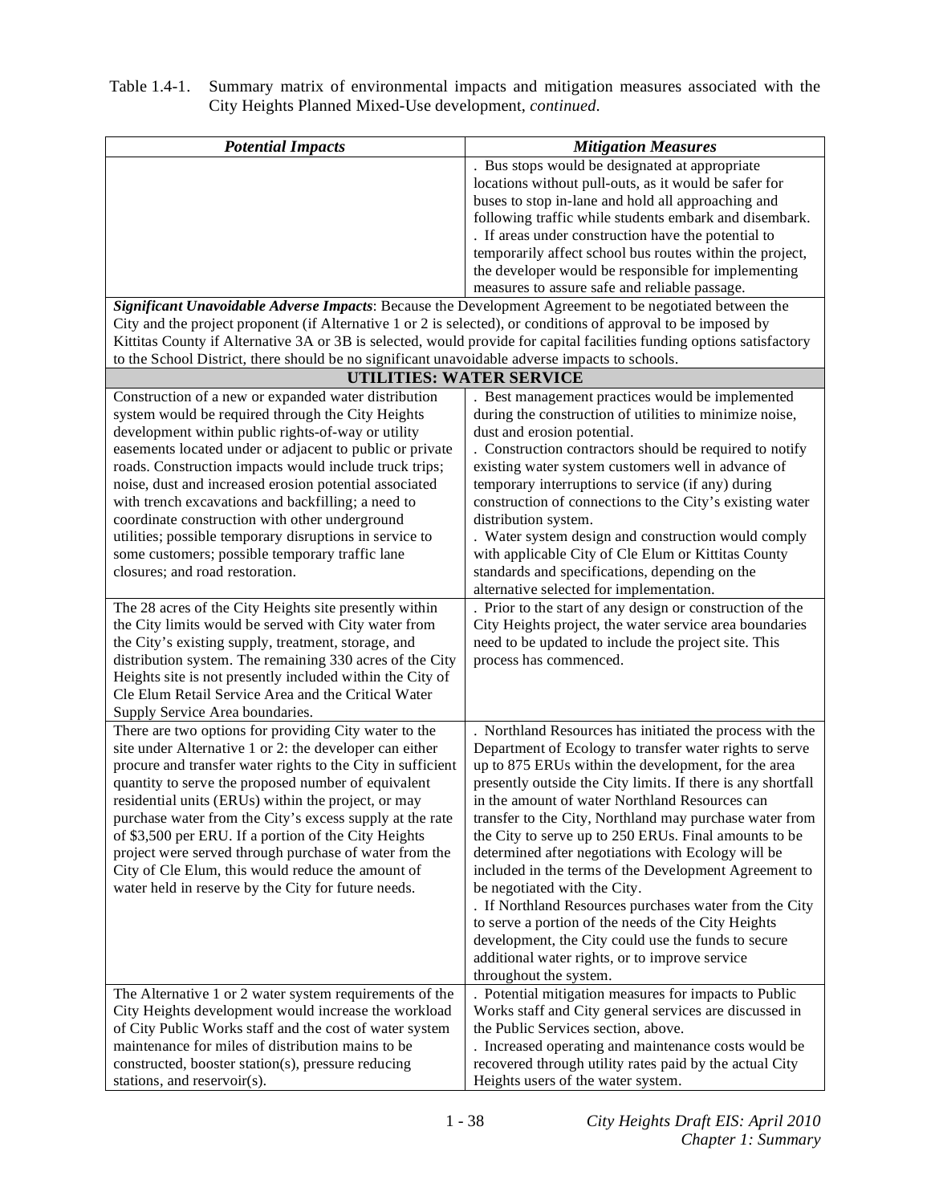Table 1.4-1. Summary matrix of environmental impacts and mitigation measures associated with the City Heights Planned Mixed-Use development, *continued*.

| ***Potential Impacts*** | ***Mitigation Measures*** |
|---|---|
| | . Bus stops would be designated at appropriate locations without pull-outs, as it would be safer for buses to stop in-lane and hold all approaching and following traffic while students embark and disembark.<br>. If areas under construction have the potential to temporarily affect school bus routes within the project, the developer would be responsible for implementing measures to assure safe and reliable passage. |
| ***Significant Unavoidable Adverse Impacts***: Because the Development Agreement to be negotiated between the City and the project proponent (if Alternative 1 or 2 is selected), or conditions of approval to be imposed by Kittitas County if Alternative 3A or 3B is selected, would provide for capital facilities funding options satisfactory to the School District, there should be no significant unavoidable adverse impacts to schools. | |
| **UTILITIES: WATER SERVICE** | |
| Construction of a new or expanded water distribution system would be required through the City Heights development within public rights-of-way or utility easements located under or adjacent to public or private roads. Construction impacts would include truck trips; noise, dust and increased erosion potential associated with trench excavations and backfilling; a need to coordinate construction with other underground utilities; possible temporary disruptions in service to some customers; possible temporary traffic lane closures; and road restoration. | . Best management practices would be implemented during the construction of utilities to minimize noise, dust and erosion potential.<br>. Construction contractors should be required to notify existing water system customers well in advance of temporary interruptions to service (if any) during construction of connections to the City's existing water distribution system.<br>. Water system design and construction would comply with applicable City of Cle Elum or Kittitas County standards and specifications, depending on the alternative selected for implementation. |
| The 28 acres of the City Heights site presently within the City limits would be served with City water from the City's existing supply, treatment, storage, and distribution system. The remaining 330 acres of the City Heights site is not presently included within the City of Cle Elum Retail Service Area and the Critical Water Supply Service Area boundaries. | . Prior to the start of any design or construction of the City Heights project, the water service area boundaries need to be updated to include the project site. This process has commenced. |
| There are two options for providing City water to the site under Alternative 1 or 2: the developer can either procure and transfer water rights to the City in sufficient quantity to serve the proposed number of equivalent residential units (ERUs) within the project, or may purchase water from the City's excess supply at the rate of $3,500 per ERU. If a portion of the City Heights project were served through purchase of water from the City of Cle Elum, this would reduce the amount of water held in reserve by the City for future needs. | . Northland Resources has initiated the process with the Department of Ecology to transfer water rights to serve up to 875 ERUs within the development, for the area presently outside the City limits. If there is any shortfall in the amount of water Northland Resources can transfer to the City, Northland may purchase water from the City to serve up to 250 ERUs. Final amounts to be determined after negotiations with Ecology will be included in the terms of the Development Agreement to be negotiated with the City.<br>. If Northland Resources purchases water from the City to serve a portion of the needs of the City Heights development, the City could use the funds to secure additional water rights, or to improve service throughout the system. |
| The Alternative 1 or 2 water system requirements of the City Heights development would increase the workload of City Public Works staff and the cost of water system maintenance for miles of distribution mains to be constructed, booster station(s), pressure reducing stations, and reservoir(s). | . Potential mitigation measures for impacts to Public Works staff and City general services are discussed in the Public Services section, above.<br>. Increased operating and maintenance costs would be recovered through utility rates paid by the actual City Heights users of the water system. |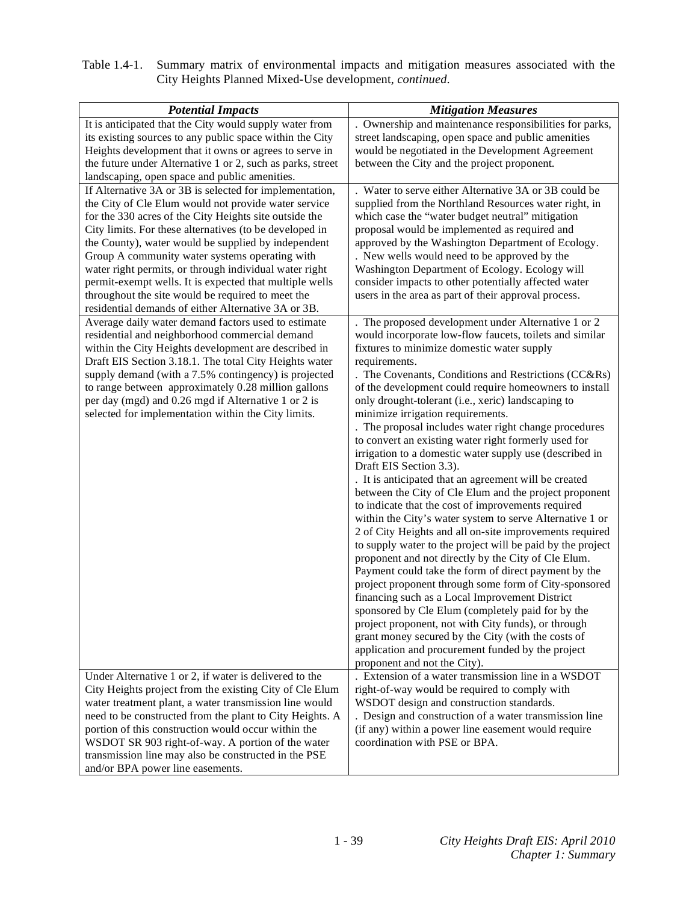Table 1.4-1. Summary matrix of environmental impacts and mitigation measures associated with the City Heights Planned Mixed-Use development, *continued*.

| ***Potential Impacts*** | ***Mitigation Measures*** |
|---|---|
| It is anticipated that the City would supply water from its existing sources to any public space within the City Heights development that it owns or agrees to serve in the future under Alternative 1 or 2, such as parks, street landscaping, open space and public amenities. | . Ownership and maintenance responsibilities for parks, street landscaping, open space and public amenities would be negotiated in the Development Agreement between the City and the project proponent. |
| If Alternative 3A or 3B is selected for implementation, the City of Cle Elum would not provide water service for the 330 acres of the City Heights site outside the City limits. For these alternatives (to be developed in the County), water would be supplied by independent Group A community water systems operating with water right permits, or through individual water right permit-exempt wells. It is expected that multiple wells throughout the site would be required to meet the residential demands of either Alternative 3A or 3B. | . Water to serve either Alternative 3A or 3B could be supplied from the Northland Resources water right, in which case the "water budget neutral" mitigation proposal would be implemented as required and approved by the Washington Department of Ecology.<br>. New wells would need to be approved by the Washington Department of Ecology. Ecology will consider impacts to other potentially affected water users in the area as part of their approval process. |
| Average daily water demand factors used to estimate residential and neighborhood commercial demand within the City Heights development are described in Draft EIS Section 3.18.1. The total City Heights water supply demand (with a 7.5% contingency) is projected to range between approximately 0.28 million gallons per day (mgd) and 0.26 mgd if Alternative 1 or 2 is selected for implementation within the City limits. | . The proposed development under Alternative 1 or 2 would incorporate low-flow faucets, toilets and similar fixtures to minimize domestic water supply requirements.<br>. The Covenants, Conditions and Restrictions (CC&Rs) of the development could require homeowners to install only drought-tolerant (i.e., xeric) landscaping to minimize irrigation requirements.<br>. The proposal includes water right change procedures to convert an existing water right formerly used for irrigation to a domestic water supply use (described in Draft EIS Section 3.3).<br>. It is anticipated that an agreement will be created between the City of Cle Elum and the project proponent to indicate that the cost of improvements required within the City's water system to serve Alternative 1 or 2 of City Heights and all on-site improvements required to supply water to the project will be paid by the project proponent and not directly by the City of Cle Elum. Payment could take the form of direct payment by the project proponent through some form of City-sponsored financing such as a Local Improvement District sponsored by Cle Elum (completely paid for by the project proponent, not with City funds), or through grant money secured by the City (with the costs of application and procurement funded by the project proponent and not the City). |
| Under Alternative 1 or 2, if water is delivered to the City Heights project from the existing City of Cle Elum water treatment plant, a water transmission line would need to be constructed from the plant to City Heights. A portion of this construction would occur within the WSDOT SR 903 right-of-way. A portion of the water transmission line may also be constructed in the PSE and/or BPA power line easements. | . Extension of a water transmission line in a WSDOT right-of-way would be required to comply with WSDOT design and construction standards.<br>. Design and construction of a water transmission line (if any) within a power line easement would require coordination with PSE or BPA. |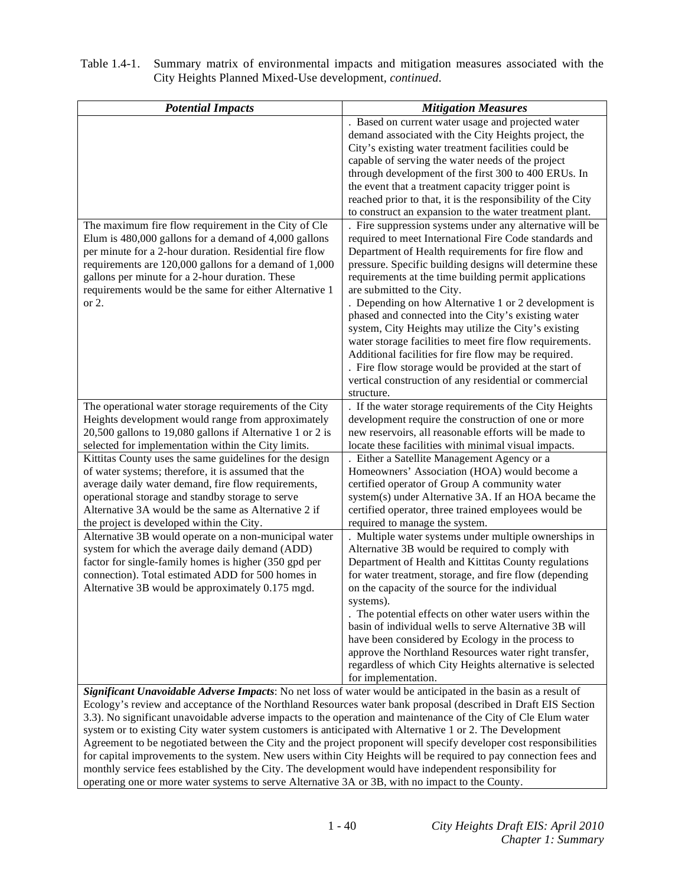Table 1.4-1. Summary matrix of environmental impacts and mitigation measures associated with the City Heights Planned Mixed-Use development, *continued*.

| ***Potential Impacts*** | ***Mitigation Measures*** |
|---|---|
| | . Based on current water usage and projected water demand associated with the City Heights project, the City's existing water treatment facilities could be capable of serving the water needs of the project through development of the first 300 to 400 ERUs. In the event that a treatment capacity trigger point is reached prior to that, it is the responsibility of the City to construct an expansion to the water treatment plant. |
| The maximum fire flow requirement in the City of Cle Elum is 480,000 gallons for a demand of 4,000 gallons per minute for a 2-hour duration. Residential fire flow requirements are 120,000 gallons for a demand of 1,000 gallons per minute for a 2-hour duration. These requirements would be the same for either Alternative 1 or 2. | . Fire suppression systems under any alternative will be required to meet International Fire Code standards and Department of Health requirements for fire flow and pressure. Specific building designs will determine these requirements at the time building permit applications are submitted to the City.<br>. Depending on how Alternative 1 or 2 development is phased and connected into the City's existing water system, City Heights may utilize the City's existing water storage facilities to meet fire flow requirements. Additional facilities for fire flow may be required.<br>. Fire flow storage would be provided at the start of vertical construction of any residential or commercial structure. |
| The operational water storage requirements of the City Heights development would range from approximately 20,500 gallons to 19,080 gallons if Alternative 1 or 2 is selected for implementation within the City limits. | . If the water storage requirements of the City Heights development require the construction of one or more new reservoirs, all reasonable efforts will be made to locate these facilities with minimal visual impacts. |
| Kittitas County uses the same guidelines for the design of water systems; therefore, it is assumed that the average daily water demand, fire flow requirements, operational storage and standby storage to serve Alternative 3A would be the same as Alternative 2 if the project is developed within the City. | . Either a Satellite Management Agency or a Homeowners' Association (HOA) would become a certified operator of Group A community water system(s) under Alternative 3A. If an HOA became the certified operator, three trained employees would be required to manage the system. |
| Alternative 3B would operate on a non-municipal water system for which the average daily demand (ADD) factor for single-family homes is higher (350 gpd per connection). Total estimated ADD for 500 homes in Alternative 3B would be approximately 0.175 mgd. | . Multiple water systems under multiple ownerships in Alternative 3B would be required to comply with Department of Health and Kittitas County regulations for water treatment, storage, and fire flow (depending on the capacity of the source for the individual systems).<br>. The potential effects on other water users within the basin of individual wells to serve Alternative 3B will have been considered by Ecology in the process to approve the Northland Resources water right transfer, regardless of which City Heights alternative is selected for implementation. |
| ***Significant Unavoidable Adverse Impacts***: No net loss of water would be anticipated in the basin as a result of Ecology's review and acceptance of the Northland Resources water bank proposal (described in Draft EIS Section 3.3). No significant unavoidable adverse impacts to the operation and maintenance of the City of Cle Elum water system or to existing City water system customers is anticipated with Alternative 1 or 2. The Development Agreement to be negotiated between the City and the project proponent will specify developer cost responsibilities for capital improvements to the system. New users within City Heights will be required to pay connection fees and monthly service fees established by the City. The development would have independent responsibility for operating one or more water systems to serve Alternative 3A or 3B, with no impact to the County. | |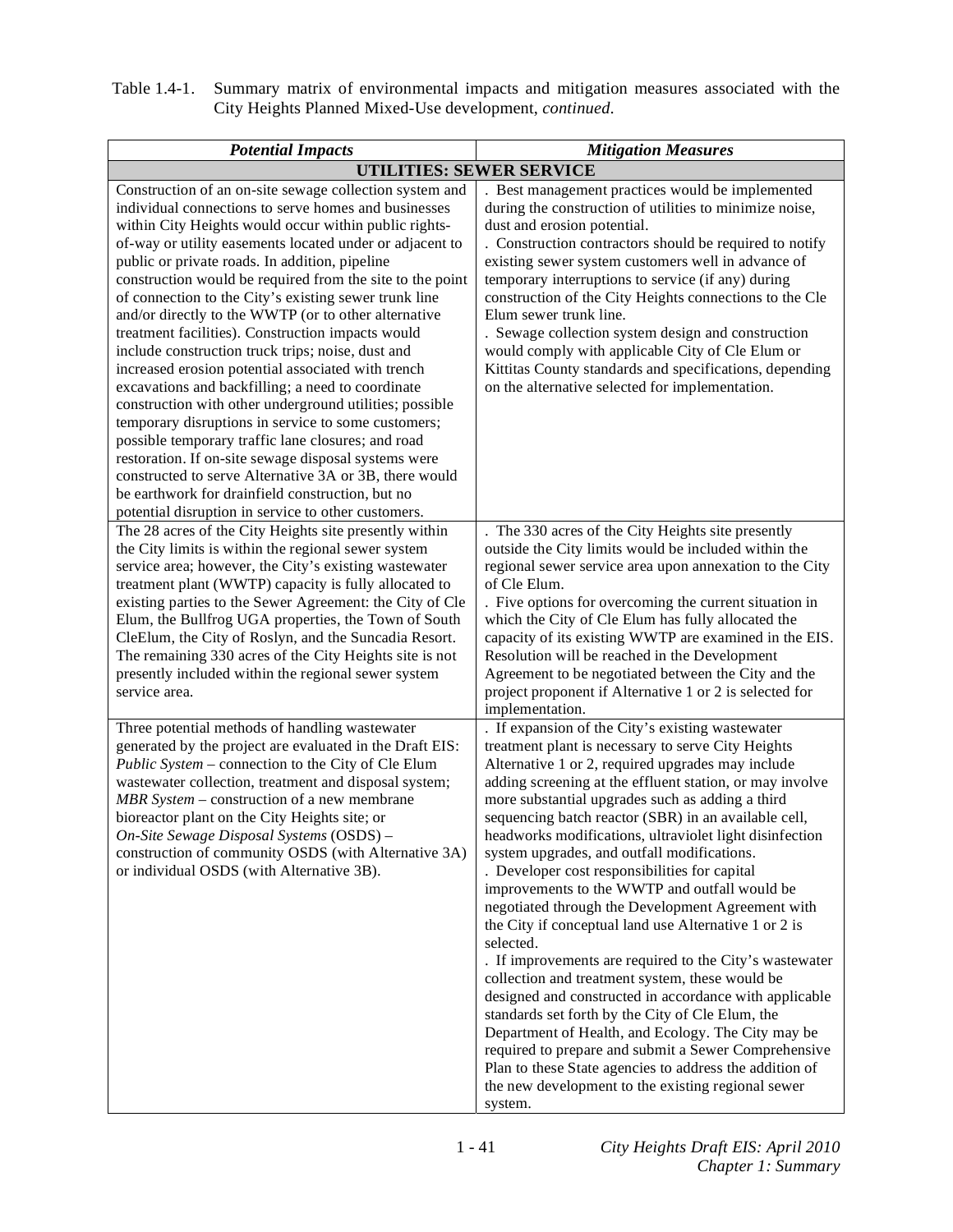Table 1.4-1. Summary matrix of environmental impacts and mitigation measures associated with the City Heights Planned Mixed-Use development, *continued*.

| *Potential Impacts* | *Mitigation Measures* |
|---|---|
| **UTILITIES: SEWER SERVICE** | |
| Construction of an on-site sewage collection system and individual connections to serve homes and businesses within City Heights would occur within public rights-of-way or utility easements located under or adjacent to public or private roads. In addition, pipeline construction would be required from the site to the point of connection to the City's existing sewer trunk line and/or directly to the WWTP (or to other alternative treatment facilities). Construction impacts would include construction truck trips; noise, dust and increased erosion potential associated with trench excavations and backfilling; a need to coordinate construction with other underground utilities; possible temporary disruptions in service to some customers; possible temporary traffic lane closures; and road restoration. If on-site sewage disposal systems were constructed to serve Alternative 3A or 3B, there would be earthwork for drainfield construction, but no potential disruption in service to other customers. | . Best management practices would be implemented during the construction of utilities to minimize noise, dust and erosion potential.<br>. Construction contractors should be required to notify existing sewer system customers well in advance of temporary interruptions to service (if any) during construction of the City Heights connections to the Cle Elum sewer trunk line.<br>. Sewage collection system design and construction would comply with applicable City of Cle Elum or Kittitas County standards and specifications, depending on the alternative selected for implementation. |
| The 28 acres of the City Heights site presently within the City limits is within the regional sewer system service area; however, the City's existing wastewater treatment plant (WWTP) capacity is fully allocated to existing parties to the Sewer Agreement: the City of Cle Elum, the Bullfrog UGA properties, the Town of South CleElum, the City of Roslyn, and the Suncadia Resort. The remaining 330 acres of the City Heights site is not presently included within the regional sewer system service area. | . The 330 acres of the City Heights site presently outside the City limits would be included within the regional sewer service area upon annexation to the City of Cle Elum.<br>. Five options for overcoming the current situation in which the City of Cle Elum has fully allocated the capacity of its existing WWTP are examined in the EIS. Resolution will be reached in the Development Agreement to be negotiated between the City and the project proponent if Alternative 1 or 2 is selected for implementation. |
| Three potential methods of handling wastewater generated by the project are evaluated in the Draft EIS: *Public System* – connection to the City of Cle Elum wastewater collection, treatment and disposal system; *MBR System* – construction of a new membrane bioreactor plant on the City Heights site; or *On-Site Sewage Disposal Systems* (OSDS) – construction of community OSDS (with Alternative 3A) or individual OSDS (with Alternative 3B). | . If expansion of the City's existing wastewater treatment plant is necessary to serve City Heights Alternative 1 or 2, required upgrades may include adding screening at the effluent station, or may involve more substantial upgrades such as adding a third sequencing batch reactor (SBR) in an available cell, headworks modifications, ultraviolet light disinfection system upgrades, and outfall modifications.<br>. Developer cost responsibilities for capital improvements to the WWTP and outfall would be negotiated through the Development Agreement with the City if conceptual land use Alternative 1 or 2 is selected.<br>. If improvements are required to the City's wastewater collection and treatment system, these would be designed and constructed in accordance with applicable standards set forth by the City of Cle Elum, the Department of Health, and Ecology. The City may be required to prepare and submit a Sewer Comprehensive Plan to these State agencies to address the addition of the new development to the existing regional sewer system. |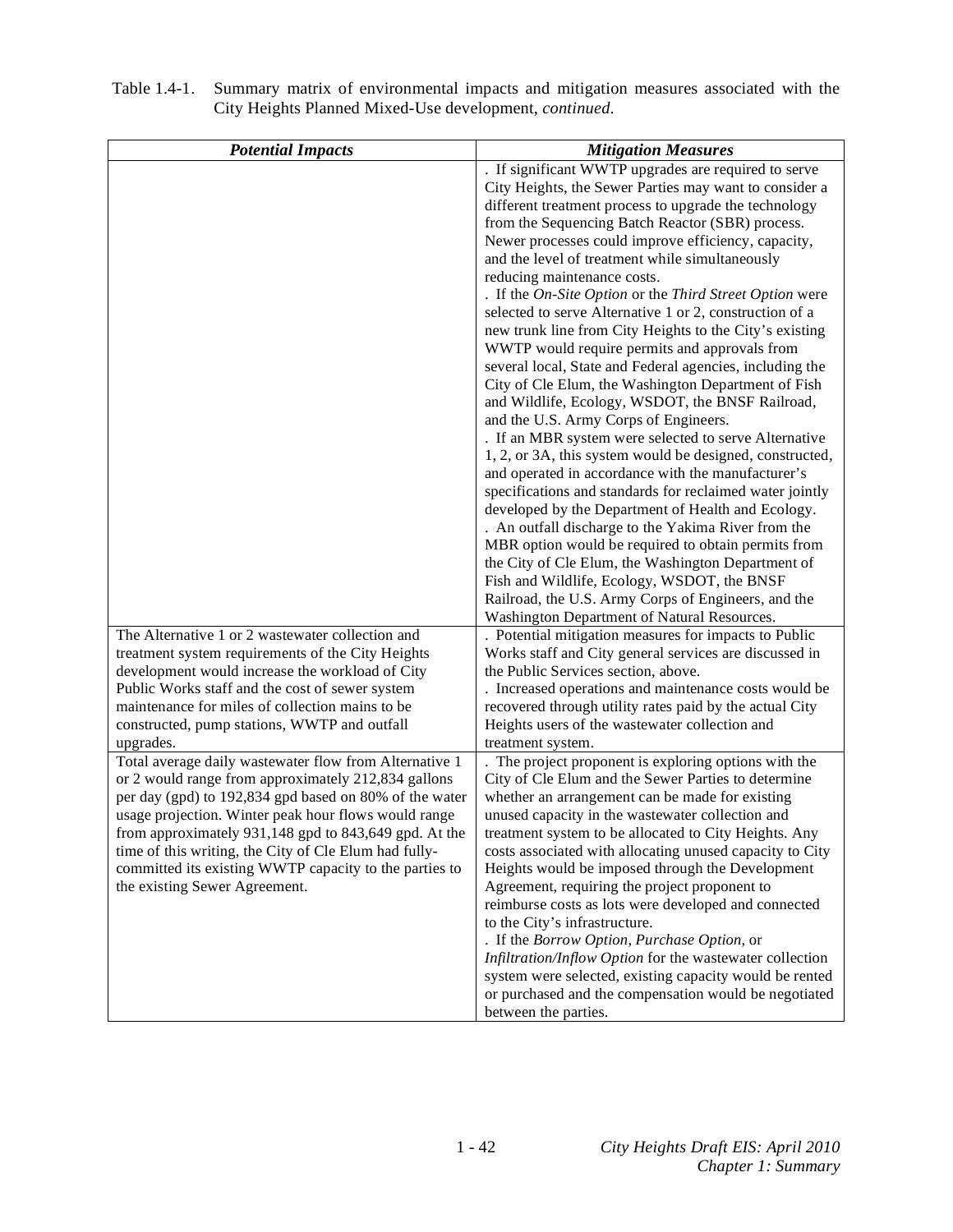Table 1.4-1. Summary matrix of environmental impacts and mitigation measures associated with the City Heights Planned Mixed-Use development, *continued*.

| ***Potential Impacts*** | ***Mitigation Measures*** |
|---|---|
| | . If significant WWTP upgrades are required to serve City Heights, the Sewer Parties may want to consider a different treatment process to upgrade the technology from the Sequencing Batch Reactor (SBR) process. Newer processes could improve efficiency, capacity, and the level of treatment while simultaneously reducing maintenance costs.<br>. If the *On-Site Option* or the *Third Street Option* were selected to serve Alternative 1 or 2, construction of a new trunk line from City Heights to the City's existing WWTP would require permits and approvals from several local, State and Federal agencies, including the City of Cle Elum, the Washington Department of Fish and Wildlife, Ecology, WSDOT, the BNSF Railroad, and the U.S. Army Corps of Engineers.<br>. If an MBR system were selected to serve Alternative 1, 2, or 3A, this system would be designed, constructed, and operated in accordance with the manufacturer's specifications and standards for reclaimed water jointly developed by the Department of Health and Ecology.<br>. An outfall discharge to the Yakima River from the MBR option would be required to obtain permits from the City of Cle Elum, the Washington Department of Fish and Wildlife, Ecology, WSDOT, the BNSF Railroad, the U.S. Army Corps of Engineers, and the Washington Department of Natural Resources. |
| The Alternative 1 or 2 wastewater collection and treatment system requirements of the City Heights development would increase the workload of City Public Works staff and the cost of sewer system maintenance for miles of collection mains to be constructed, pump stations, WWTP and outfall upgrades. | . Potential mitigation measures for impacts to Public Works staff and City general services are discussed in the Public Services section, above.<br>. Increased operations and maintenance costs would be recovered through utility rates paid by the actual City Heights users of the wastewater collection and treatment system. |
| Total average daily wastewater flow from Alternative 1 or 2 would range from approximately 212,834 gallons per day (gpd) to 192,834 gpd based on 80% of the water usage projection. Winter peak hour flows would range from approximately 931,148 gpd to 843,649 gpd. At the time of this writing, the City of Cle Elum had fully-committed its existing WWTP capacity to the parties to the existing Sewer Agreement. | . The project proponent is exploring options with the City of Cle Elum and the Sewer Parties to determine whether an arrangement can be made for existing unused capacity in the wastewater collection and treatment system to be allocated to City Heights. Any costs associated with allocating unused capacity to City Heights would be imposed through the Development Agreement, requiring the project proponent to reimburse costs as lots were developed and connected to the City's infrastructure.<br>. If the *Borrow Option*, *Purchase Option*, or *Infiltration/Inflow Option* for the wastewater collection system were selected, existing capacity would be rented or purchased and the compensation would be negotiated between the parties. |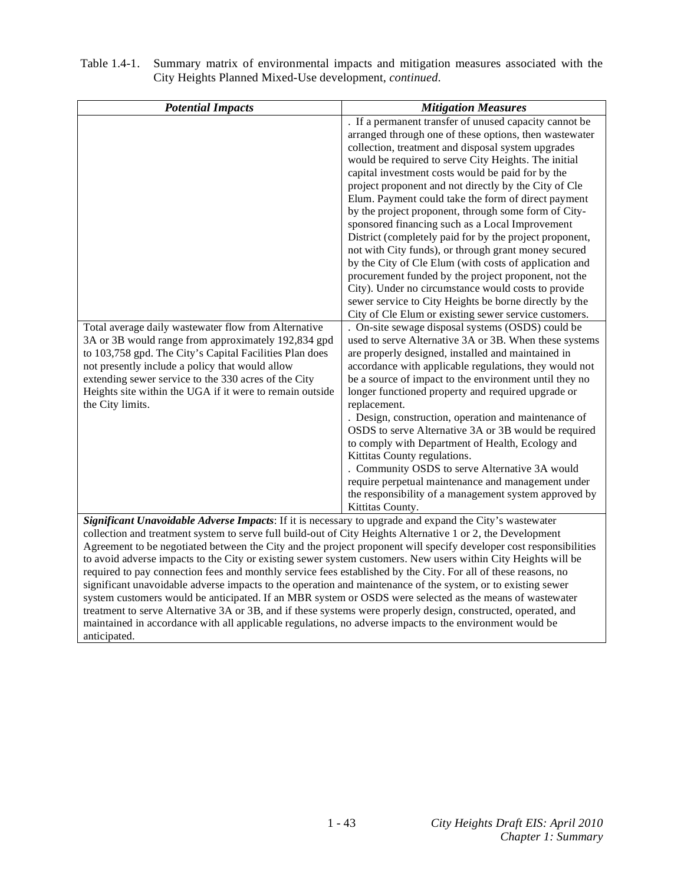Table 1.4-1. Summary matrix of environmental impacts and mitigation measures associated with the City Heights Planned Mixed-Use development, *continued*.

| ***Potential Impacts*** | ***Mitigation Measures*** |
|---|---|
| | . If a permanent transfer of unused capacity cannot be arranged through one of these options, then wastewater collection, treatment and disposal system upgrades would be required to serve City Heights. The initial capital investment costs would be paid for by the project proponent and not directly by the City of Cle Elum. Payment could take the form of direct payment by the project proponent, through some form of City-sponsored financing such as a Local Improvement District (completely paid for by the project proponent, not with City funds), or through grant money secured by the City of Cle Elum (with costs of application and procurement funded by the project proponent, not the City). Under no circumstance would costs to provide sewer service to City Heights be borne directly by the City of Cle Elum or existing sewer service customers. |
| Total average daily wastewater flow from Alternative 3A or 3B would range from approximately 192,834 gpd to 103,758 gpd. The City's Capital Facilities Plan does not presently include a policy that would allow extending sewer service to the 330 acres of the City Heights site within the UGA if it were to remain outside the City limits. | . On-site sewage disposal systems (OSDS) could be used to serve Alternative 3A or 3B. When these systems are properly designed, installed and maintained in accordance with applicable regulations, they would not be a source of impact to the environment until they no longer functioned property and required upgrade or replacement.<br>. Design, construction, operation and maintenance of OSDS to serve Alternative 3A or 3B would be required to comply with Department of Health, Ecology and Kittitas County regulations.<br>. Community OSDS to serve Alternative 3A would require perpetual maintenance and management under the responsibility of a management system approved by Kittitas County. |
| ***Significant Unavoidable Adverse Impacts***: If it is necessary to upgrade and expand the City's wastewater collection and treatment system to serve full build-out of City Heights Alternative 1 or 2, the Development Agreement to be negotiated between the City and the project proponent will specify developer cost responsibilities to avoid adverse impacts to the City or existing sewer system customers. New users within City Heights will be required to pay connection fees and monthly service fees established by the City. For all of these reasons, no significant unavoidable adverse impacts to the operation and maintenance of the system, or to existing sewer system customers would be anticipated. If an MBR system or OSDS were selected as the means of wastewater treatment to serve Alternative 3A or 3B, and if these systems were properly design, constructed, operated, and maintained in accordance with all applicable regulations, no adverse impacts to the environment would be anticipated. | |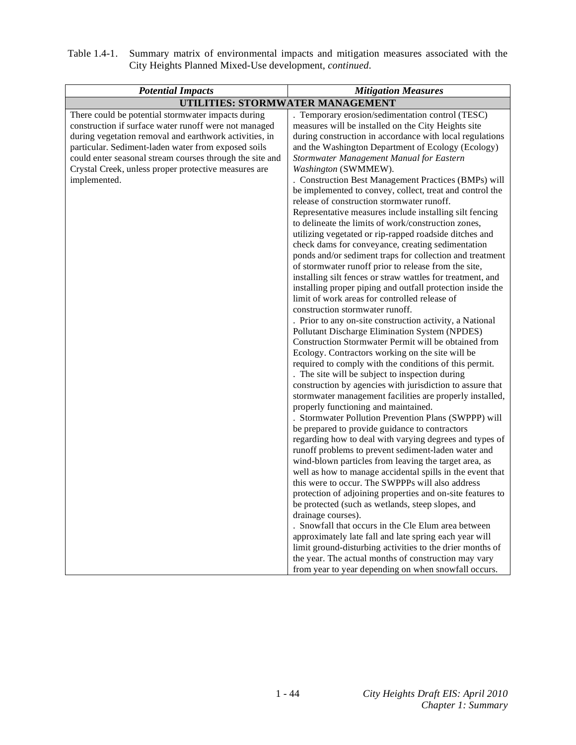Table 1.4-1. Summary matrix of environmental impacts and mitigation measures associated with the City Heights Planned Mixed-Use development, *continued.*

| ***Potential Impacts*** | ***Mitigation Measures*** |
|---|---|
| **UTILITIES: STORMWATER MANAGEMENT** | |
| There could be potential stormwater impacts during construction if surface water runoff were not managed during vegetation removal and earthwork activities, in particular. Sediment-laden water from exposed soils could enter seasonal stream courses through the site and Crystal Creek, unless proper protective measures are implemented. | . Temporary erosion/sedimentation control (TESC) measures will be installed on the City Heights site during construction in accordance with local regulations and the Washington Department of Ecology (Ecology) *Stormwater Management Manual for Eastern Washington* (SWMMEW).<br>. Construction Best Management Practices (BMPs) will be implemented to convey, collect, treat and control the release of construction stormwater runoff. Representative measures include installing silt fencing to delineate the limits of work/construction zones, utilizing vegetated or rip-rapped roadside ditches and check dams for conveyance, creating sedimentation ponds and/or sediment traps for collection and treatment of stormwater runoff prior to release from the site, installing silt fences or straw wattles for treatment, and installing proper piping and outfall protection inside the limit of work areas for controlled release of construction stormwater runoff.<br>. Prior to any on-site construction activity, a National Pollutant Discharge Elimination System (NPDES) Construction Stormwater Permit will be obtained from Ecology. Contractors working on the site will be required to comply with the conditions of this permit.<br>. The site will be subject to inspection during construction by agencies with jurisdiction to assure that stormwater management facilities are properly installed, properly functioning and maintained.<br>. Stormwater Pollution Prevention Plans (SWPPP) will be prepared to provide guidance to contractors regarding how to deal with varying degrees and types of runoff problems to prevent sediment-laden water and wind-blown particles from leaving the target area, as well as how to manage accidental spills in the event that this were to occur. The SWPPPs will also address protection of adjoining properties and on-site features to be protected (such as wetlands, steep slopes, and drainage courses).<br>. Snowfall that occurs in the Cle Elum area between approximately late fall and late spring each year will limit ground-disturbing activities to the drier months of the year. The actual months of construction may vary from year to year depending on when snowfall occurs. |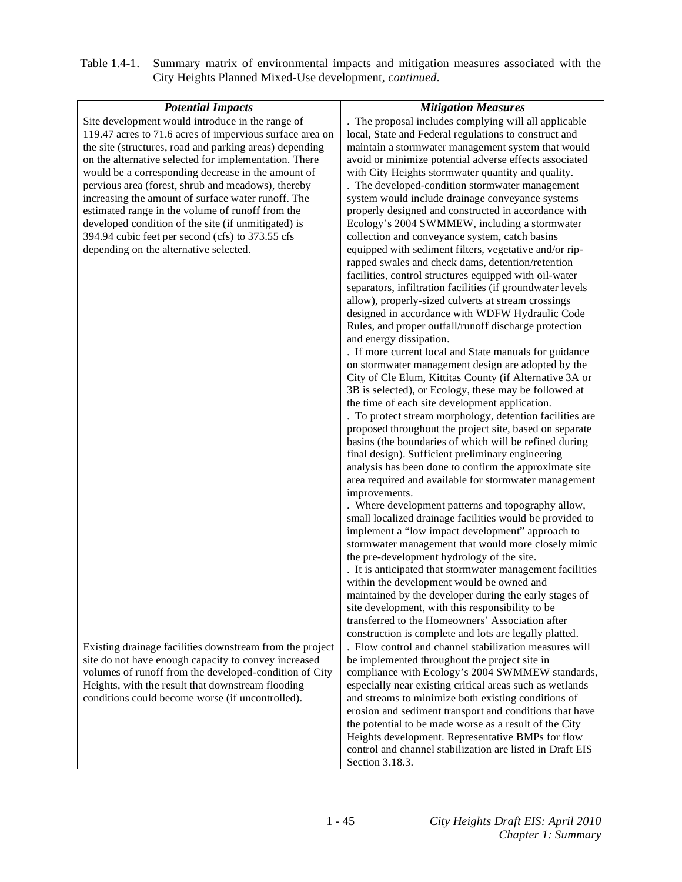Table 1.4-1. Summary matrix of environmental impacts and mitigation measures associated with the City Heights Planned Mixed-Use development, *continued*.

| ***Potential Impacts*** | ***Mitigation Measures*** |
|---|---|
| Site development would introduce in the range of 119.47 acres to 71.6 acres of impervious surface area on the site (structures, road and parking areas) depending on the alternative selected for implementation. There would be a corresponding decrease in the amount of pervious area (forest, shrub and meadows), thereby increasing the amount of surface water runoff. The estimated range in the volume of runoff from the developed condition of the site (if unmitigated) is 394.94 cubic feet per second (cfs) to 373.55 cfs depending on the alternative selected. | . The proposal includes complying will all applicable local, State and Federal regulations to construct and maintain a stormwater management system that would avoid or minimize potential adverse effects associated with City Heights stormwater quantity and quality.<br>. The developed-condition stormwater management system would include drainage conveyance systems properly designed and constructed in accordance with Ecology's 2004 SWMMEW, including a stormwater collection and conveyance system, catch basins equipped with sediment filters, vegetative and/or rip-rapped swales and check dams, detention/retention facilities, control structures equipped with oil-water separators, infiltration facilities (if groundwater levels allow), properly-sized culverts at stream crossings designed in accordance with WDFW Hydraulic Code Rules, and proper outfall/runoff discharge protection and energy dissipation.<br>. If more current local and State manuals for guidance on stormwater management design are adopted by the City of Cle Elum, Kittitas County (if Alternative 3A or 3B is selected), or Ecology, these may be followed at the time of each site development application.<br>. To protect stream morphology, detention facilities are proposed throughout the project site, based on separate basins (the boundaries of which will be refined during final design). Sufficient preliminary engineering analysis has been done to confirm the approximate site area required and available for stormwater management improvements.<br>. Where development patterns and topography allow, small localized drainage facilities would be provided to implement a "low impact development" approach to stormwater management that would more closely mimic the pre-development hydrology of the site.<br>. It is anticipated that stormwater management facilities within the development would be owned and maintained by the developer during the early stages of site development, with this responsibility to be transferred to the Homeowners' Association after construction is complete and lots are legally platted. |
| Existing drainage facilities downstream from the project site do not have enough capacity to convey increased volumes of runoff from the developed-condition of City Heights, with the result that downstream flooding conditions could become worse (if uncontrolled). | . Flow control and channel stabilization measures will be implemented throughout the project site in compliance with Ecology's 2004 SWMMEW standards, especially near existing critical areas such as wetlands and streams to minimize both existing conditions of erosion and sediment transport and conditions that have the potential to be made worse as a result of the City Heights development. Representative BMPs for flow control and channel stabilization are listed in Draft EIS Section 3.18.3. |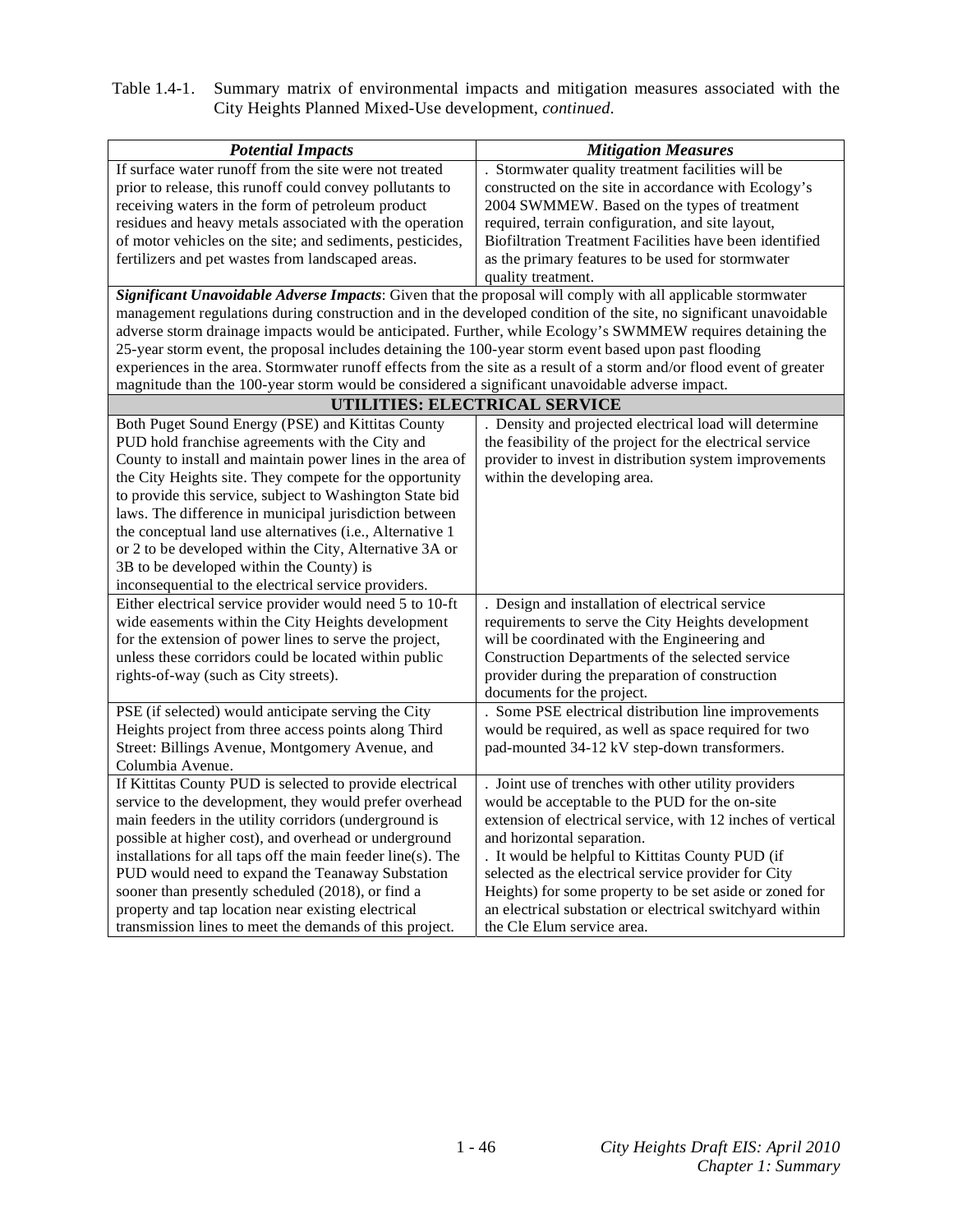Table 1.4-1. Summary matrix of environmental impacts and mitigation measures associated with the City Heights Planned Mixed-Use development, *continued*.

| ***Potential Impacts*** | ***Mitigation Measures*** |
|---|---|
| If surface water runoff from the site were not treated prior to release, this runoff could convey pollutants to receiving waters in the form of petroleum product residues and heavy metals associated with the operation of motor vehicles on the site; and sediments, pesticides, fertilizers and pet wastes from landscaped areas. | . Stormwater quality treatment facilities will be constructed on the site in accordance with Ecology's 2004 SWMMEW. Based on the types of treatment required, terrain configuration, and site layout, Biofiltration Treatment Facilities have been identified as the primary features to be used for stormwater quality treatment. |
| ***Significant Unavoidable Adverse Impacts***: Given that the proposal will comply with all applicable stormwater management regulations during construction and in the developed condition of the site, no significant unavoidable adverse storm drainage impacts would be anticipated. Further, while Ecology's SWMMEW requires detaining the 25-year storm event, the proposal includes detaining the 100-year storm event based upon past flooding experiences in the area. Stormwater runoff effects from the site as a result of a storm and/or flood event of greater magnitude than the 100-year storm would be considered a significant unavoidable adverse impact. | |
| **UTILITIES: ELECTRICAL SERVICE** | |
| Both Puget Sound Energy (PSE) and Kittitas County PUD hold franchise agreements with the City and County to install and maintain power lines in the area of the City Heights site. They compete for the opportunity to provide this service, subject to Washington State bid laws. The difference in municipal jurisdiction between the conceptual land use alternatives (i.e., Alternative 1 or 2 to be developed within the City, Alternative 3A or 3B to be developed within the County) is inconsequential to the electrical service providers. | . Density and projected electrical load will determine the feasibility of the project for the electrical service provider to invest in distribution system improvements within the developing area. |
| Either electrical service provider would need 5 to 10-ft wide easements within the City Heights development for the extension of power lines to serve the project, unless these corridors could be located within public rights-of-way (such as City streets). | . Design and installation of electrical service requirements to serve the City Heights development will be coordinated with the Engineering and Construction Departments of the selected service provider during the preparation of construction documents for the project. |
| PSE (if selected) would anticipate serving the City Heights project from three access points along Third Street: Billings Avenue, Montgomery Avenue, and Columbia Avenue. | . Some PSE electrical distribution line improvements would be required, as well as space required for two pad-mounted 34-12 kV step-down transformers. |
| If Kittitas County PUD is selected to provide electrical service to the development, they would prefer overhead main feeders in the utility corridors (underground is possible at higher cost), and overhead or underground installations for all taps off the main feeder line(s). The PUD would need to expand the Teanaway Substation sooner than presently scheduled (2018), or find a property and tap location near existing electrical transmission lines to meet the demands of this project. | . Joint use of trenches with other utility providers would be acceptable to the PUD for the on-site extension of electrical service, with 12 inches of vertical and horizontal separation.<br>. It would be helpful to Kittitas County PUD (if selected as the electrical service provider for City Heights) for some property to be set aside or zoned for an electrical substation or electrical switchyard within the Cle Elum service area. |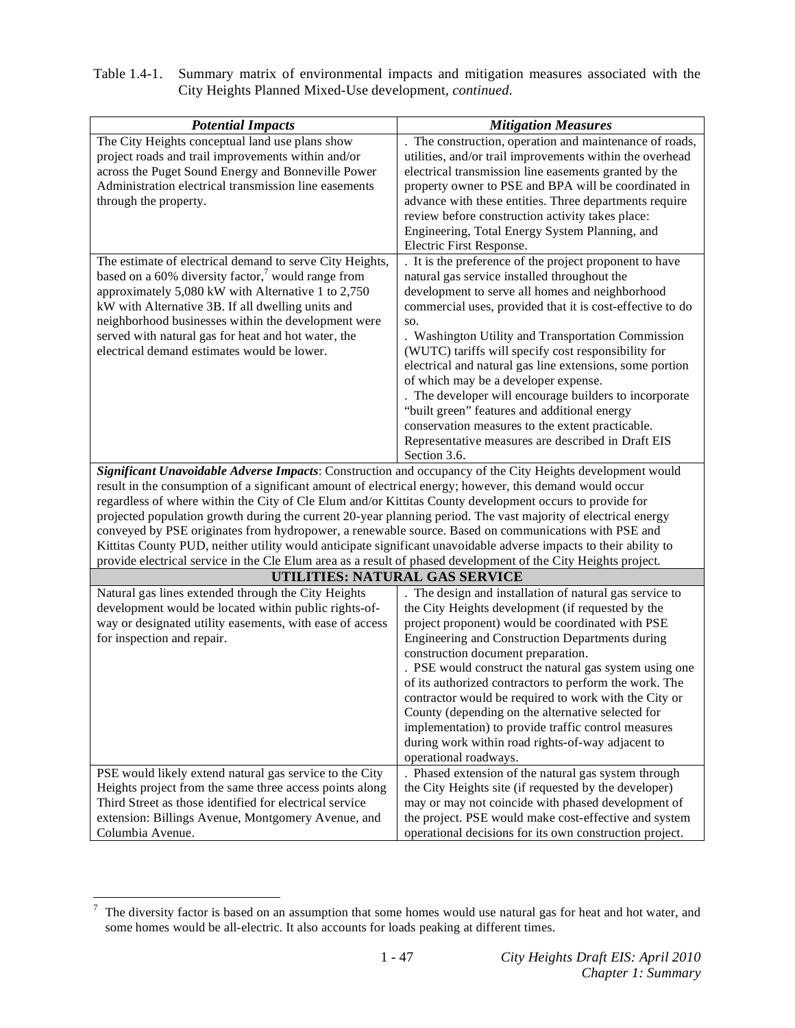Table 1.4-1. Summary matrix of environmental impacts and mitigation measures associated with the City Heights Planned Mixed-Use development, *continued*.

| ***Potential Impacts*** | ***Mitigation Measures*** |
|---|---|
| The City Heights conceptual land use plans show project roads and trail improvements within and/or across the Puget Sound Energy and Bonneville Power Administration electrical transmission line easements through the property. | . The construction, operation and maintenance of roads, utilities, and/or trail improvements within the overhead electrical transmission line easements granted by the property owner to PSE and BPA will be coordinated in advance with these entities. Three departments require review before construction activity takes place: Engineering, Total Energy System Planning, and Electric First Response. |
| The estimate of electrical demand to serve City Heights, based on a 60% diversity factor,[7] would range from approximately 5,080 kW with Alternative 1 to 2,750 kW with Alternative 3B. If all dwelling units and neighborhood businesses within the development were served with natural gas for heat and hot water, the electrical demand estimates would be lower. | . It is the preference of the project proponent to have natural gas service installed throughout the development to serve all homes and neighborhood commercial uses, provided that it is cost-effective to do so.<br>. Washington Utility and Transportation Commission (WUTC) tariffs will specify cost responsibility for electrical and natural gas line extensions, some portion of which may be a developer expense.<br>. The developer will encourage builders to incorporate "built green" features and additional energy conservation measures to the extent practicable. Representative measures are described in Draft EIS Section 3.6. |
| ***Significant Unavoidable Adverse Impacts***: Construction and occupancy of the City Heights development would result in the consumption of a significant amount of electrical energy; however, this demand would occur regardless of where within the City of Cle Elum and/or Kittitas County development occurs to provide for projected population growth during the current 20-year planning period. The vast majority of electrical energy conveyed by PSE originates from hydropower, a renewable source. Based on communications with PSE and Kittitas County PUD, neither utility would anticipate significant unavoidable adverse impacts to their ability to provide electrical service in the Cle Elum area as a result of phased development of the City Heights project. | |
| **UTILITIES: NATURAL GAS SERVICE** | |
| Natural gas lines extended through the City Heights development would be located within public rights-of-way or designated utility easements, with ease of access for inspection and repair. | . The design and installation of natural gas service to the City Heights development (if requested by the project proponent) would be coordinated with PSE Engineering and Construction Departments during construction document preparation.<br>. PSE would construct the natural gas system using one of its authorized contractors to perform the work. The contractor would be required to work with the City or County (depending on the alternative selected for implementation) to provide traffic control measures during work within road rights-of-way adjacent to operational roadways. |
| PSE would likely extend natural gas service to the City Heights project from the same three access points along Third Street as those identified for electrical service extension: Billings Avenue, Montgomery Avenue, and Columbia Avenue. | . Phased extension of the natural gas system through the City Heights site (if requested by the developer) may or may not coincide with phased development of the project. PSE would make cost-effective and system operational decisions for its own construction project. |

[7] The diversity factor is based on an assumption that some homes would use natural gas for heat and hot water, and some homes would be all-electric. It also accounts for loads peaking at different times.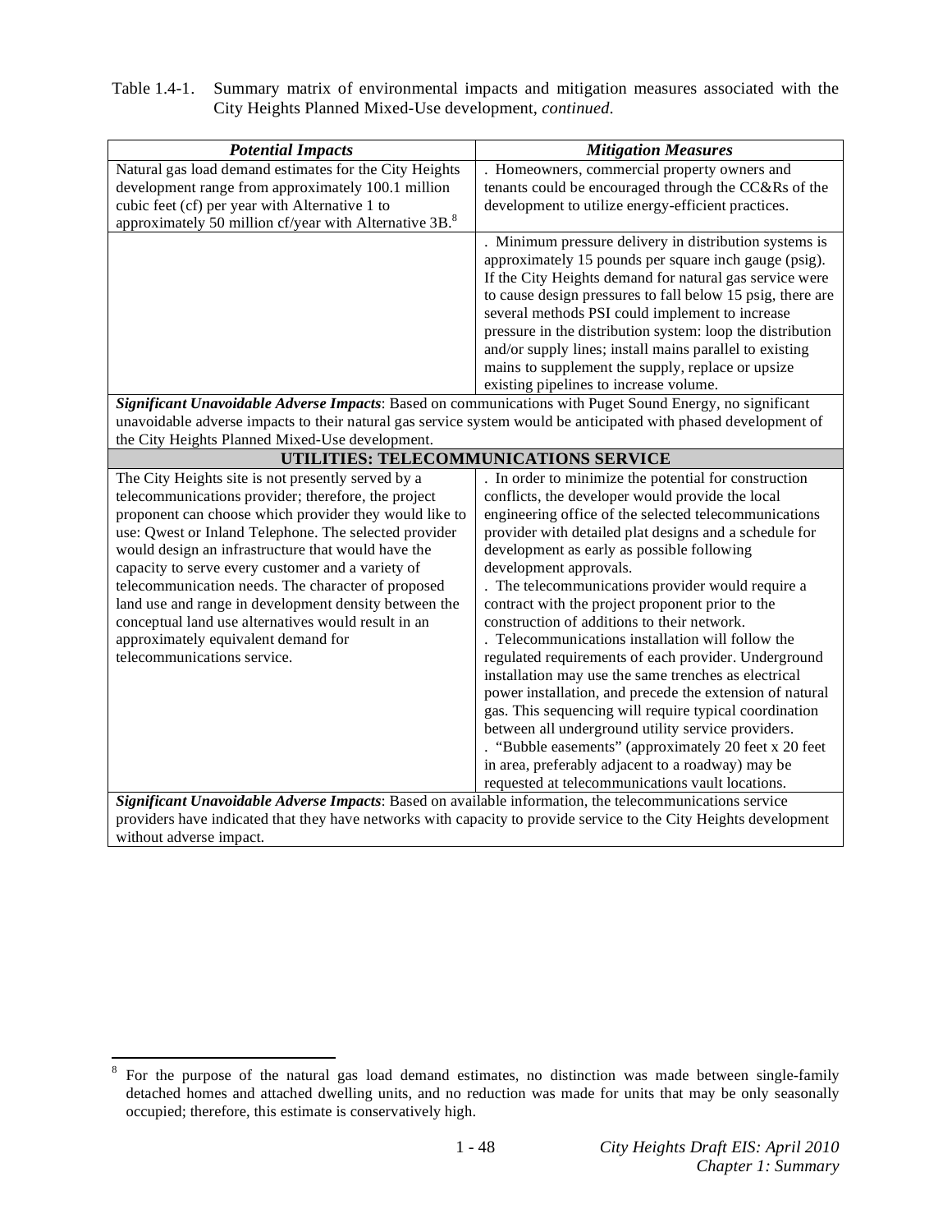Table 1.4-1. Summary matrix of environmental impacts and mitigation measures associated with the City Heights Planned Mixed-Use development, *continued*.

| ***Potential Impacts*** | ***Mitigation Measures*** |
|---|---|
| Natural gas load demand estimates for the City Heights development range from approximately 100.1 million cubic feet (cf) per year with Alternative 1 to approximately 50 million cf/year with Alternative 3B.[8] | . Homeowners, commercial property owners and tenants could be encouraged through the CC&Rs of the development to utilize energy-efficient practices. |
| | . Minimum pressure delivery in distribution systems is approximately 15 pounds per square inch gauge (psig). If the City Heights demand for natural gas service were to cause design pressures to fall below 15 psig, there are several methods PSI could implement to increase pressure in the distribution system: loop the distribution and/or supply lines; install mains parallel to existing mains to supplement the supply, replace or upsize existing pipelines to increase volume. |
| ***Significant Unavoidable Adverse Impacts***: Based on communications with Puget Sound Energy, no significant unavoidable adverse impacts to their natural gas service system would be anticipated with phased development of the City Heights Planned Mixed-Use development. | |
| **UTILITIES: TELECOMMUNICATIONS SERVICE** | |
| The City Heights site is not presently served by a telecommunications provider; therefore, the project proponent can choose which provider they would like to use: Qwest or Inland Telephone. The selected provider would design an infrastructure that would have the capacity to serve every customer and a variety of telecommunication needs. The character of proposed land use and range in development density between the conceptual land use alternatives would result in an approximately equivalent demand for telecommunications service. | . In order to minimize the potential for construction conflicts, the developer would provide the local engineering office of the selected telecommunications provider with detailed plat designs and a schedule for development as early as possible following development approvals.<br>. The telecommunications provider would require a contract with the project proponent prior to the construction of additions to their network.<br>. Telecommunications installation will follow the regulated requirements of each provider. Underground installation may use the same trenches as electrical power installation, and precede the extension of natural gas. This sequencing will require typical coordination between all underground utility service providers.<br>. "Bubble easements" (approximately 20 feet x 20 feet in area, preferably adjacent to a roadway) may be requested at telecommunications vault locations. |
| ***Significant Unavoidable Adverse Impacts***: Based on available information, the telecommunications service providers have indicated that they have networks with capacity to provide service to the City Heights development without adverse impact. | |

[8] For the purpose of the natural gas load demand estimates, no distinction was made between single-family detached homes and attached dwelling units, and no reduction was made for units that may be only seasonally occupied; therefore, this estimate is conservatively high.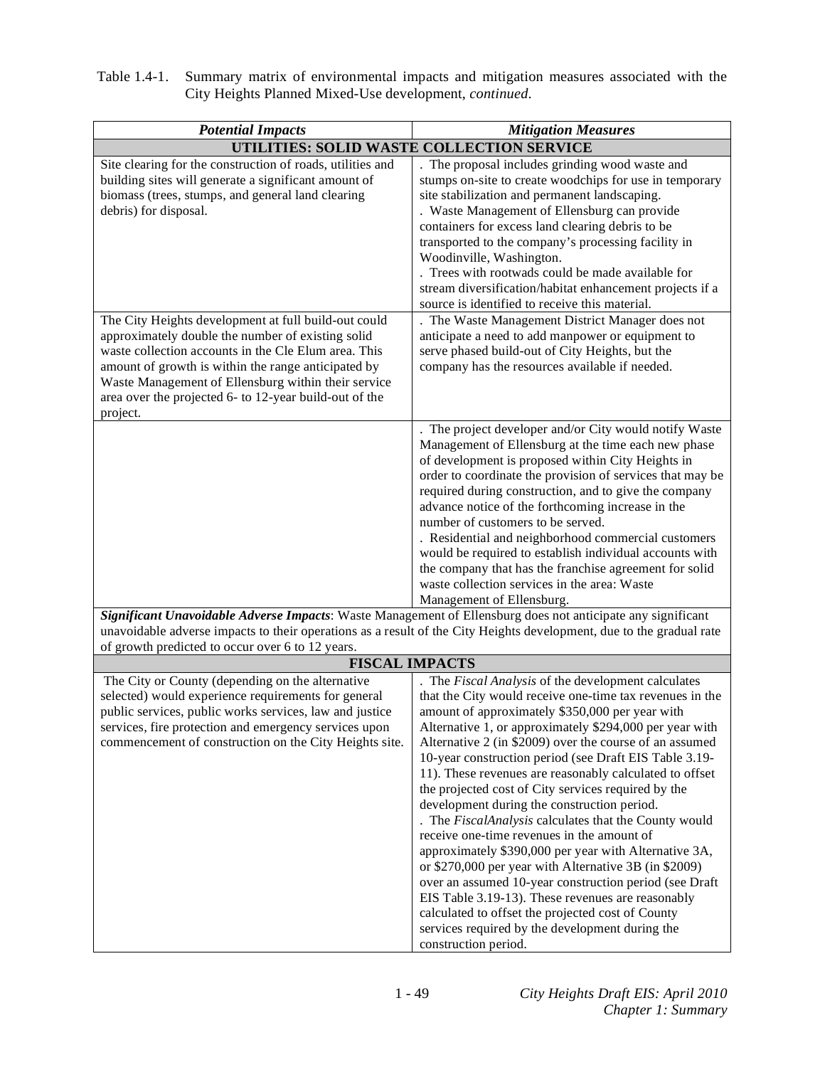Table 1.4-1. Summary matrix of environmental impacts and mitigation measures associated with the City Heights Planned Mixed-Use development, *continued*.

| ***Potential Impacts*** | ***Mitigation Measures*** |
|---|---|
| **UTILITIES: SOLID WASTE COLLECTION SERVICE** | |
| Site clearing for the construction of roads, utilities and building sites will generate a significant amount of biomass (trees, stumps, and general land clearing debris) for disposal. | . The proposal includes grinding wood waste and stumps on-site to create woodchips for use in temporary site stabilization and permanent landscaping.<br>. Waste Management of Ellensburg can provide containers for excess land clearing debris to be transported to the company's processing facility in Woodinville, Washington.<br>. Trees with rootwads could be made available for stream diversification/habitat enhancement projects if a source is identified to receive this material. |
| The City Heights development at full build-out could approximately double the number of existing solid waste collection accounts in the Cle Elum area. This amount of growth is within the range anticipated by Waste Management of Ellensburg within their service area over the projected 6- to 12-year build-out of the project. | . The Waste Management District Manager does not anticipate a need to add manpower or equipment to serve phased build-out of City Heights, but the company has the resources available if needed. |
| | . The project developer and/or City would notify Waste Management of Ellensburg at the time each new phase of development is proposed within City Heights in order to coordinate the provision of services that may be required during construction, and to give the company advance notice of the forthcoming increase in the number of customers to be served.<br>. Residential and neighborhood commercial customers would be required to establish individual accounts with the company that has the franchise agreement for solid waste collection services in the area: Waste Management of Ellensburg. |
| ***Significant Unavoidable Adverse Impacts***: Waste Management of Ellensburg does not anticipate any significant unavoidable adverse impacts to their operations as a result of the City Heights development, due to the gradual rate of growth predicted to occur over 6 to 12 years. | |
| **FISCAL IMPACTS** | |
| The City or County (depending on the alternative selected) would experience requirements for general public services, public works services, law and justice services, fire protection and emergency services upon commencement of construction on the City Heights site. | . The *Fiscal Analysis* of the development calculates that the City would receive one-time tax revenues in the amount of approximately $350,000 per year with Alternative 1, or approximately $294,000 per year with Alternative 2 (in $2009) over the course of an assumed 10-year construction period (see Draft EIS Table 3.19-11). These revenues are reasonably calculated to offset the projected cost of City services required by the development during the construction period.<br>. The *FiscalAnalysis* calculates that the County would receive one-time revenues in the amount of approximately $390,000 per year with Alternative 3A, or $270,000 per year with Alternative 3B (in $2009) over an assumed 10-year construction period (see Draft EIS Table 3.19-13). These revenues are reasonably calculated to offset the projected cost of County services required by the development during the construction period. |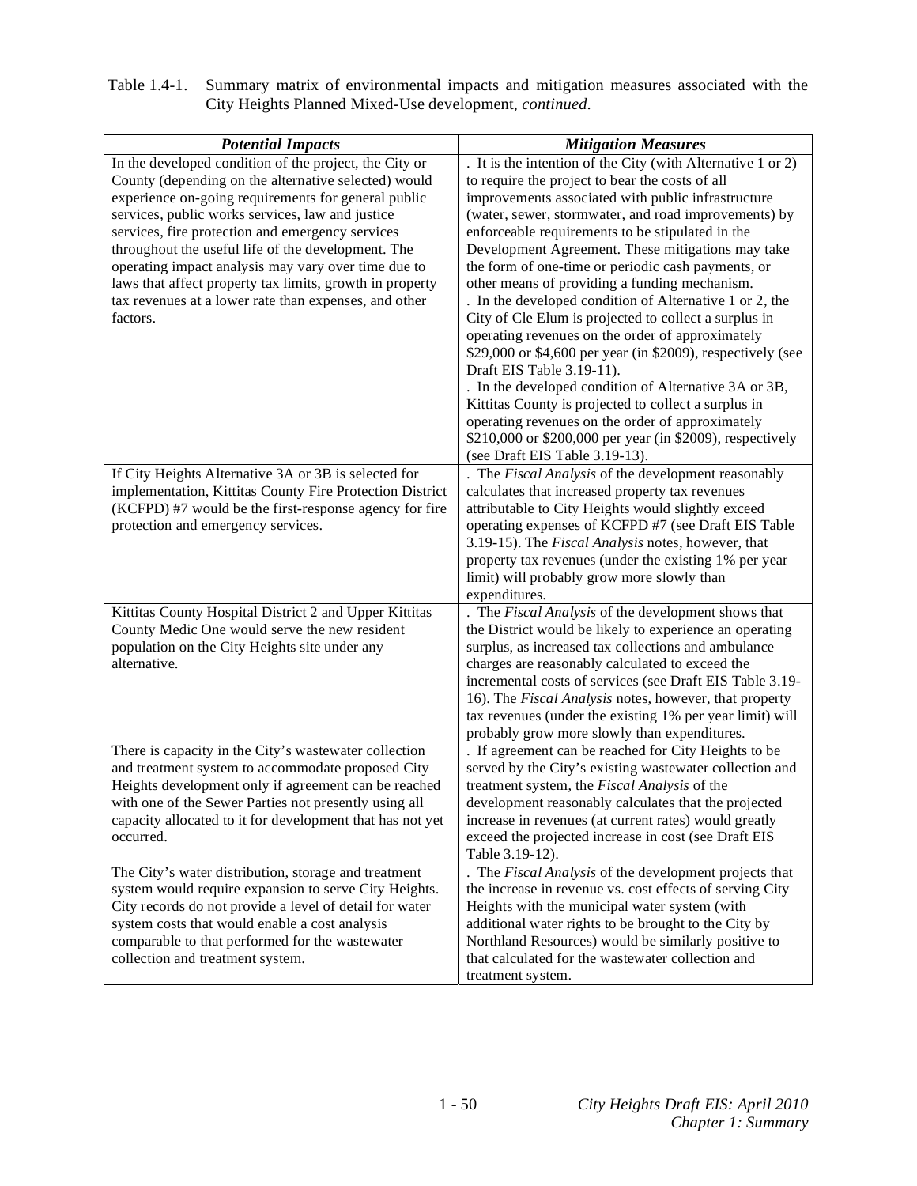Table 1.4-1. Summary matrix of environmental impacts and mitigation measures associated with the City Heights Planned Mixed-Use development, *continued*.

| ***Potential Impacts*** | ***Mitigation Measures*** |
|---|---|
| In the developed condition of the project, the City or County (depending on the alternative selected) would experience on-going requirements for general public services, public works services, law and justice services, fire protection and emergency services throughout the useful life of the development. The operating impact analysis may vary over time due to laws that affect property tax limits, growth in property tax revenues at a lower rate than expenses, and other factors. | . It is the intention of the City (with Alternative 1 or 2) to require the project to bear the costs of all improvements associated with public infrastructure (water, sewer, stormwater, and road improvements) by enforceable requirements to be stipulated in the Development Agreement. These mitigations may take the form of one-time or periodic cash payments, or other means of providing a funding mechanism.<br>. In the developed condition of Alternative 1 or 2, the City of Cle Elum is projected to collect a surplus in operating revenues on the order of approximately $29,000 or $4,600 per year (in $2009), respectively (see Draft EIS Table 3.19-11).<br>. In the developed condition of Alternative 3A or 3B, Kittitas County is projected to collect a surplus in operating revenues on the order of approximately $210,000 or $200,000 per year (in $2009), respectively (see Draft EIS Table 3.19-13). |
| If City Heights Alternative 3A or 3B is selected for implementation, Kittitas County Fire Protection District (KCFPD) #7 would be the first-response agency for fire protection and emergency services. | . The *Fiscal Analysis* of the development reasonably calculates that increased property tax revenues attributable to City Heights would slightly exceed operating expenses of KCFPD #7 (see Draft EIS Table 3.19-15). The *Fiscal Analysis* notes, however, that property tax revenues (under the existing 1% per year limit) will probably grow more slowly than expenditures. |
| Kittitas County Hospital District 2 and Upper Kittitas County Medic One would serve the new resident population on the City Heights site under any alternative. | . The *Fiscal Analysis* of the development shows that the District would be likely to experience an operating surplus, as increased tax collections and ambulance charges are reasonably calculated to exceed the incremental costs of services (see Draft EIS Table 3.19-16). The *Fiscal Analysis* notes, however, that property tax revenues (under the existing 1% per year limit) will probably grow more slowly than expenditures. |
| There is capacity in the City's wastewater collection and treatment system to accommodate proposed City Heights development only if agreement can be reached with one of the Sewer Parties not presently using all capacity allocated to it for development that has not yet occurred. | . If agreement can be reached for City Heights to be served by the City's existing wastewater collection and treatment system, the *Fiscal Analysis* of the development reasonably calculates that the projected increase in revenues (at current rates) would greatly exceed the projected increase in cost (see Draft EIS Table 3.19-12). |
| The City's water distribution, storage and treatment system would require expansion to serve City Heights. City records do not provide a level of detail for water system costs that would enable a cost analysis comparable to that performed for the wastewater collection and treatment system. | . The *Fiscal Analysis* of the development projects that the increase in revenue vs. cost effects of serving City Heights with the municipal water system (with additional water rights to be brought to the City by Northland Resources) would be similarly positive to that calculated for the wastewater collection and treatment system. |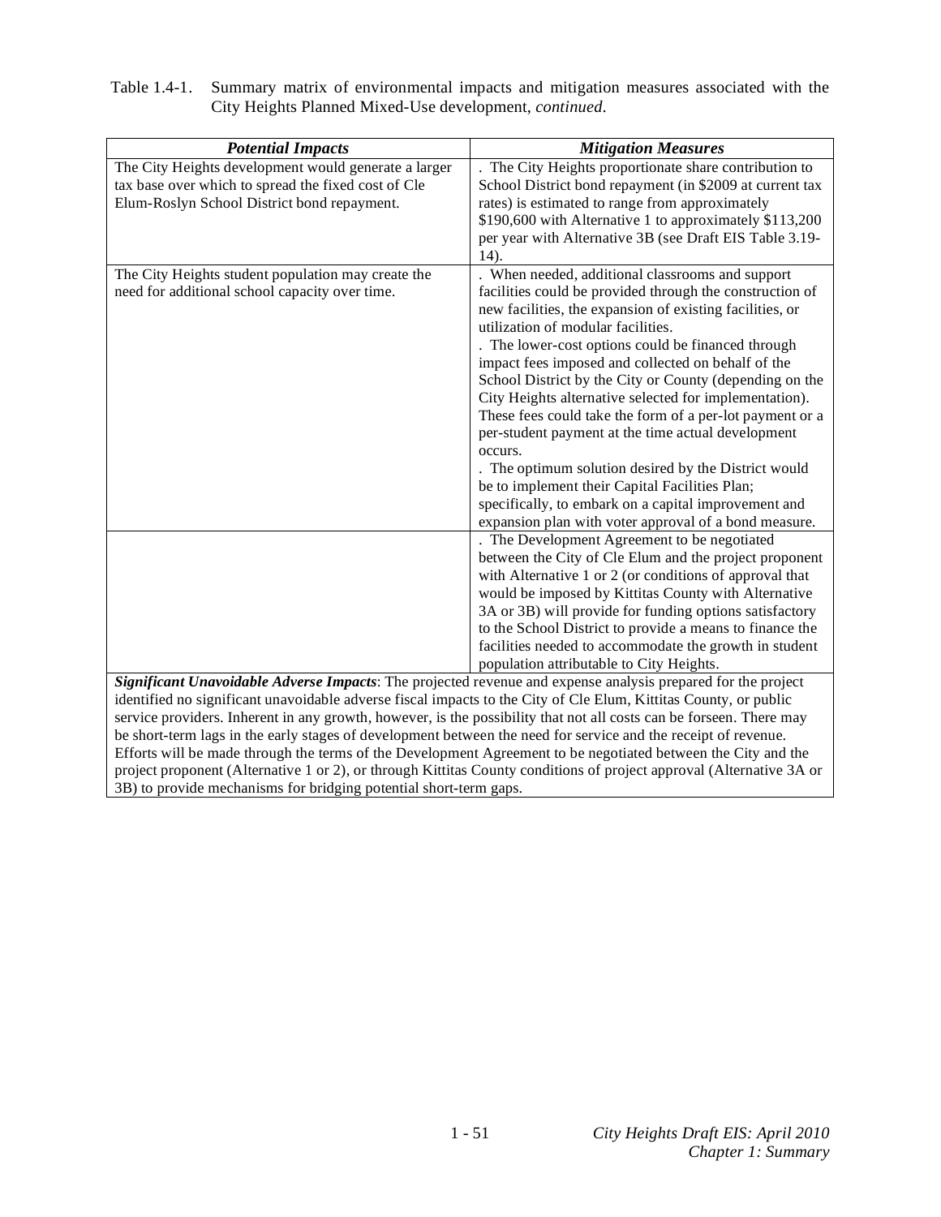Table 1.4-1. Summary matrix of environmental impacts and mitigation measures associated with the City Heights Planned Mixed-Use development, *continued*.

| ***Potential Impacts*** | ***Mitigation Measures*** |
|---|---|
| The City Heights development would generate a larger tax base over which to spread the fixed cost of Cle Elum-Roslyn School District bond repayment. | . The City Heights proportionate share contribution to School District bond repayment (in $2009 at current tax rates) is estimated to range from approximately $190,600 with Alternative 1 to approximately $113,200 per year with Alternative 3B (see Draft EIS Table 3.19-14). |
| The City Heights student population may create the need for additional school capacity over time. | . When needed, additional classrooms and support facilities could be provided through the construction of new facilities, the expansion of existing facilities, or utilization of modular facilities.<br>. The lower-cost options could be financed through impact fees imposed and collected on behalf of the School District by the City or County (depending on the City Heights alternative selected for implementation). These fees could take the form of a per-lot payment or a per-student payment at the time actual development occurs.<br>. The optimum solution desired by the District would be to implement their Capital Facilities Plan; specifically, to embark on a capital improvement and expansion plan with voter approval of a bond measure. |
| | . The Development Agreement to be negotiated between the City of Cle Elum and the project proponent with Alternative 1 or 2 (or conditions of approval that would be imposed by Kittitas County with Alternative 3A or 3B) will provide for funding options satisfactory to the School District to provide a means to finance the facilities needed to accommodate the growth in student population attributable to City Heights. |

***Significant Unavoidable Adverse Impacts***: The projected revenue and expense analysis prepared for the project identified no significant unavoidable adverse fiscal impacts to the City of Cle Elum, Kittitas County, or public service providers. Inherent in any growth, however, is the possibility that not all costs can be forseen. There may be short-term lags in the early stages of development between the need for service and the receipt of revenue. Efforts will be made through the terms of the Development Agreement to be negotiated between the City and the project proponent (Alternative 1 or 2), or through Kittitas County conditions of project approval (Alternative 3A or 3B) to provide mechanisms for bridging potential short-term gaps.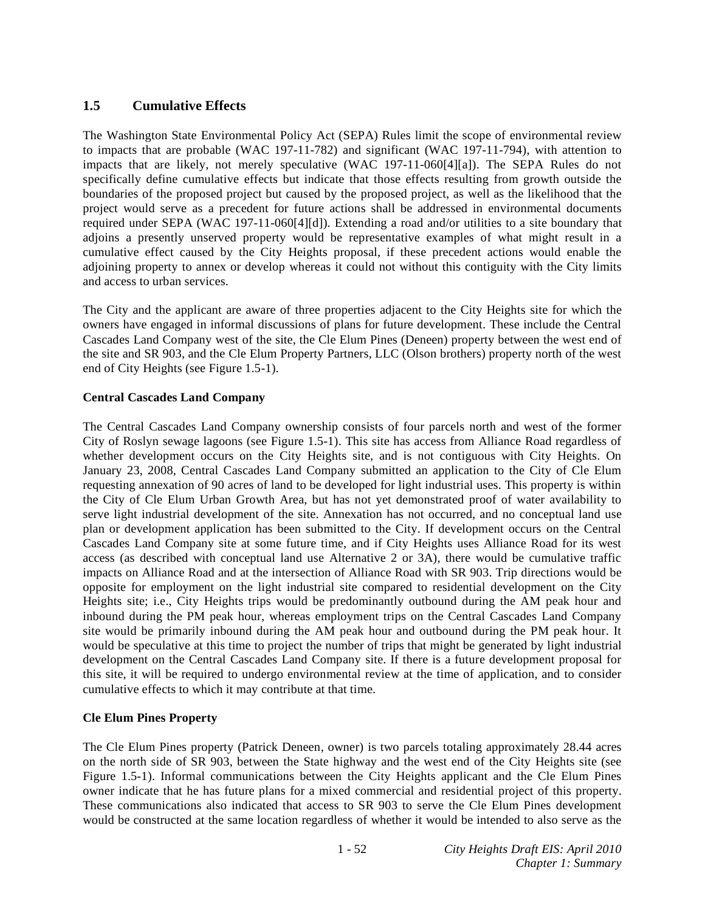## 1.5 Cumulative Effects

The Washington State Environmental Policy Act (SEPA) Rules limit the scope of environmental review to impacts that are probable (WAC 197-11-782) and significant (WAC 197-11-794), with attention to impacts that are likely, not merely speculative (WAC 197-11-060[4][a]). The SEPA Rules do not specifically define cumulative effects but indicate that those effects resulting from growth outside the boundaries of the proposed project but caused by the proposed project, as well as the likelihood that the project would serve as a precedent for future actions shall be addressed in environmental documents required under SEPA (WAC 197-11-060[4][d]). Extending a road and/or utilities to a site boundary that adjoins a presently unserved property would be representative examples of what might result in a cumulative effect caused by the City Heights proposal, if these precedent actions would enable the adjoining property to annex or develop whereas it could not without this contiguity with the City limits and access to urban services.

The City and the applicant are aware of three properties adjacent to the City Heights site for which the owners have engaged in informal discussions of plans for future development. These include the Central Cascades Land Company west of the site, the Cle Elum Pines (Deneen) property between the west end of the site and SR 903, and the Cle Elum Property Partners, LLC (Olson brothers) property north of the west end of City Heights (see Figure 1.5-1).

**Central Cascades Land Company**

The Central Cascades Land Company ownership consists of four parcels north and west of the former City of Roslyn sewage lagoons (see Figure 1.5-1). This site has access from Alliance Road regardless of whether development occurs on the City Heights site, and is not contiguous with City Heights. On January 23, 2008, Central Cascades Land Company submitted an application to the City of Cle Elum requesting annexation of 90 acres of land to be developed for light industrial uses. This property is within the City of Cle Elum Urban Growth Area, but has not yet demonstrated proof of water availability to serve light industrial development of the site. Annexation has not occurred, and no conceptual land use plan or development application has been submitted to the City. If development occurs on the Central Cascades Land Company site at some future time, and if City Heights uses Alliance Road for its west access (as described with conceptual land use Alternative 2 or 3A), there would be cumulative traffic impacts on Alliance Road and at the intersection of Alliance Road with SR 903. Trip directions would be opposite for employment on the light industrial site compared to residential development on the City Heights site; i.e., City Heights trips would be predominantly outbound during the AM peak hour and inbound during the PM peak hour, whereas employment trips on the Central Cascades Land Company site would be primarily inbound during the AM peak hour and outbound during the PM peak hour. It would be speculative at this time to project the number of trips that might be generated by light industrial development on the Central Cascades Land Company site. If there is a future development proposal for this site, it will be required to undergo environmental review at the time of application, and to consider cumulative effects to which it may contribute at that time.

**Cle Elum Pines Property**

The Cle Elum Pines property (Patrick Deneen, owner) is two parcels totaling approximately 28.44 acres on the north side of SR 903, between the State highway and the west end of the City Heights site (see Figure 1.5-1). Informal communications between the City Heights applicant and the Cle Elum Pines owner indicate that he has future plans for a mixed commercial and residential project of this property. These communications also indicated that access to SR 903 to serve the Cle Elum Pines development would be constructed at the same location regardless of whether it would be intended to also serve as the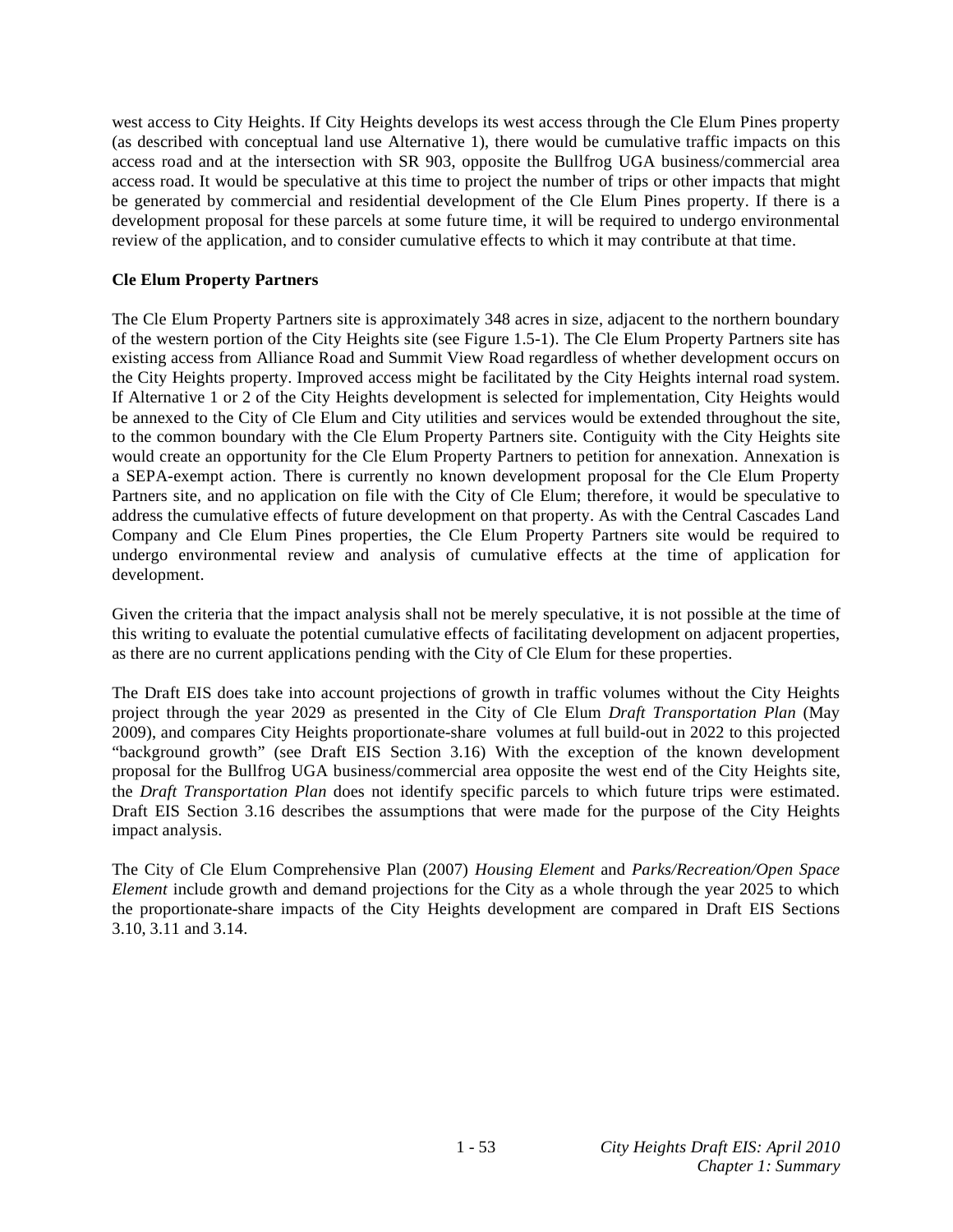west access to City Heights. If City Heights develops its west access through the Cle Elum Pines property (as described with conceptual land use Alternative 1), there would be cumulative traffic impacts on this access road and at the intersection with SR 903, opposite the Bullfrog UGA business/commercial area access road. It would be speculative at this time to project the number of trips or other impacts that might be generated by commercial and residential development of the Cle Elum Pines property. If there is a development proposal for these parcels at some future time, it will be required to undergo environmental review of the application, and to consider cumulative effects to which it may contribute at that time.

**Cle Elum Property Partners**

The Cle Elum Property Partners site is approximately 348 acres in size, adjacent to the northern boundary of the western portion of the City Heights site (see Figure 1.5-1). The Cle Elum Property Partners site has existing access from Alliance Road and Summit View Road regardless of whether development occurs on the City Heights property. Improved access might be facilitated by the City Heights internal road system. If Alternative 1 or 2 of the City Heights development is selected for implementation, City Heights would be annexed to the City of Cle Elum and City utilities and services would be extended throughout the site, to the common boundary with the Cle Elum Property Partners site. Contiguity with the City Heights site would create an opportunity for the Cle Elum Property Partners to petition for annexation. Annexation is a SEPA-exempt action. There is currently no known development proposal for the Cle Elum Property Partners site, and no application on file with the City of Cle Elum; therefore, it would be speculative to address the cumulative effects of future development on that property. As with the Central Cascades Land Company and Cle Elum Pines properties, the Cle Elum Property Partners site would be required to undergo environmental review and analysis of cumulative effects at the time of application for development.

Given the criteria that the impact analysis shall not be merely speculative, it is not possible at the time of this writing to evaluate the potential cumulative effects of facilitating development on adjacent properties, as there are no current applications pending with the City of Cle Elum for these properties.

The Draft EIS does take into account projections of growth in traffic volumes without the City Heights project through the year 2029 as presented in the City of Cle Elum *Draft Transportation Plan* (May 2009), and compares City Heights proportionate-share volumes at full build-out in 2022 to this projected "background growth" (see Draft EIS Section 3.16) With the exception of the known development proposal for the Bullfrog UGA business/commercial area opposite the west end of the City Heights site, the *Draft Transportation Plan* does not identify specific parcels to which future trips were estimated. Draft EIS Section 3.16 describes the assumptions that were made for the purpose of the City Heights impact analysis.

The City of Cle Elum Comprehensive Plan (2007) *Housing Element* and *Parks/Recreation/Open Space Element* include growth and demand projections for the City as a whole through the year 2025 to which the proportionate-share impacts of the City Heights development are compared in Draft EIS Sections 3.10, 3.11 and 3.14.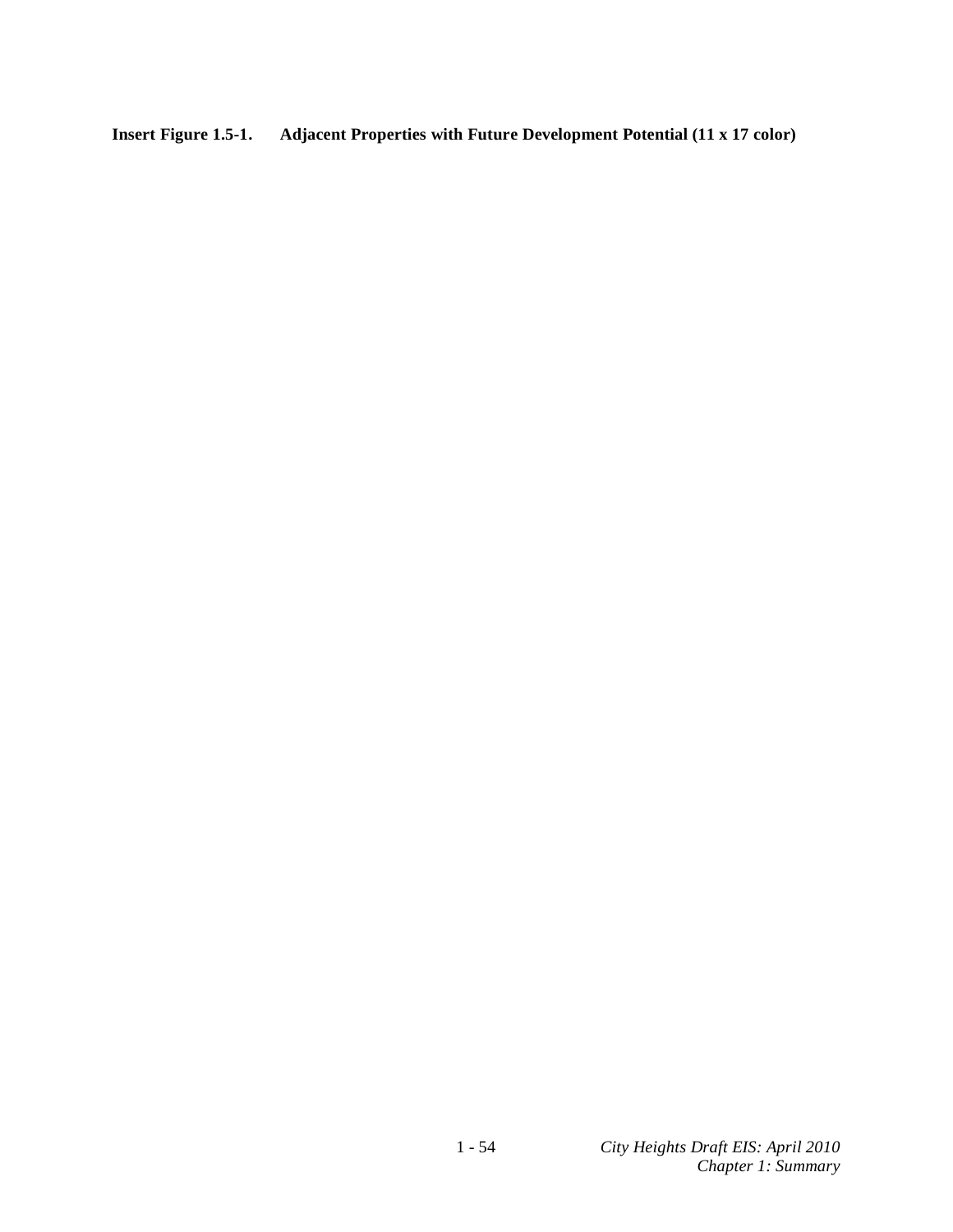**Insert Figure 1.5-1. Adjacent Properties with Future Development Potential (11 x 17 color)**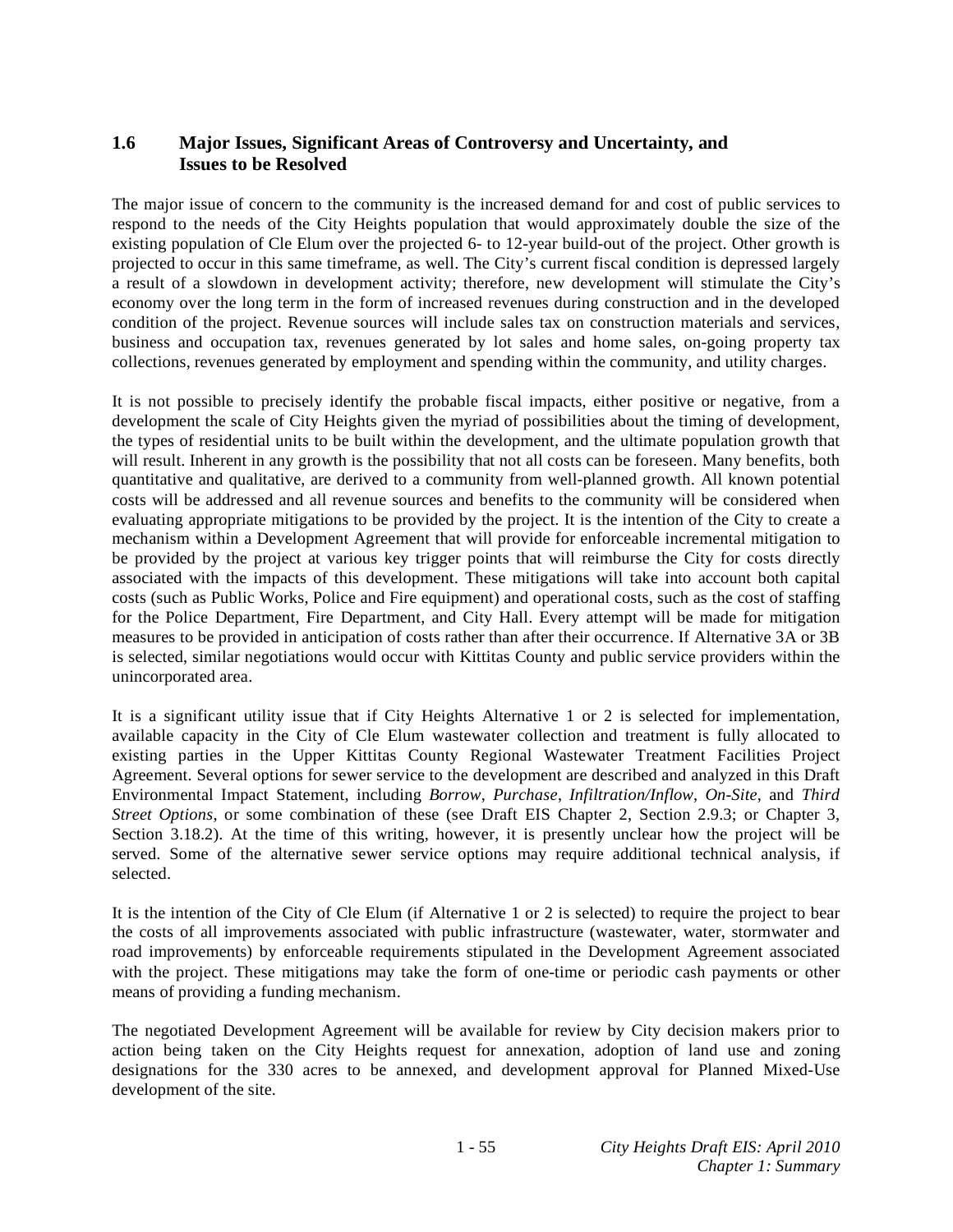### 1.6 Major Issues, Significant Areas of Controversy and Uncertainty, and Issues to be Resolved

The major issue of concern to the community is the increased demand for and cost of public services to respond to the needs of the City Heights population that would approximately double the size of the existing population of Cle Elum over the projected 6- to 12-year build-out of the project. Other growth is projected to occur in this same timeframe, as well. The City's current fiscal condition is depressed largely a result of a slowdown in development activity; therefore, new development will stimulate the City's economy over the long term in the form of increased revenues during construction and in the developed condition of the project. Revenue sources will include sales tax on construction materials and services, business and occupation tax, revenues generated by lot sales and home sales, on-going property tax collections, revenues generated by employment and spending within the community, and utility charges.

It is not possible to precisely identify the probable fiscal impacts, either positive or negative, from a development the scale of City Heights given the myriad of possibilities about the timing of development, the types of residential units to be built within the development, and the ultimate population growth that will result. Inherent in any growth is the possibility that not all costs can be foreseen. Many benefits, both quantitative and qualitative, are derived to a community from well-planned growth. All known potential costs will be addressed and all revenue sources and benefits to the community will be considered when evaluating appropriate mitigations to be provided by the project. It is the intention of the City to create a mechanism within a Development Agreement that will provide for enforceable incremental mitigation to be provided by the project at various key trigger points that will reimburse the City for costs directly associated with the impacts of this development. These mitigations will take into account both capital costs (such as Public Works, Police and Fire equipment) and operational costs, such as the cost of staffing for the Police Department, Fire Department, and City Hall. Every attempt will be made for mitigation measures to be provided in anticipation of costs rather than after their occurrence. If Alternative 3A or 3B is selected, similar negotiations would occur with Kittitas County and public service providers within the unincorporated area.

It is a significant utility issue that if City Heights Alternative 1 or 2 is selected for implementation, available capacity in the City of Cle Elum wastewater collection and treatment is fully allocated to existing parties in the Upper Kittitas County Regional Wastewater Treatment Facilities Project Agreement. Several options for sewer service to the development are described and analyzed in this Draft Environmental Impact Statement, including *Borrow*, *Purchase*, *Infiltration/Inflow*, *On-Site*, and *Third Street Options*, or some combination of these (see Draft EIS Chapter 2, Section 2.9.3; or Chapter 3, Section 3.18.2). At the time of this writing, however, it is presently unclear how the project will be served. Some of the alternative sewer service options may require additional technical analysis, if selected.

It is the intention of the City of Cle Elum (if Alternative 1 or 2 is selected) to require the project to bear the costs of all improvements associated with public infrastructure (wastewater, water, stormwater and road improvements) by enforceable requirements stipulated in the Development Agreement associated with the project. These mitigations may take the form of one-time or periodic cash payments or other means of providing a funding mechanism.

The negotiated Development Agreement will be available for review by City decision makers prior to action being taken on the City Heights request for annexation, adoption of land use and zoning designations for the 330 acres to be annexed, and development approval for Planned Mixed-Use development of the site.